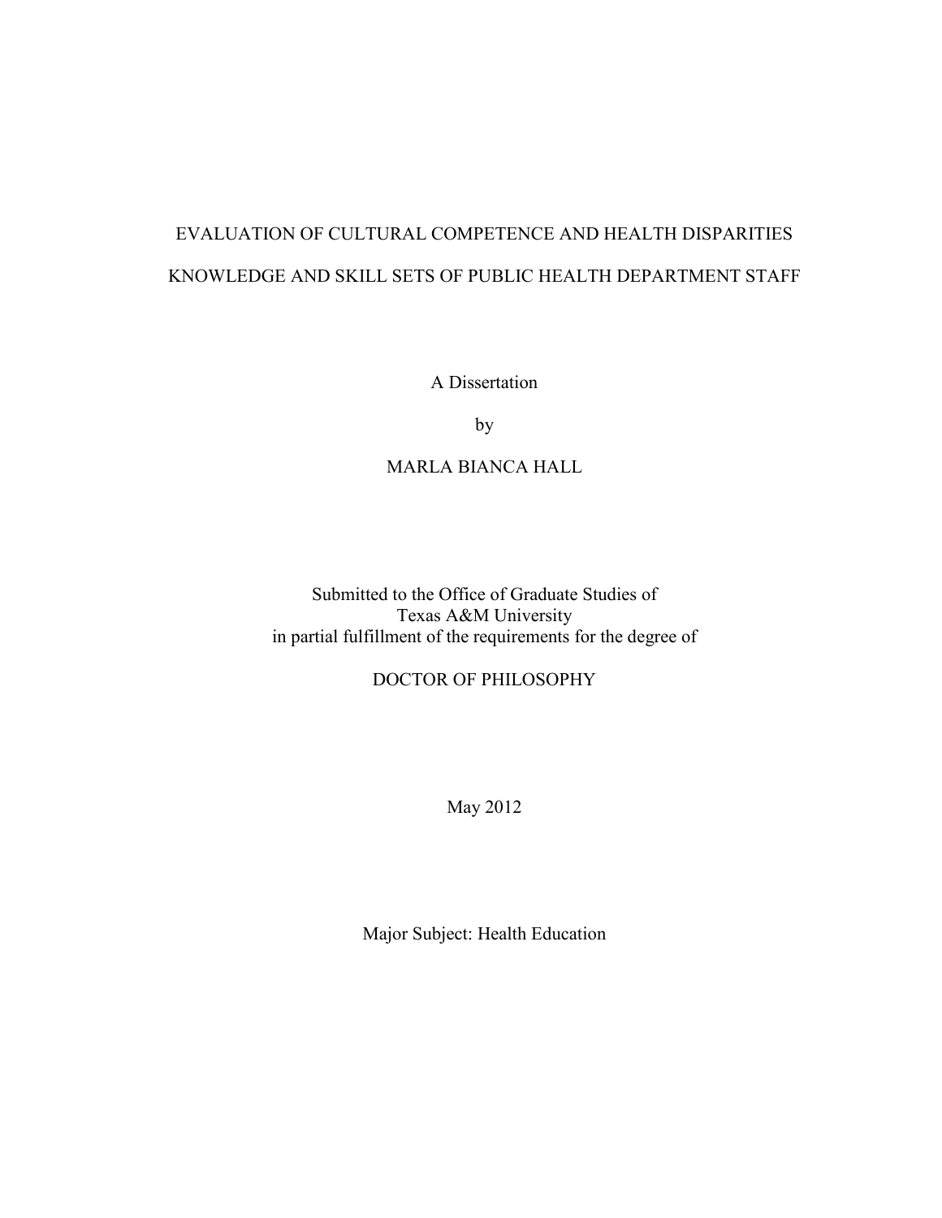# EVALUATION OF CULTURAL COMPETENCE AND HEALTH DISPARITIES KNOWLEDGE AND SKILL SETS OF PUBLIC HEALTH DEPARTMENT STAFF

A Dissertation

by

MARLA BIANCA HALL

Submitted to the Office of Graduate Studies of
Texas A&M University
in partial fulfillment of the requirements for the degree of

DOCTOR OF PHILOSOPHY

May 2012

Major Subject: Health Education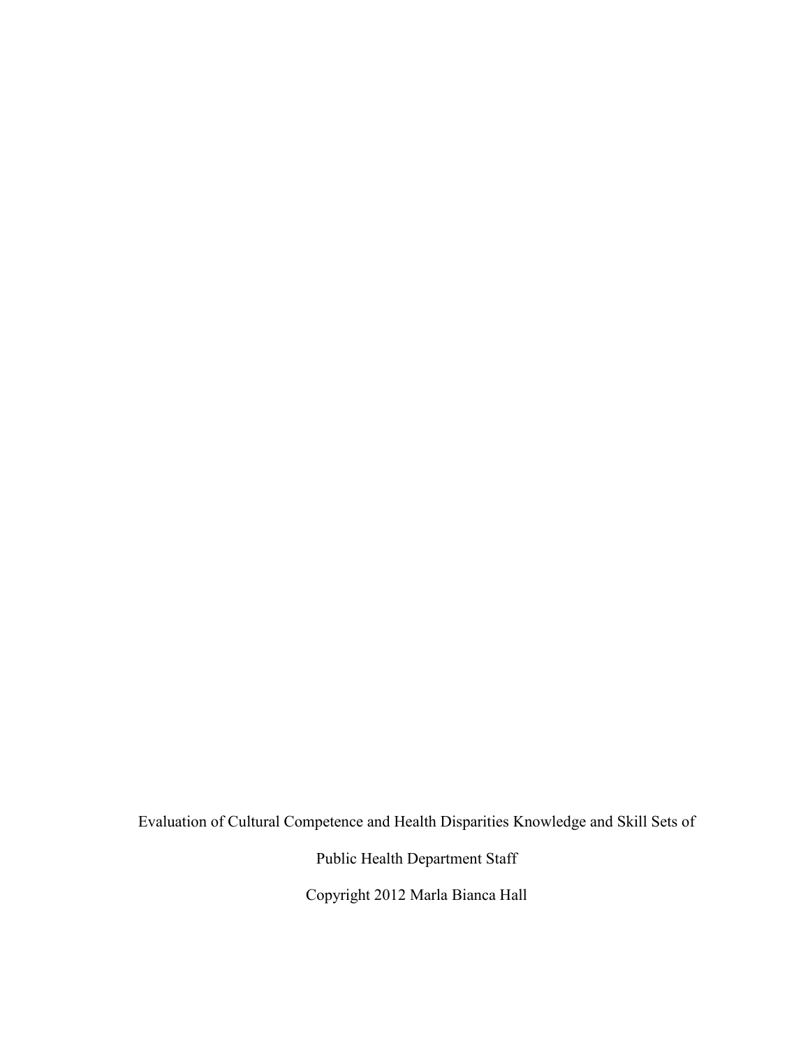Evaluation of Cultural Competence and Health Disparities Knowledge and Skill Sets of

Public Health Department Staff

Copyright 2012 Marla Bianca Hall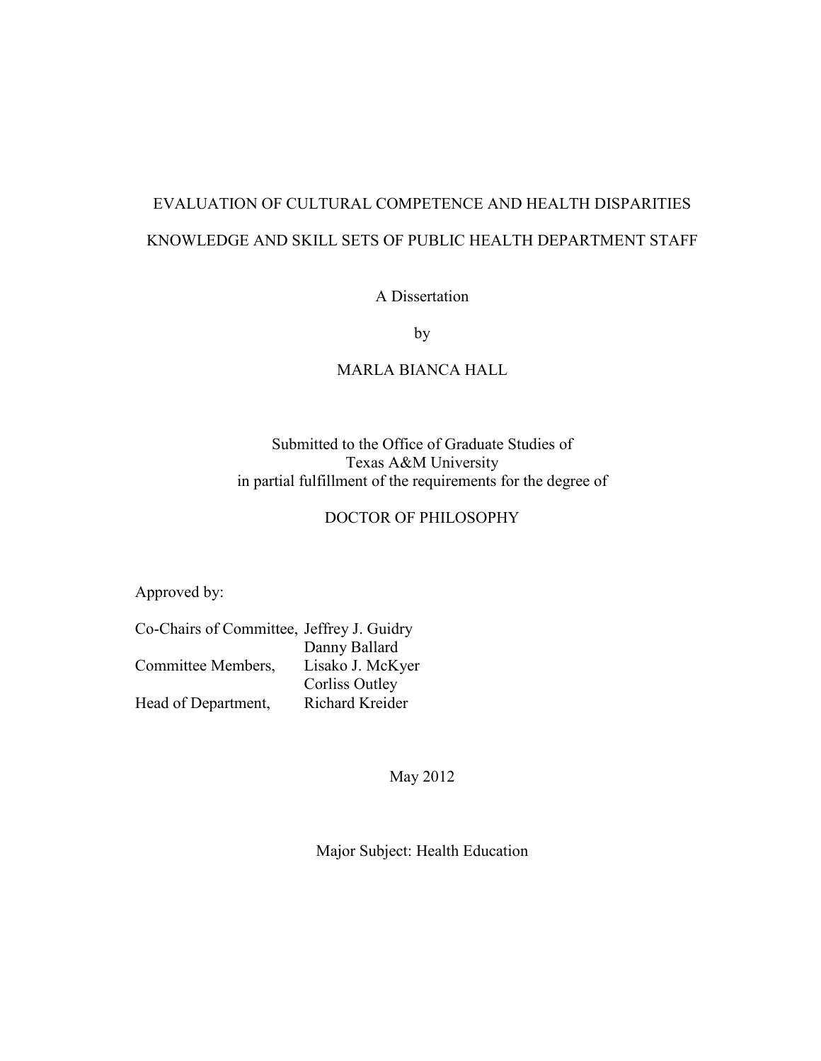EVALUATION OF CULTURAL COMPETENCE AND HEALTH DISPARITIES

KNOWLEDGE AND SKILL SETS OF PUBLIC HEALTH DEPARTMENT STAFF

A Dissertation

by

MARLA BIANCA HALL

Submitted to the Office of Graduate Studies of
Texas A&M University
in partial fulfillment of the requirements for the degree of

DOCTOR OF PHILOSOPHY

Approved by:

| | |
|---|---|
| Co-Chairs of Committee, | Jeffrey J. Guidry |
| | Danny Ballard |
| Committee Members, | Lisako J. McKyer |
| | Corliss Outley |
| Head of Department, | Richard Kreider |

May 2012

Major Subject: Health Education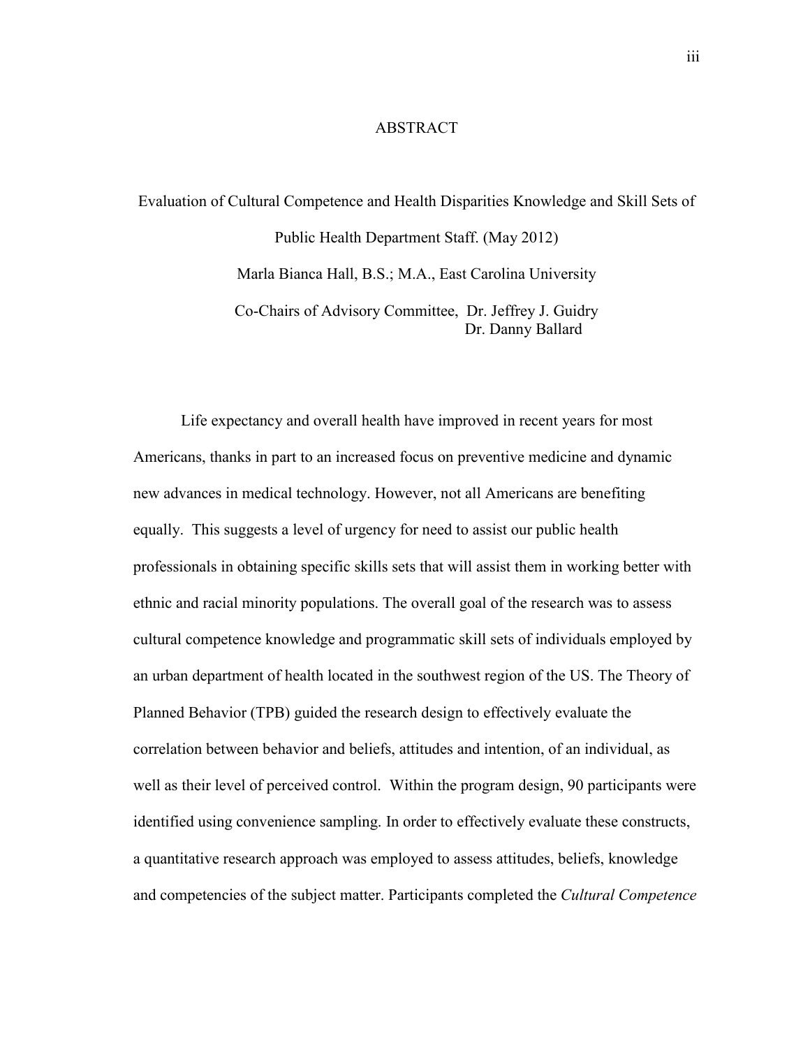# ABSTRACT

Evaluation of Cultural Competence and Health Disparities Knowledge and Skill Sets of Public Health Department Staff. (May 2012)

Marla Bianca Hall, B.S.; M.A., East Carolina University

Co-Chairs of Advisory Committee, Dr. Jeffrey J. Guidry
Dr. Danny Ballard

Life expectancy and overall health have improved in recent years for most Americans, thanks in part to an increased focus on preventive medicine and dynamic new advances in medical technology. However, not all Americans are benefiting equally. This suggests a level of urgency for need to assist our public health professionals in obtaining specific skills sets that will assist them in working better with ethnic and racial minority populations. The overall goal of the research was to assess cultural competence knowledge and programmatic skill sets of individuals employed by an urban department of health located in the southwest region of the US. The Theory of Planned Behavior (TPB) guided the research design to effectively evaluate the correlation between behavior and beliefs, attitudes and intention, of an individual, as well as their level of perceived control. Within the program design, 90 participants were identified using convenience sampling. In order to effectively evaluate these constructs, a quantitative research approach was employed to assess attitudes, beliefs, knowledge and competencies of the subject matter. Participants completed the *Cultural Competence*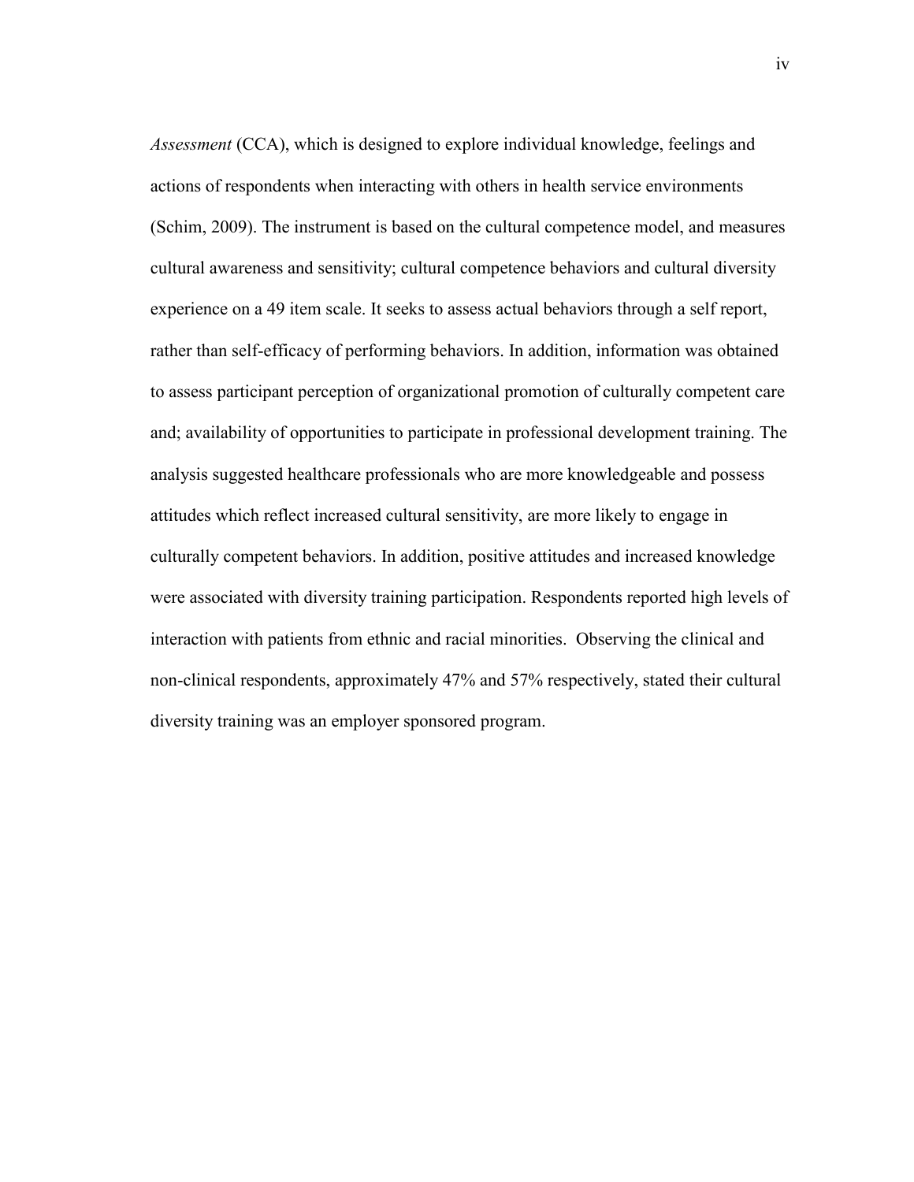*Assessment* (CCA), which is designed to explore individual knowledge, feelings and actions of respondents when interacting with others in health service environments (Schim, 2009). The instrument is based on the cultural competence model, and measures cultural awareness and sensitivity; cultural competence behaviors and cultural diversity experience on a 49 item scale. It seeks to assess actual behaviors through a self report, rather than self-efficacy of performing behaviors. In addition, information was obtained to assess participant perception of organizational promotion of culturally competent care and; availability of opportunities to participate in professional development training. The analysis suggested healthcare professionals who are more knowledgeable and possess attitudes which reflect increased cultural sensitivity, are more likely to engage in culturally competent behaviors. In addition, positive attitudes and increased knowledge were associated with diversity training participation. Respondents reported high levels of interaction with patients from ethnic and racial minorities. Observing the clinical and non-clinical respondents, approximately 47% and 57% respectively, stated their cultural diversity training was an employer sponsored program.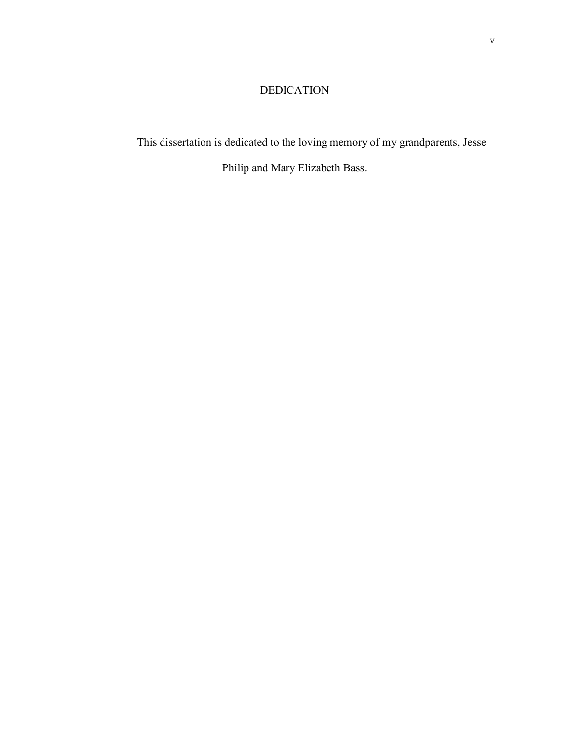# DEDICATION

This dissertation is dedicated to the loving memory of my grandparents, Jesse Philip and Mary Elizabeth Bass.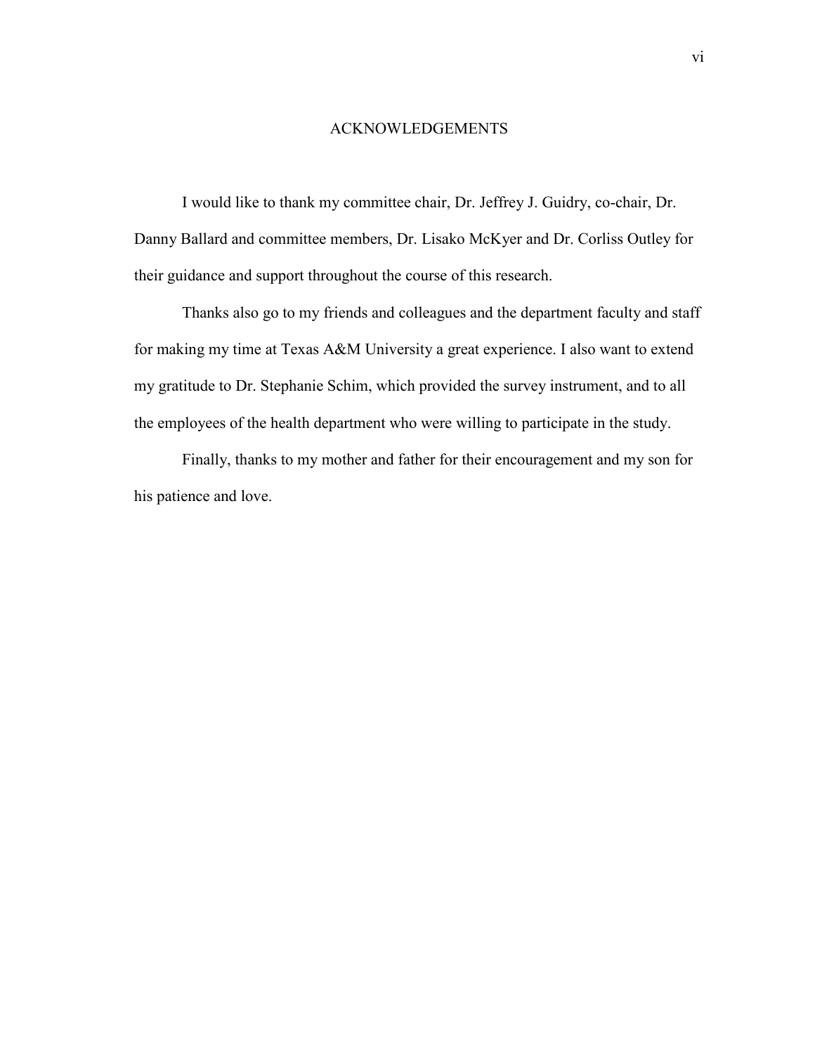# ACKNOWLEDGEMENTS

I would like to thank my committee chair, Dr. Jeffrey J. Guidry, co-chair, Dr. Danny Ballard and committee members, Dr. Lisako McKyer and Dr. Corliss Outley for their guidance and support throughout the course of this research.

Thanks also go to my friends and colleagues and the department faculty and staff for making my time at Texas A&M University a great experience. I also want to extend my gratitude to Dr. Stephanie Schim, which provided the survey instrument, and to all the employees of the health department who were willing to participate in the study.

Finally, thanks to my mother and father for their encouragement and my son for his patience and love.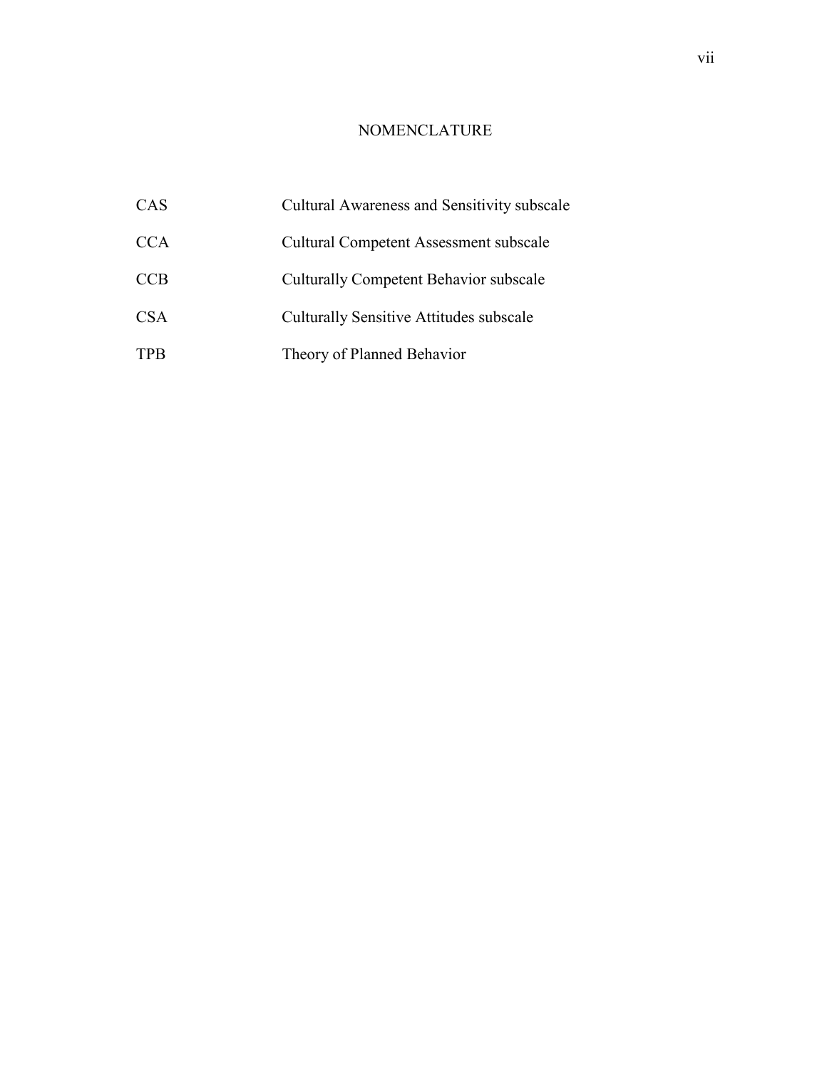# NOMENCLATURE

| | |
|---|---|
| CAS | Cultural Awareness and Sensitivity subscale |
| CCA | Cultural Competent Assessment subscale |
| CCB | Culturally Competent Behavior subscale |
| CSA | Culturally Sensitive Attitudes subscale |
| TPB | Theory of Planned Behavior |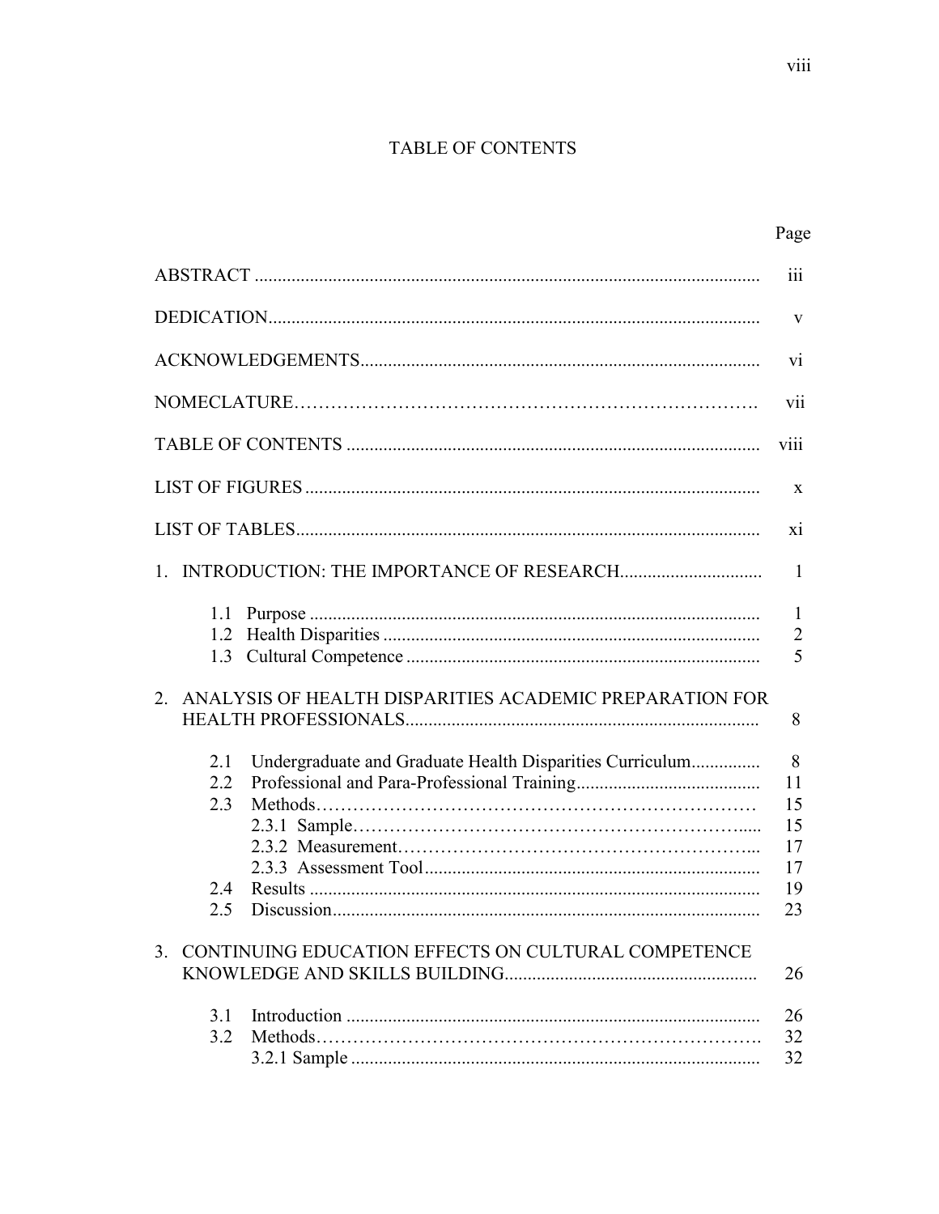# TABLE OF CONTENTS

| | Page |
|---|---|
| ABSTRACT | iii |
| DEDICATION | v |
| ACKNOWLEDGEMENTS | vi |
| NOMECLATURE | vii |
| TABLE OF CONTENTS | viii |
| LIST OF FIGURES | x |
| LIST OF TABLES | xi |
| 1. INTRODUCTION: THE IMPORTANCE OF RESEARCH | 1 |
| 1.1 Purpose | 1 |
| 1.2 Health Disparities | 2 |
| 1.3 Cultural Competence | 5 |
| 2. ANALYSIS OF HEALTH DISPARITIES ACADEMIC PREPARATION FOR HEALTH PROFESSIONALS | 8 |
| 2.1 Undergraduate and Graduate Health Disparities Curriculum | 8 |
| 2.2 Professional and Para-Professional Training | 11 |
| 2.3 Methods | 15 |
| 2.3.1 Sample | 15 |
| 2.3.2 Measurement | 17 |
| 2.3.3 Assessment Tool | 17 |
| 2.4 Results | 19 |
| 2.5 Discussion | 23 |
| 3. CONTINUING EDUCATION EFFECTS ON CULTURAL COMPETENCE KNOWLEDGE AND SKILLS BUILDING | 26 |
| 3.1 Introduction | 26 |
| 3.2 Methods | 32 |
| 3.2.1 Sample | 32 |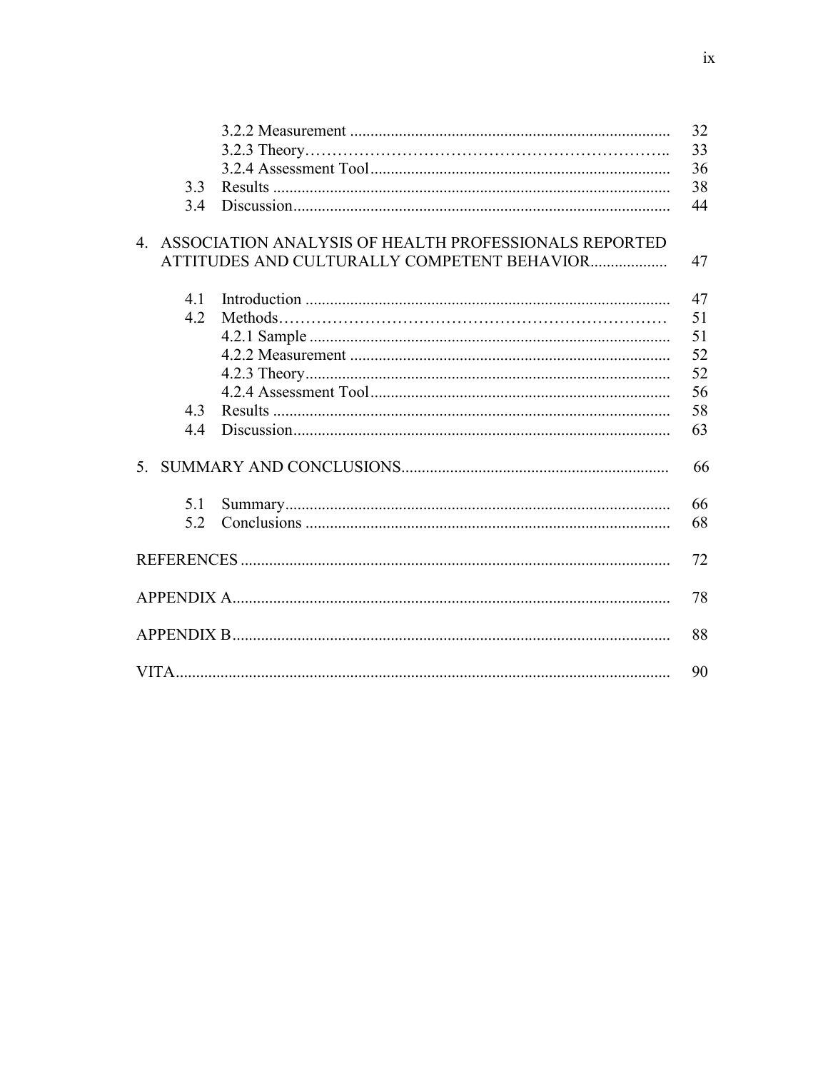| | | |
|---|---|---|
| | 3.2.2 Measurement | 32 |
| | 3.2.3 Theory | 33 |
| | 3.2.4 Assessment Tool | 36 |
| 3.3 | Results | 38 |
| 3.4 | Discussion | 44 |
| 4. | ASSOCIATION ANALYSIS OF HEALTH PROFESSIONALS REPORTED ATTITUDES AND CULTURALLY COMPETENT BEHAVIOR | 47 |
| 4.1 | Introduction | 47 |
| 4.2 | Methods | 51 |
| | 4.2.1 Sample | 51 |
| | 4.2.2 Measurement | 52 |
| | 4.2.3 Theory | 52 |
| | 4.2.4 Assessment Tool | 56 |
| 4.3 | Results | 58 |
| 4.4 | Discussion | 63 |
| 5. | SUMMARY AND CONCLUSIONS | 66 |
| 5.1 | Summary | 66 |
| 5.2 | Conclusions | 68 |
| | REFERENCES | 72 |
| | APPENDIX A | 78 |
| | APPENDIX B | 88 |
| | VITA | 90 |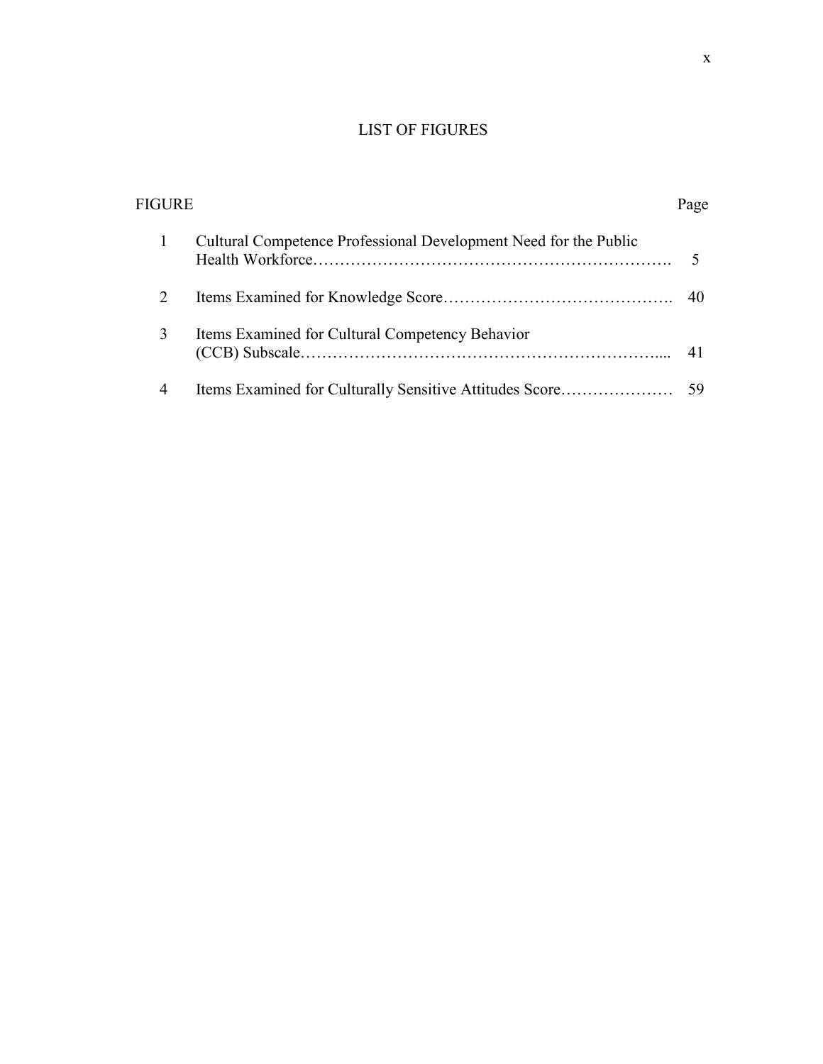# LIST OF FIGURES

| FIGURE | | Page |
|---|---|---|
| 1 | Cultural Competence Professional Development Need for the Public Health Workforce | 5 |
| 2 | Items Examined for Knowledge Score | 40 |
| 3 | Items Examined for Cultural Competency Behavior (CCB) Subscale | 41 |
| 4 | Items Examined for Culturally Sensitive Attitudes Score | 59 |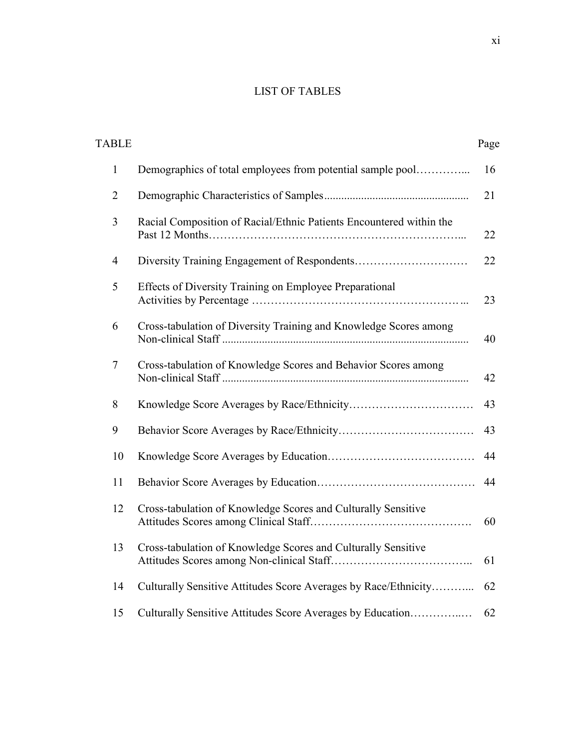# LIST OF TABLES

| TABLE | | Page |
|---|---|---|
| 1 | Demographics of total employees from potential sample pool | 16 |
| 2 | Demographic Characteristics of Samples | 21 |
| 3 | Racial Composition of Racial/Ethnic Patients Encountered within the Past 12 Months | 22 |
| 4 | Diversity Training Engagement of Respondents | 22 |
| 5 | Effects of Diversity Training on Employee Preparational Activities by Percentage | 23 |
| 6 | Cross-tabulation of Diversity Training and Knowledge Scores among Non-clinical Staff | 40 |
| 7 | Cross-tabulation of Knowledge Scores and Behavior Scores among Non-clinical Staff | 42 |
| 8 | Knowledge Score Averages by Race/Ethnicity | 43 |
| 9 | Behavior Score Averages by Race/Ethnicity | 43 |
| 10 | Knowledge Score Averages by Education | 44 |
| 11 | Behavior Score Averages by Education | 44 |
| 12 | Cross-tabulation of Knowledge Scores and Culturally Sensitive Attitudes Scores among Clinical Staff | 60 |
| 13 | Cross-tabulation of Knowledge Scores and Culturally Sensitive Attitudes Scores among Non-clinical Staff | 61 |
| 14 | Culturally Sensitive Attitudes Score Averages by Race/Ethnicity | 62 |
| 15 | Culturally Sensitive Attitudes Score Averages by Education | 62 |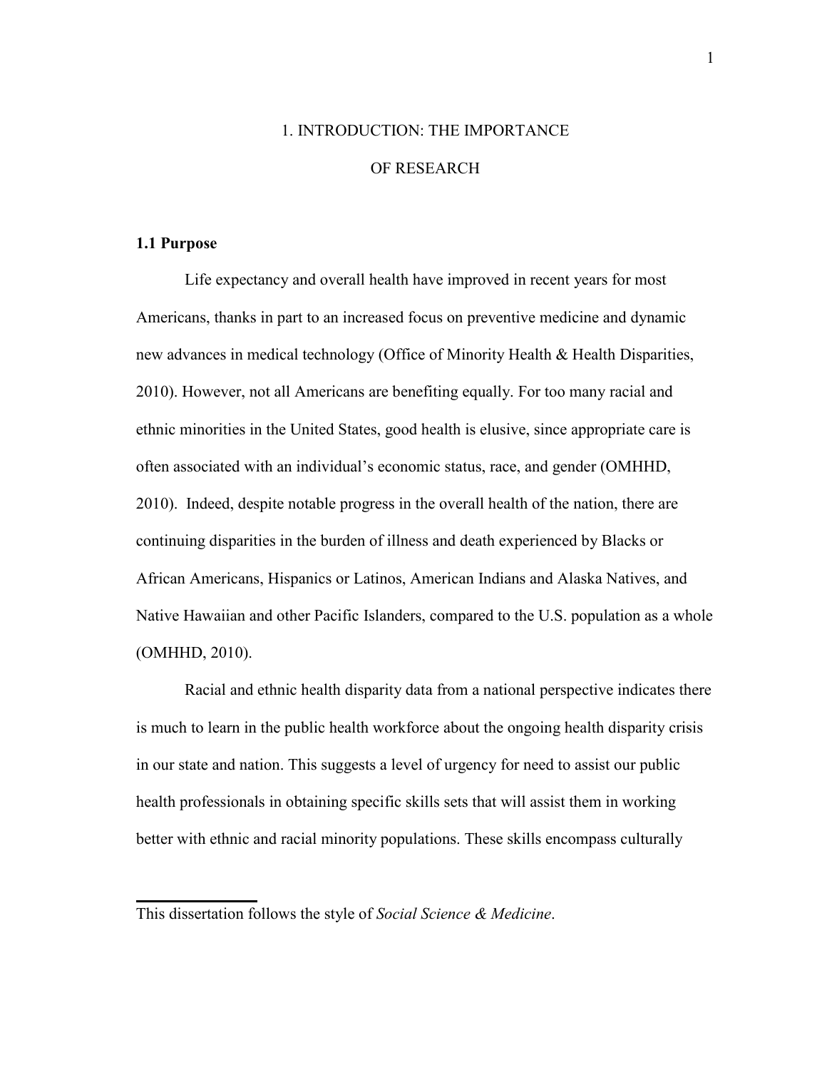# 1. INTRODUCTION: THE IMPORTANCE OF RESEARCH

## 1.1 Purpose

Life expectancy and overall health have improved in recent years for most Americans, thanks in part to an increased focus on preventive medicine and dynamic new advances in medical technology (Office of Minority Health & Health Disparities, 2010). However, not all Americans are benefiting equally. For too many racial and ethnic minorities in the United States, good health is elusive, since appropriate care is often associated with an individual's economic status, race, and gender (OMHHD, 2010). Indeed, despite notable progress in the overall health of the nation, there are continuing disparities in the burden of illness and death experienced by Blacks or African Americans, Hispanics or Latinos, American Indians and Alaska Natives, and Native Hawaiian and other Pacific Islanders, compared to the U.S. population as a whole (OMHHD, 2010).

Racial and ethnic health disparity data from a national perspective indicates there is much to learn in the public health workforce about the ongoing health disparity crisis in our state and nation. This suggests a level of urgency for need to assist our public health professionals in obtaining specific skills sets that will assist them in working better with ethnic and racial minority populations. These skills encompass culturally

---

This dissertation follows the style of *Social Science & Medicine*.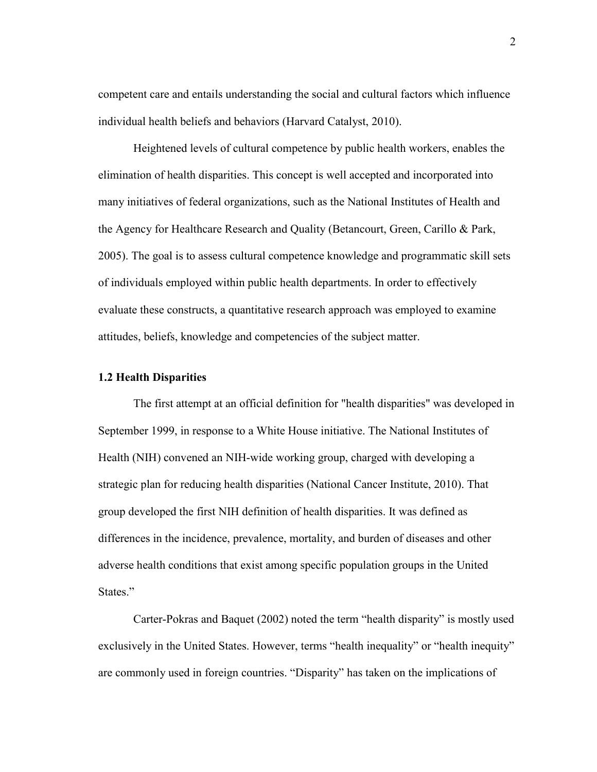competent care and entails understanding the social and cultural factors which influence individual health beliefs and behaviors (Harvard Catalyst, 2010).

Heightened levels of cultural competence by public health workers, enables the elimination of health disparities. This concept is well accepted and incorporated into many initiatives of federal organizations, such as the National Institutes of Health and the Agency for Healthcare Research and Quality (Betancourt, Green, Carillo & Park, 2005). The goal is to assess cultural competence knowledge and programmatic skill sets of individuals employed within public health departments. In order to effectively evaluate these constructs, a quantitative research approach was employed to examine attitudes, beliefs, knowledge and competencies of the subject matter.

### 1.2 Health Disparities

The first attempt at an official definition for "health disparities" was developed in September 1999, in response to a White House initiative. The National Institutes of Health (NIH) convened an NIH-wide working group, charged with developing a strategic plan for reducing health disparities (National Cancer Institute, 2010). That group developed the first NIH definition of health disparities. It was defined as differences in the incidence, prevalence, mortality, and burden of diseases and other adverse health conditions that exist among specific population groups in the United States."

Carter-Pokras and Baquet (2002) noted the term "health disparity" is mostly used exclusively in the United States. However, terms "health inequality" or "health inequity" are commonly used in foreign countries. "Disparity" has taken on the implications of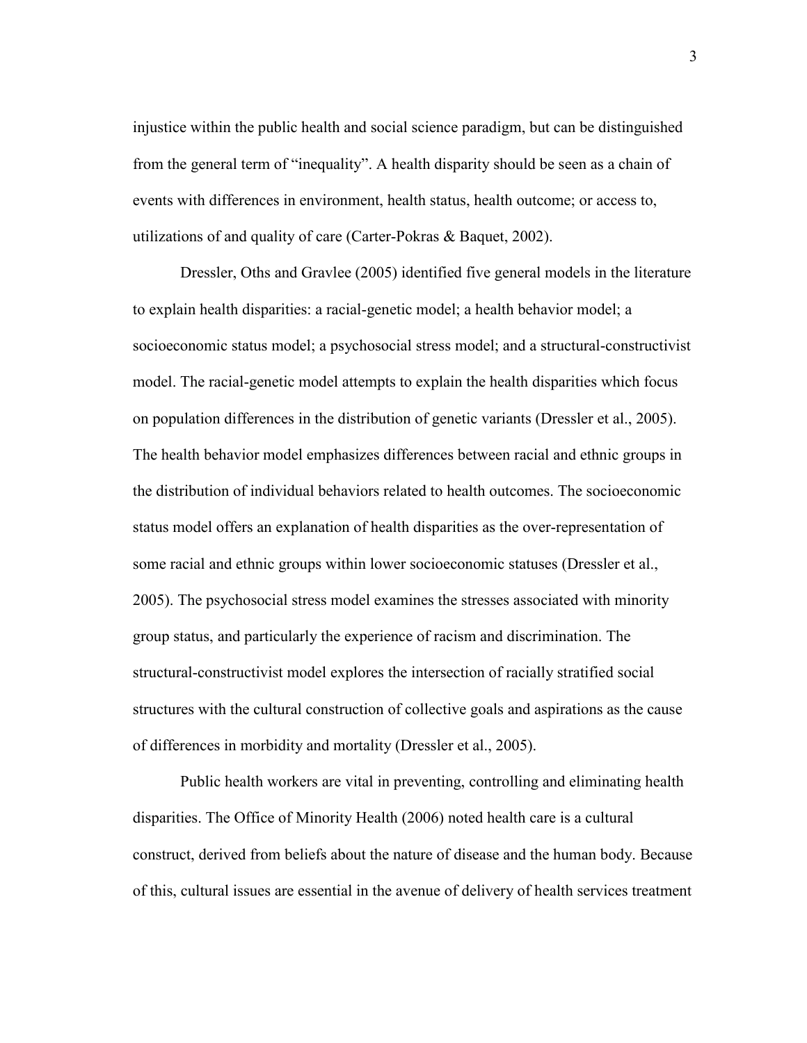injustice within the public health and social science paradigm, but can be distinguished from the general term of "inequality". A health disparity should be seen as a chain of events with differences in environment, health status, health outcome; or access to, utilizations of and quality of care (Carter-Pokras & Baquet, 2002).

Dressler, Oths and Gravlee (2005) identified five general models in the literature to explain health disparities: a racial-genetic model; a health behavior model; a socioeconomic status model; a psychosocial stress model; and a structural-constructivist model. The racial-genetic model attempts to explain the health disparities which focus on population differences in the distribution of genetic variants (Dressler et al., 2005). The health behavior model emphasizes differences between racial and ethnic groups in the distribution of individual behaviors related to health outcomes. The socioeconomic status model offers an explanation of health disparities as the over-representation of some racial and ethnic groups within lower socioeconomic statuses (Dressler et al., 2005). The psychosocial stress model examines the stresses associated with minority group status, and particularly the experience of racism and discrimination. The structural-constructivist model explores the intersection of racially stratified social structures with the cultural construction of collective goals and aspirations as the cause of differences in morbidity and mortality (Dressler et al., 2005).

Public health workers are vital in preventing, controlling and eliminating health disparities. The Office of Minority Health (2006) noted health care is a cultural construct, derived from beliefs about the nature of disease and the human body. Because of this, cultural issues are essential in the avenue of delivery of health services treatment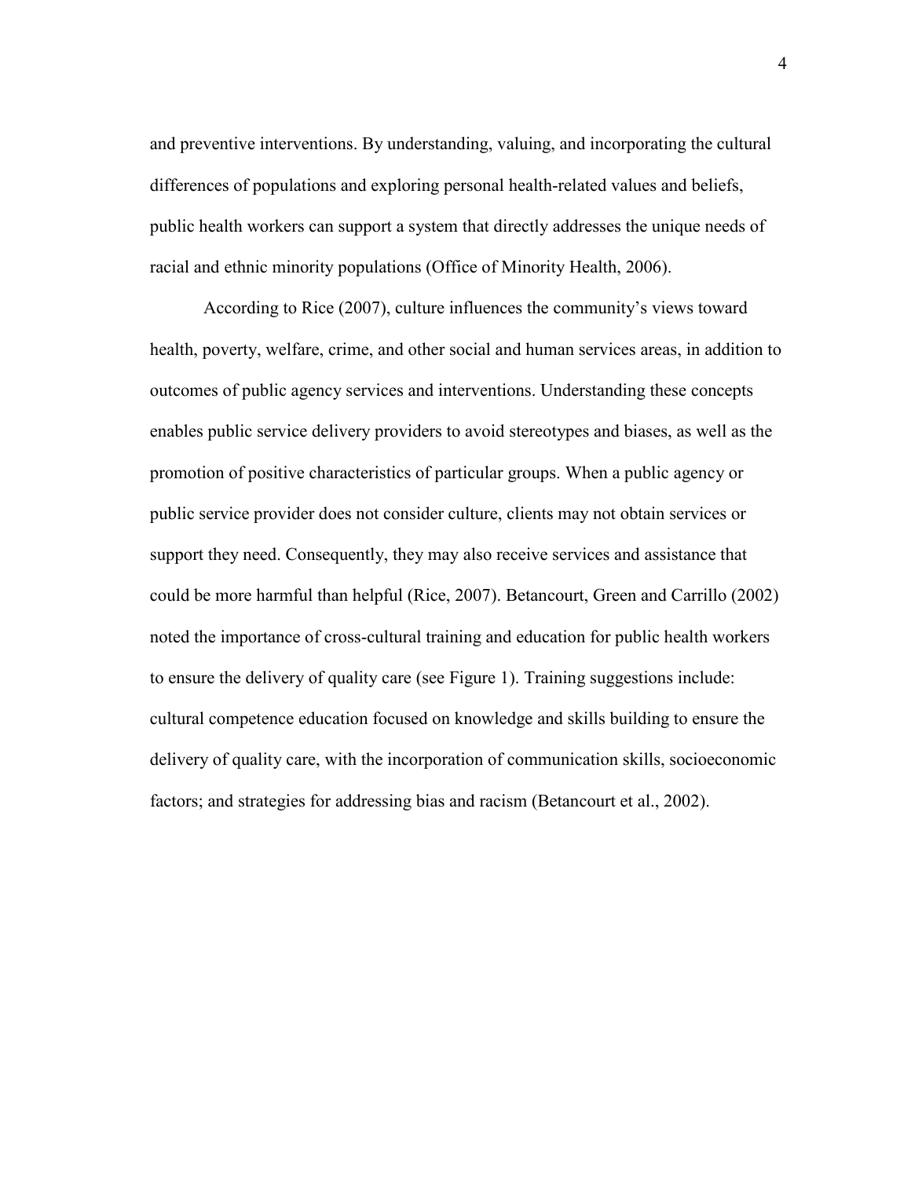and preventive interventions. By understanding, valuing, and incorporating the cultural differences of populations and exploring personal health-related values and beliefs, public health workers can support a system that directly addresses the unique needs of racial and ethnic minority populations (Office of Minority Health, 2006).

According to Rice (2007), culture influences the community's views toward health, poverty, welfare, crime, and other social and human services areas, in addition to outcomes of public agency services and interventions. Understanding these concepts enables public service delivery providers to avoid stereotypes and biases, as well as the promotion of positive characteristics of particular groups. When a public agency or public service provider does not consider culture, clients may not obtain services or support they need. Consequently, they may also receive services and assistance that could be more harmful than helpful (Rice, 2007). Betancourt, Green and Carrillo (2002) noted the importance of cross-cultural training and education for public health workers to ensure the delivery of quality care (see Figure 1). Training suggestions include: cultural competence education focused on knowledge and skills building to ensure the delivery of quality care, with the incorporation of communication skills, socioeconomic factors; and strategies for addressing bias and racism (Betancourt et al., 2002).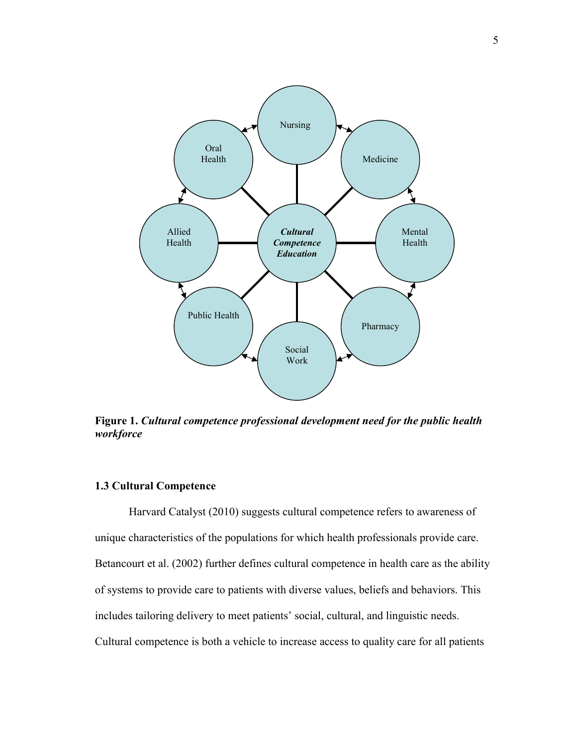**Figure 1.** ***Cultural competence professional development need for the public health workforce***

### 1.3 Cultural Competence

Harvard Catalyst (2010) suggests cultural competence refers to awareness of unique characteristics of the populations for which health professionals provide care. Betancourt et al. (2002) further defines cultural competence in health care as the ability of systems to provide care to patients with diverse values, beliefs and behaviors. This includes tailoring delivery to meet patients' social, cultural, and linguistic needs. Cultural competence is both a vehicle to increase access to quality care for all patients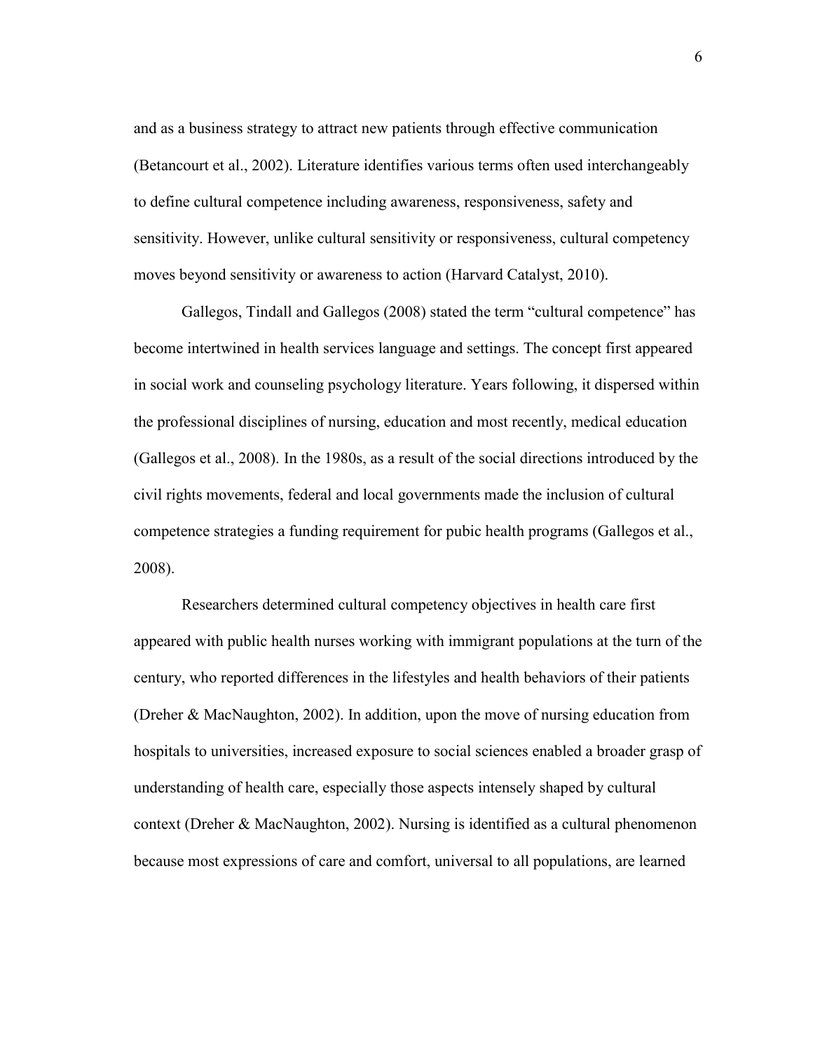and as a business strategy to attract new patients through effective communication (Betancourt et al., 2002). Literature identifies various terms often used interchangeably to define cultural competence including awareness, responsiveness, safety and sensitivity. However, unlike cultural sensitivity or responsiveness, cultural competency moves beyond sensitivity or awareness to action (Harvard Catalyst, 2010).

Gallegos, Tindall and Gallegos (2008) stated the term "cultural competence" has become intertwined in health services language and settings. The concept first appeared in social work and counseling psychology literature. Years following, it dispersed within the professional disciplines of nursing, education and most recently, medical education (Gallegos et al., 2008). In the 1980s, as a result of the social directions introduced by the civil rights movements, federal and local governments made the inclusion of cultural competence strategies a funding requirement for pubic health programs (Gallegos et al., 2008).

Researchers determined cultural competency objectives in health care first appeared with public health nurses working with immigrant populations at the turn of the century, who reported differences in the lifestyles and health behaviors of their patients (Dreher & MacNaughton, 2002). In addition, upon the move of nursing education from hospitals to universities, increased exposure to social sciences enabled a broader grasp of understanding of health care, especially those aspects intensely shaped by cultural context (Dreher & MacNaughton, 2002). Nursing is identified as a cultural phenomenon because most expressions of care and comfort, universal to all populations, are learned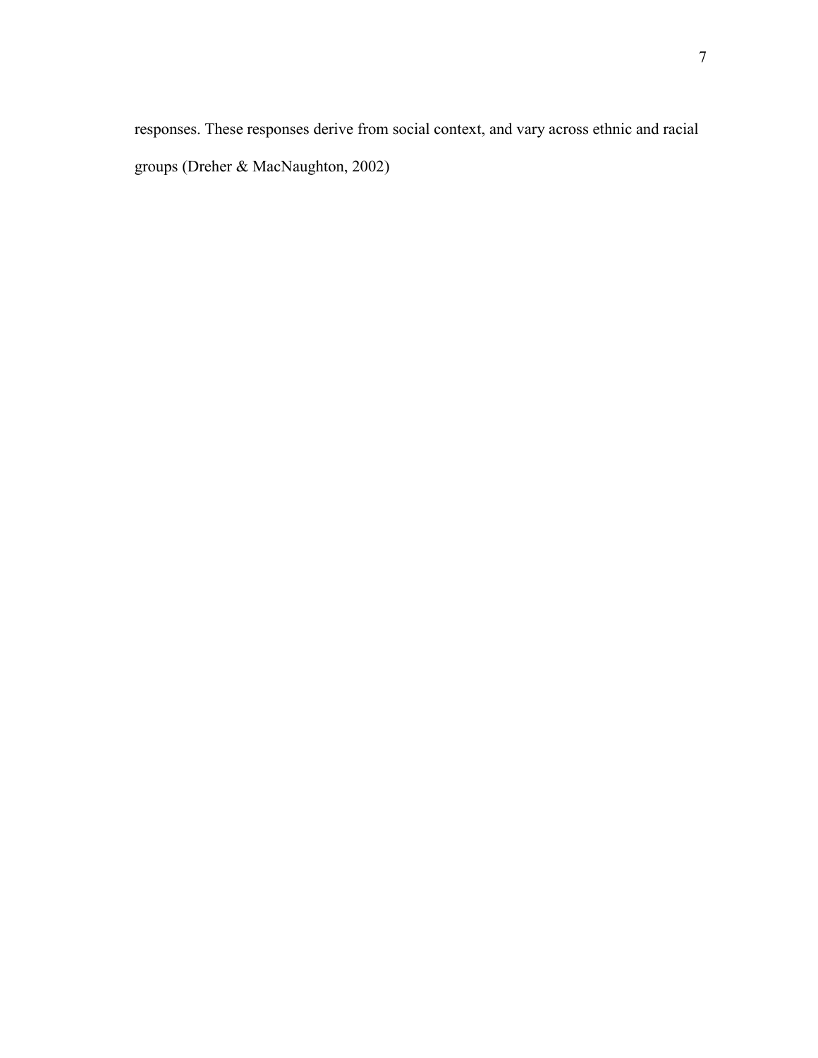responses. These responses derive from social context, and vary across ethnic and racial groups (Dreher & MacNaughton, 2002)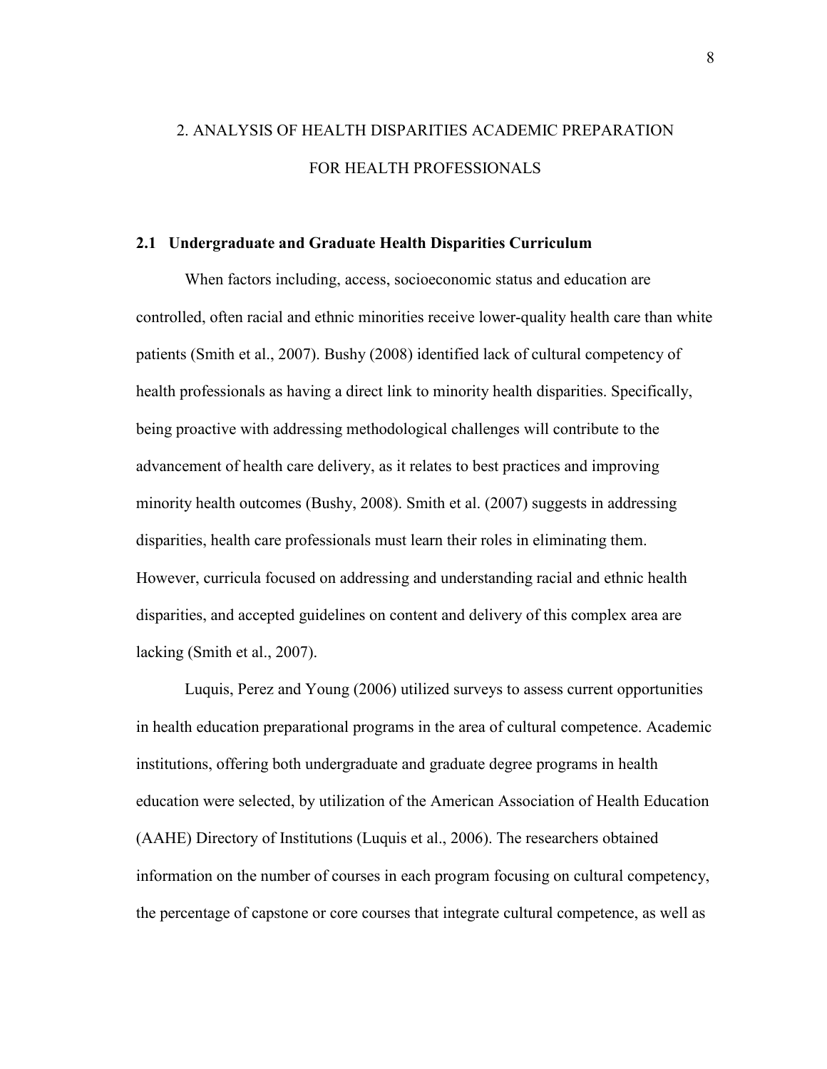# 2. ANALYSIS OF HEALTH DISPARITIES ACADEMIC PREPARATION FOR HEALTH PROFESSIONALS

## 2.1 Undergraduate and Graduate Health Disparities Curriculum

When factors including, access, socioeconomic status and education are controlled, often racial and ethnic minorities receive lower-quality health care than white patients (Smith et al., 2007). Bushy (2008) identified lack of cultural competency of health professionals as having a direct link to minority health disparities. Specifically, being proactive with addressing methodological challenges will contribute to the advancement of health care delivery, as it relates to best practices and improving minority health outcomes (Bushy, 2008). Smith et al. (2007) suggests in addressing disparities, health care professionals must learn their roles in eliminating them. However, curricula focused on addressing and understanding racial and ethnic health disparities, and accepted guidelines on content and delivery of this complex area are lacking (Smith et al., 2007).

Luquis, Perez and Young (2006) utilized surveys to assess current opportunities in health education preparational programs in the area of cultural competence. Academic institutions, offering both undergraduate and graduate degree programs in health education were selected, by utilization of the American Association of Health Education (AAHE) Directory of Institutions (Luquis et al., 2006). The researchers obtained information on the number of courses in each program focusing on cultural competency, the percentage of capstone or core courses that integrate cultural competence, as well as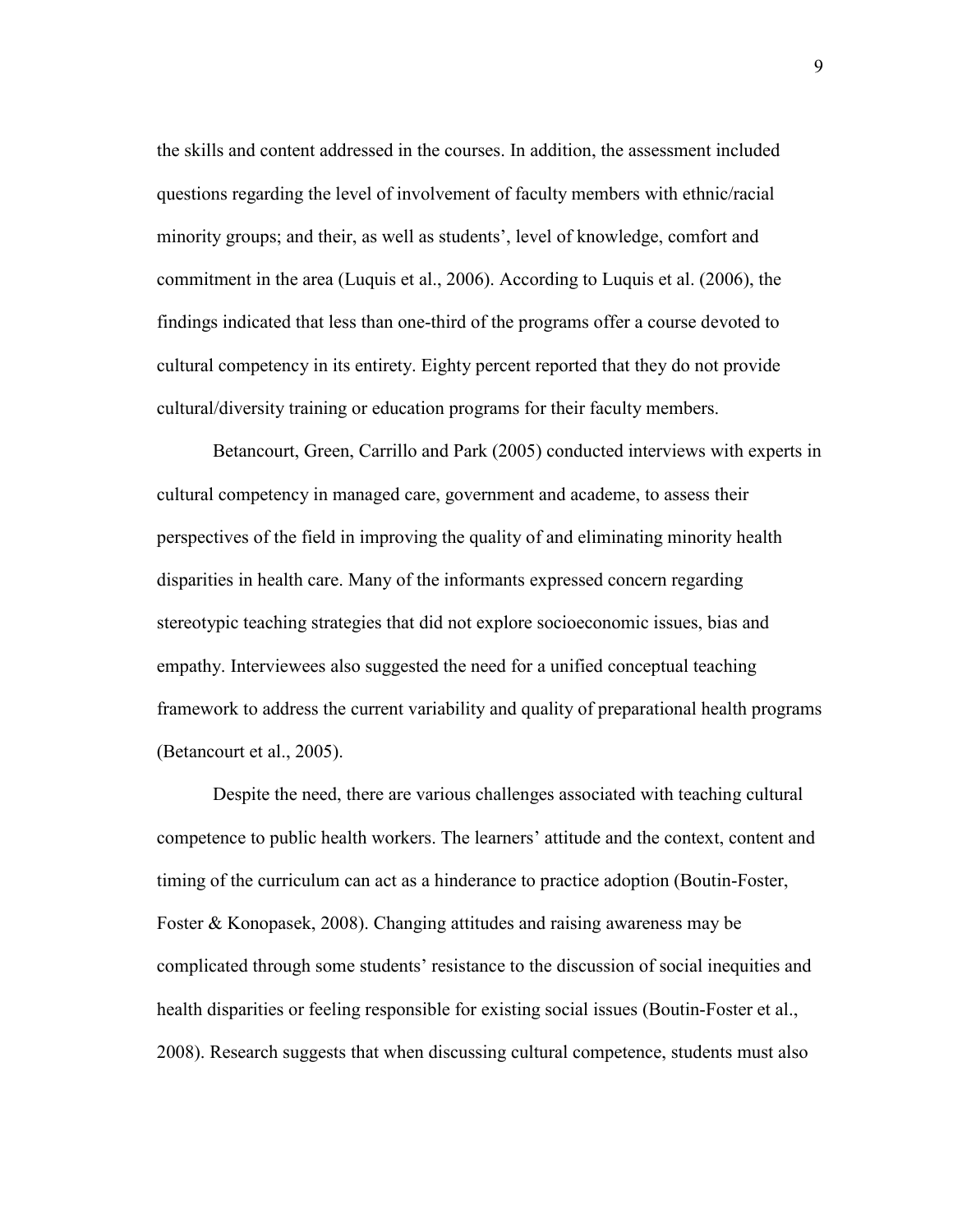the skills and content addressed in the courses. In addition, the assessment included questions regarding the level of involvement of faculty members with ethnic/racial minority groups; and their, as well as students', level of knowledge, comfort and commitment in the area (Luquis et al., 2006). According to Luquis et al. (2006), the findings indicated that less than one-third of the programs offer a course devoted to cultural competency in its entirety. Eighty percent reported that they do not provide cultural/diversity training or education programs for their faculty members.

Betancourt, Green, Carrillo and Park (2005) conducted interviews with experts in cultural competency in managed care, government and academe, to assess their perspectives of the field in improving the quality of and eliminating minority health disparities in health care. Many of the informants expressed concern regarding stereotypic teaching strategies that did not explore socioeconomic issues, bias and empathy. Interviewees also suggested the need for a unified conceptual teaching framework to address the current variability and quality of preparational health programs (Betancourt et al., 2005).

Despite the need, there are various challenges associated with teaching cultural competence to public health workers. The learners' attitude and the context, content and timing of the curriculum can act as a hinderance to practice adoption (Boutin-Foster, Foster & Konopasek, 2008). Changing attitudes and raising awareness may be complicated through some students' resistance to the discussion of social inequities and health disparities or feeling responsible for existing social issues (Boutin-Foster et al., 2008). Research suggests that when discussing cultural competence, students must also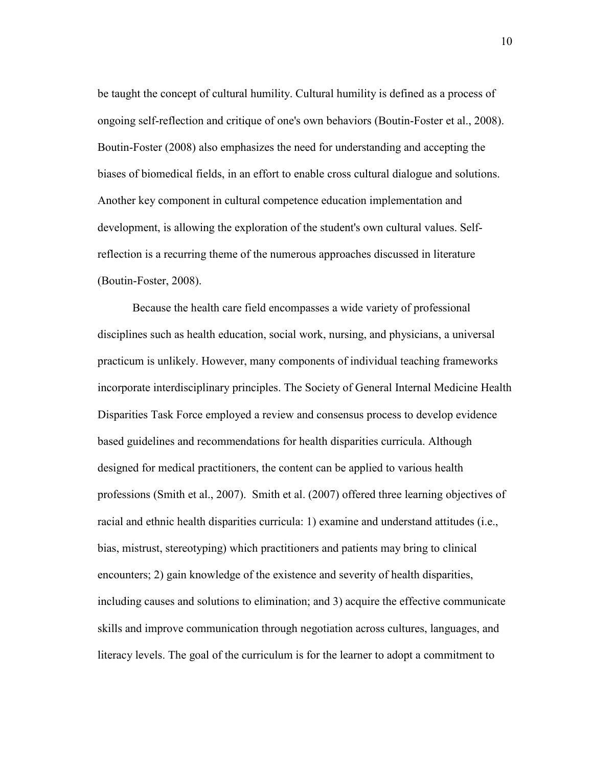be taught the concept of cultural humility. Cultural humility is defined as a process of ongoing self-reflection and critique of one's own behaviors (Boutin-Foster et al., 2008). Boutin-Foster (2008) also emphasizes the need for understanding and accepting the biases of biomedical fields, in an effort to enable cross cultural dialogue and solutions. Another key component in cultural competence education implementation and development, is allowing the exploration of the student's own cultural values. Self-reflection is a recurring theme of the numerous approaches discussed in literature (Boutin-Foster, 2008).

Because the health care field encompasses a wide variety of professional disciplines such as health education, social work, nursing, and physicians, a universal practicum is unlikely. However, many components of individual teaching frameworks incorporate interdisciplinary principles. The Society of General Internal Medicine Health Disparities Task Force employed a review and consensus process to develop evidence based guidelines and recommendations for health disparities curricula. Although designed for medical practitioners, the content can be applied to various health professions (Smith et al., 2007). Smith et al. (2007) offered three learning objectives of racial and ethnic health disparities curricula: 1) examine and understand attitudes (i.e., bias, mistrust, stereotyping) which practitioners and patients may bring to clinical encounters; 2) gain knowledge of the existence and severity of health disparities, including causes and solutions to elimination; and 3) acquire the effective communicate skills and improve communication through negotiation across cultures, languages, and literacy levels. The goal of the curriculum is for the learner to adopt a commitment to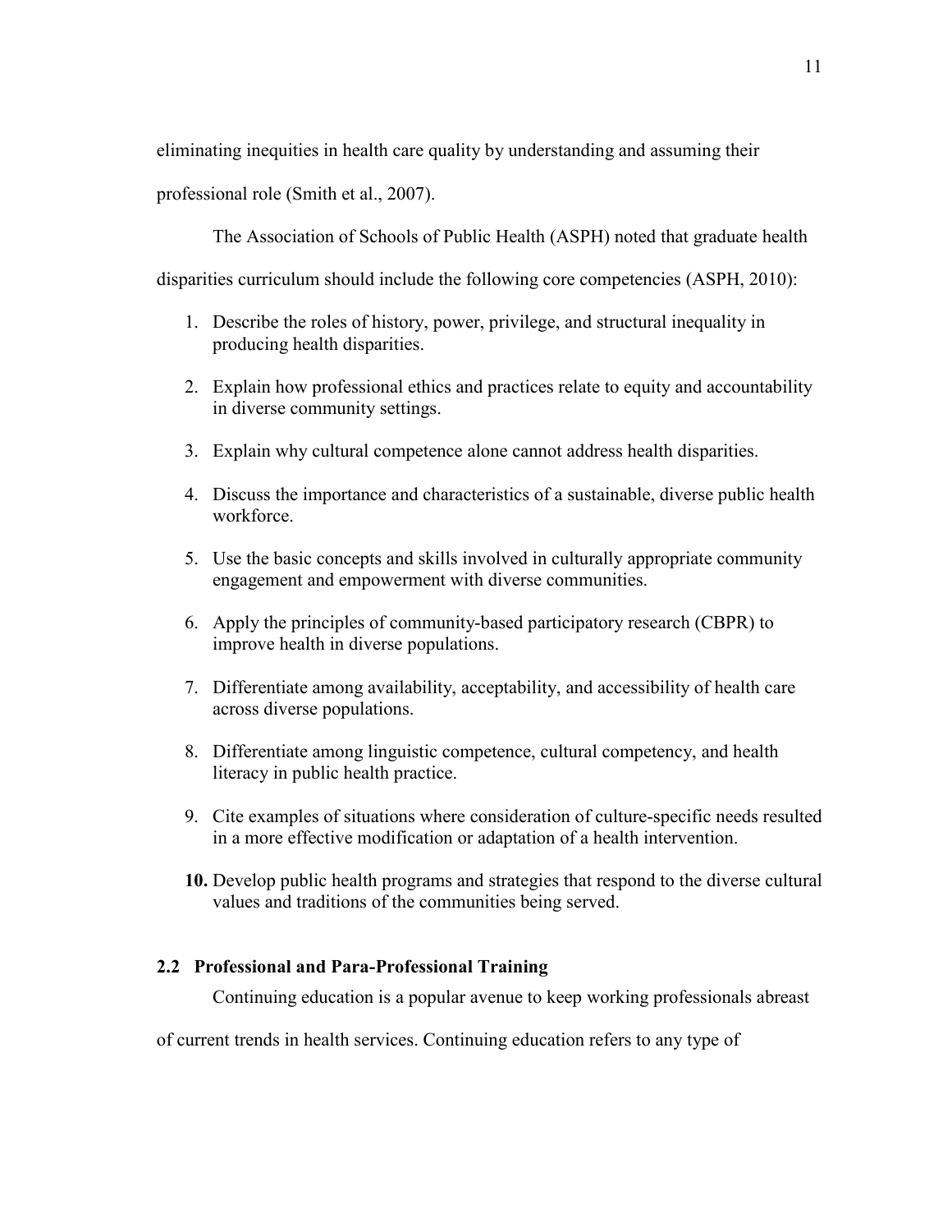eliminating inequities in health care quality by understanding and assuming their professional role (Smith et al., 2007).

The Association of Schools of Public Health (ASPH) noted that graduate health disparities curriculum should include the following core competencies (ASPH, 2010):

1. Describe the roles of history, power, privilege, and structural inequality in producing health disparities.
2. Explain how professional ethics and practices relate to equity and accountability in diverse community settings.
3. Explain why cultural competence alone cannot address health disparities.
4. Discuss the importance and characteristics of a sustainable, diverse public health workforce.
5. Use the basic concepts and skills involved in culturally appropriate community engagement and empowerment with diverse communities.
6. Apply the principles of community-based participatory research (CBPR) to improve health in diverse populations.
7. Differentiate among availability, acceptability, and accessibility of health care across diverse populations.
8. Differentiate among linguistic competence, cultural competency, and health literacy in public health practice.
9. Cite examples of situations where consideration of culture-specific needs resulted in a more effective modification or adaptation of a health intervention.
10. Develop public health programs and strategies that respond to the diverse cultural values and traditions of the communities being served.

## 2.2 Professional and Para-Professional Training

Continuing education is a popular avenue to keep working professionals abreast of current trends in health services. Continuing education refers to any type of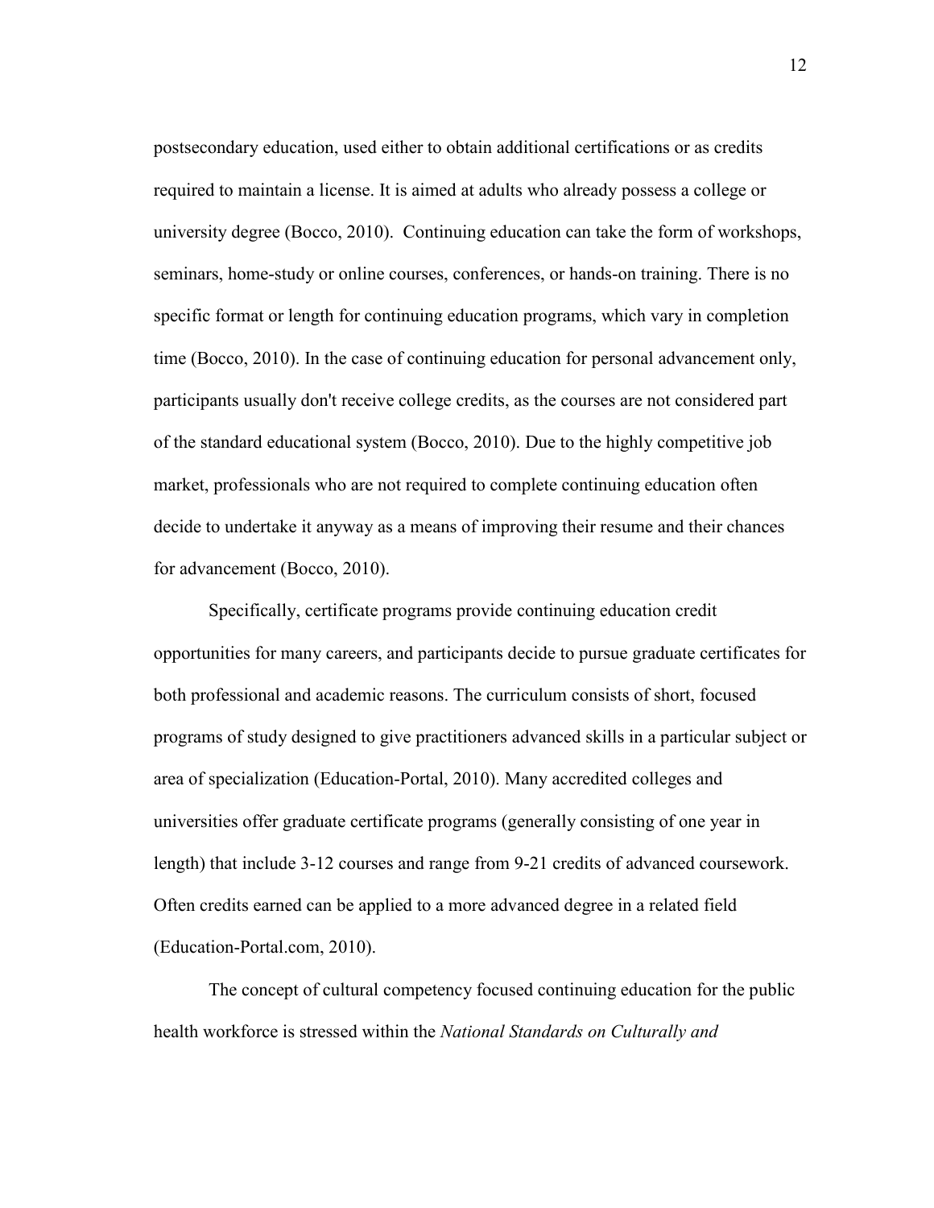postsecondary education, used either to obtain additional certifications or as credits required to maintain a license. It is aimed at adults who already possess a college or university degree (Bocco, 2010). Continuing education can take the form of workshops, seminars, home-study or online courses, conferences, or hands-on training. There is no specific format or length for continuing education programs, which vary in completion time (Bocco, 2010). In the case of continuing education for personal advancement only, participants usually don't receive college credits, as the courses are not considered part of the standard educational system (Bocco, 2010). Due to the highly competitive job market, professionals who are not required to complete continuing education often decide to undertake it anyway as a means of improving their resume and their chances for advancement (Bocco, 2010).

Specifically, certificate programs provide continuing education credit opportunities for many careers, and participants decide to pursue graduate certificates for both professional and academic reasons. The curriculum consists of short, focused programs of study designed to give practitioners advanced skills in a particular subject or area of specialization (Education-Portal, 2010). Many accredited colleges and universities offer graduate certificate programs (generally consisting of one year in length) that include 3-12 courses and range from 9-21 credits of advanced coursework. Often credits earned can be applied to a more advanced degree in a related field (Education-Portal.com, 2010).

The concept of cultural competency focused continuing education for the public health workforce is stressed within the *National Standards on Culturally and*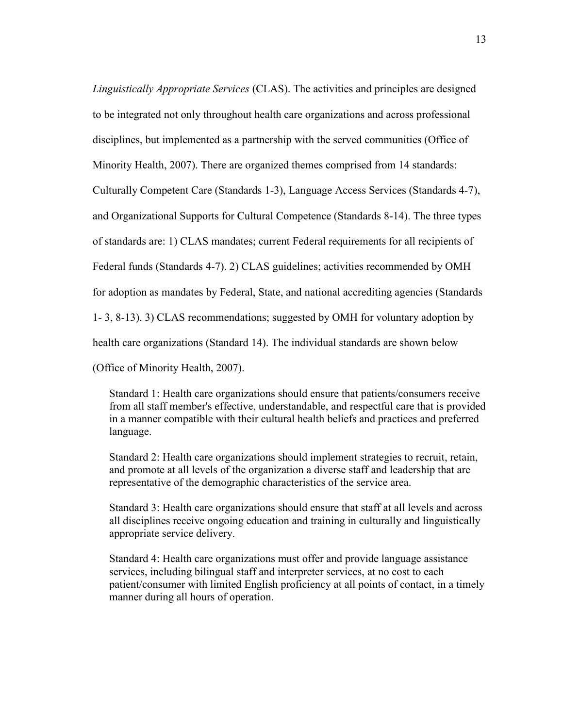*Linguistically Appropriate Services* (CLAS). The activities and principles are designed to be integrated not only throughout health care organizations and across professional disciplines, but implemented as a partnership with the served communities (Office of Minority Health, 2007). There are organized themes comprised from 14 standards: Culturally Competent Care (Standards 1-3), Language Access Services (Standards 4-7), and Organizational Supports for Cultural Competence (Standards 8-14). The three types of standards are: 1) CLAS mandates; current Federal requirements for all recipients of Federal funds (Standards 4-7). 2) CLAS guidelines; activities recommended by OMH for adoption as mandates by Federal, State, and national accrediting agencies (Standards 1- 3, 8-13). 3) CLAS recommendations; suggested by OMH for voluntary adoption by health care organizations (Standard 14). The individual standards are shown below (Office of Minority Health, 2007).

> Standard 1: Health care organizations should ensure that patients/consumers receive from all staff member's effective, understandable, and respectful care that is provided in a manner compatible with their cultural health beliefs and practices and preferred language.
>
> Standard 2: Health care organizations should implement strategies to recruit, retain, and promote at all levels of the organization a diverse staff and leadership that are representative of the demographic characteristics of the service area.
>
> Standard 3: Health care organizations should ensure that staff at all levels and across all disciplines receive ongoing education and training in culturally and linguistically appropriate service delivery.
>
> Standard 4: Health care organizations must offer and provide language assistance services, including bilingual staff and interpreter services, at no cost to each patient/consumer with limited English proficiency at all points of contact, in a timely manner during all hours of operation.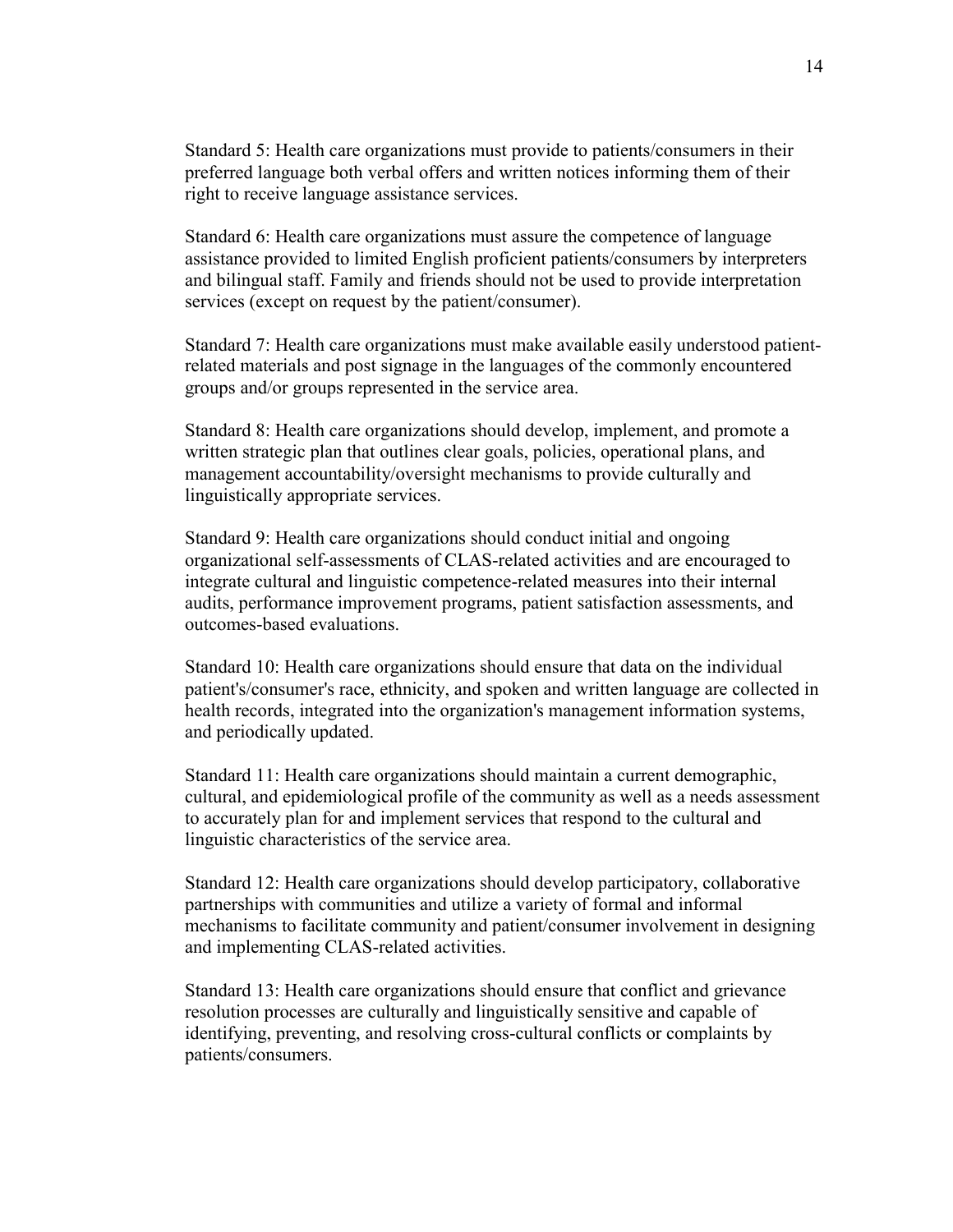Standard 5: Health care organizations must provide to patients/consumers in their preferred language both verbal offers and written notices informing them of their right to receive language assistance services.

Standard 6: Health care organizations must assure the competence of language assistance provided to limited English proficient patients/consumers by interpreters and bilingual staff. Family and friends should not be used to provide interpretation services (except on request by the patient/consumer).

Standard 7: Health care organizations must make available easily understood patient-related materials and post signage in the languages of the commonly encountered groups and/or groups represented in the service area.

Standard 8: Health care organizations should develop, implement, and promote a written strategic plan that outlines clear goals, policies, operational plans, and management accountability/oversight mechanisms to provide culturally and linguistically appropriate services.

Standard 9: Health care organizations should conduct initial and ongoing organizational self-assessments of CLAS-related activities and are encouraged to integrate cultural and linguistic competence-related measures into their internal audits, performance improvement programs, patient satisfaction assessments, and outcomes-based evaluations.

Standard 10: Health care organizations should ensure that data on the individual patient's/consumer's race, ethnicity, and spoken and written language are collected in health records, integrated into the organization's management information systems, and periodically updated.

Standard 11: Health care organizations should maintain a current demographic, cultural, and epidemiological profile of the community as well as a needs assessment to accurately plan for and implement services that respond to the cultural and linguistic characteristics of the service area.

Standard 12: Health care organizations should develop participatory, collaborative partnerships with communities and utilize a variety of formal and informal mechanisms to facilitate community and patient/consumer involvement in designing and implementing CLAS-related activities.

Standard 13: Health care organizations should ensure that conflict and grievance resolution processes are culturally and linguistically sensitive and capable of identifying, preventing, and resolving cross-cultural conflicts or complaints by patients/consumers.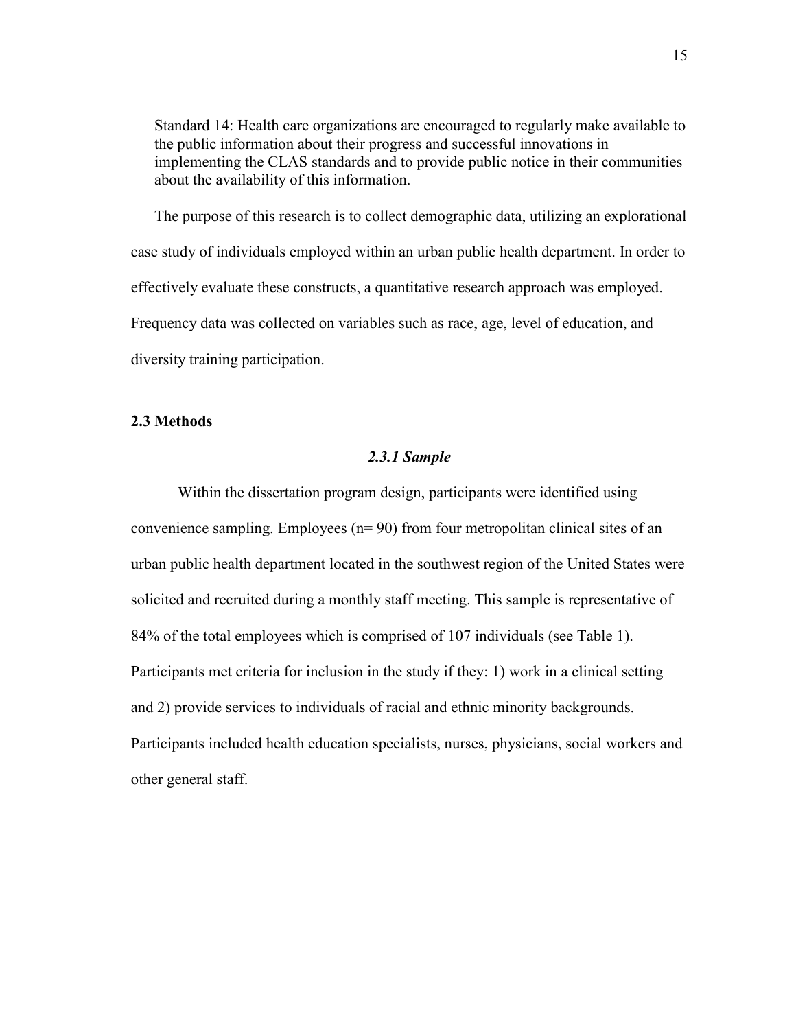Standard 14: Health care organizations are encouraged to regularly make available to the public information about their progress and successful innovations in implementing the CLAS standards and to provide public notice in their communities about the availability of this information.

The purpose of this research is to collect demographic data, utilizing an explorational case study of individuals employed within an urban public health department. In order to effectively evaluate these constructs, a quantitative research approach was employed. Frequency data was collected on variables such as race, age, level of education, and diversity training participation.

## 2.3 Methods

### *2.3.1 Sample*

Within the dissertation program design, participants were identified using convenience sampling. Employees (n= 90) from four metropolitan clinical sites of an urban public health department located in the southwest region of the United States were solicited and recruited during a monthly staff meeting. This sample is representative of 84% of the total employees which is comprised of 107 individuals (see Table 1). Participants met criteria for inclusion in the study if they: 1) work in a clinical setting and 2) provide services to individuals of racial and ethnic minority backgrounds. Participants included health education specialists, nurses, physicians, social workers and other general staff.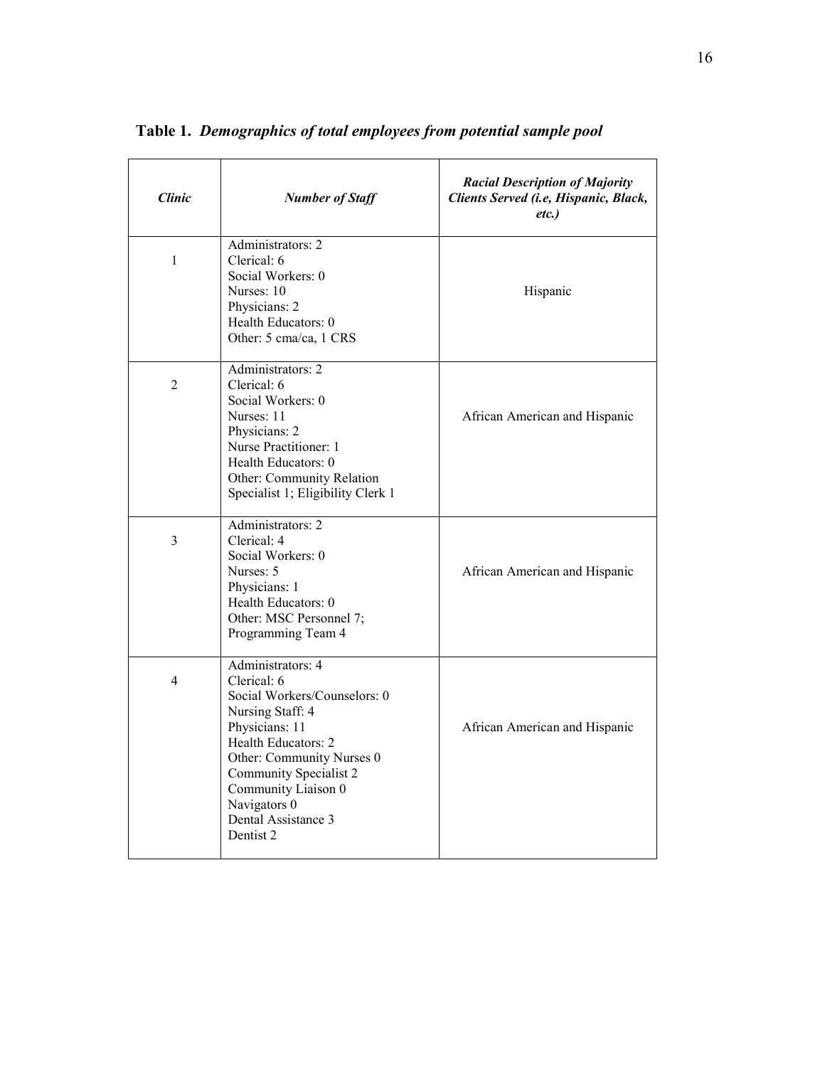**Table 1.** ***Demographics of total employees from potential sample pool***

| *Clinic* | *Number of Staff* | *Racial Description of Majority Clients Served (i.e, Hispanic, Black, etc.)* |
|---|---|---|
| 1 | Administrators: 2<br>Clerical: 6<br>Social Workers: 0<br>Nurses: 10<br>Physicians: 2<br>Health Educators: 0<br>Other: 5 cma/ca, 1 CRS | Hispanic |
| 2 | Administrators: 2<br>Clerical: 6<br>Social Workers: 0<br>Nurses: 11<br>Physicians: 2<br>Nurse Practitioner: 1<br>Health Educators: 0<br>Other: Community Relation Specialist 1; Eligibility Clerk 1 | African American and Hispanic |
| 3 | Administrators: 2<br>Clerical: 4<br>Social Workers: 0<br>Nurses: 5<br>Physicians: 1<br>Health Educators: 0<br>Other: MSC Personnel 7; Programming Team 4 | African American and Hispanic |
| 4 | Administrators: 4<br>Clerical: 6<br>Social Workers/Counselors: 0<br>Nursing Staff: 4<br>Physicians: 11<br>Health Educators: 2<br>Other: Community Nurses 0<br>Community Specialist 2<br>Community Liaison 0<br>Navigators 0<br>Dental Assistance 3<br>Dentist 2 | African American and Hispanic |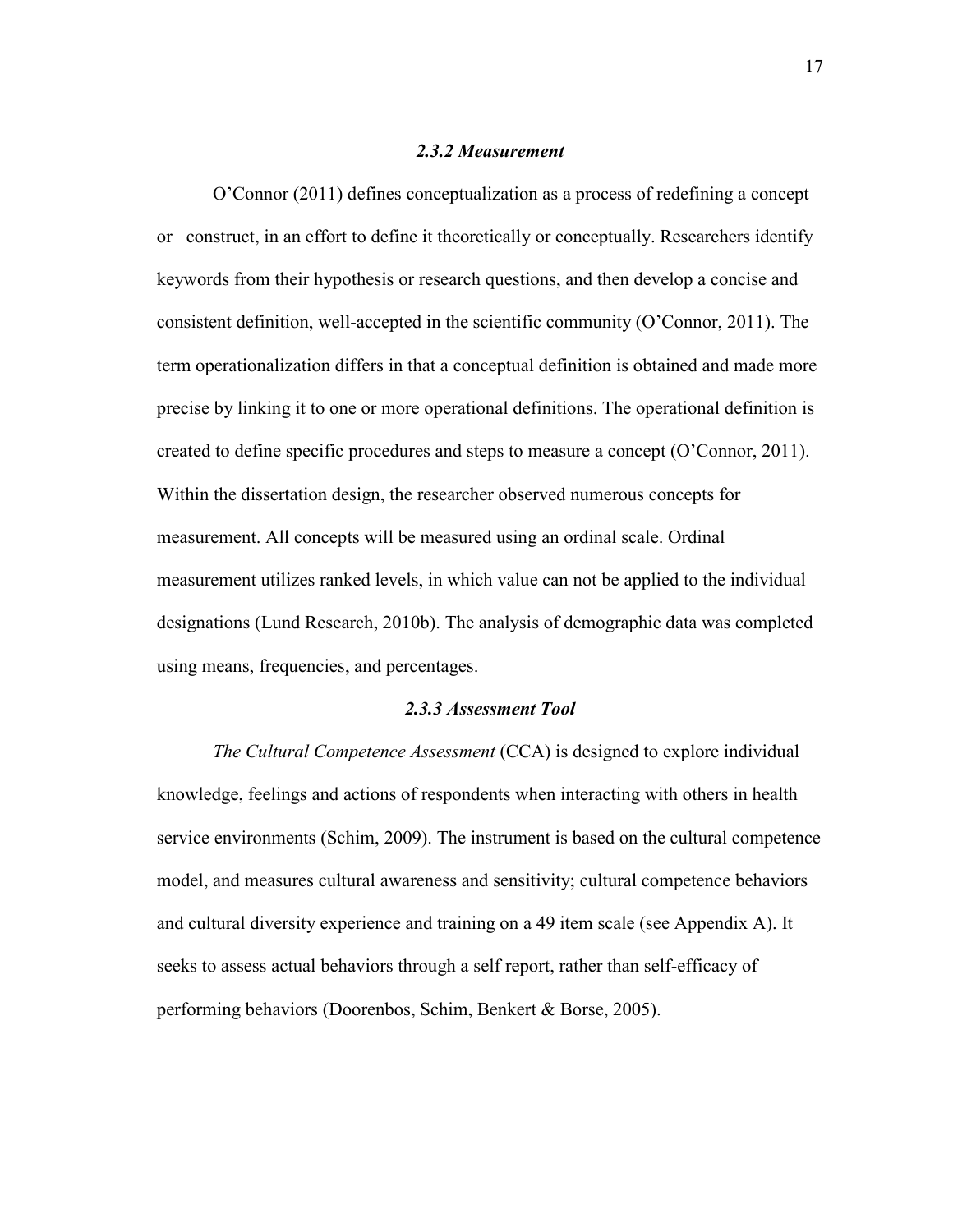### *2.3.2 Measurement*

O'Connor (2011) defines conceptualization as a process of redefining a concept or construct, in an effort to define it theoretically or conceptually. Researchers identify keywords from their hypothesis or research questions, and then develop a concise and consistent definition, well-accepted in the scientific community (O'Connor, 2011). The term operationalization differs in that a conceptual definition is obtained and made more precise by linking it to one or more operational definitions. The operational definition is created to define specific procedures and steps to measure a concept (O'Connor, 2011). Within the dissertation design, the researcher observed numerous concepts for measurement. All concepts will be measured using an ordinal scale. Ordinal measurement utilizes ranked levels, in which value can not be applied to the individual designations (Lund Research, 2010b). The analysis of demographic data was completed using means, frequencies, and percentages.

### *2.3.3 Assessment Tool*

*The Cultural Competence Assessment* (CCA) is designed to explore individual knowledge, feelings and actions of respondents when interacting with others in health service environments (Schim, 2009). The instrument is based on the cultural competence model, and measures cultural awareness and sensitivity; cultural competence behaviors and cultural diversity experience and training on a 49 item scale (see Appendix A). It seeks to assess actual behaviors through a self report, rather than self-efficacy of performing behaviors (Doorenbos, Schim, Benkert & Borse, 2005).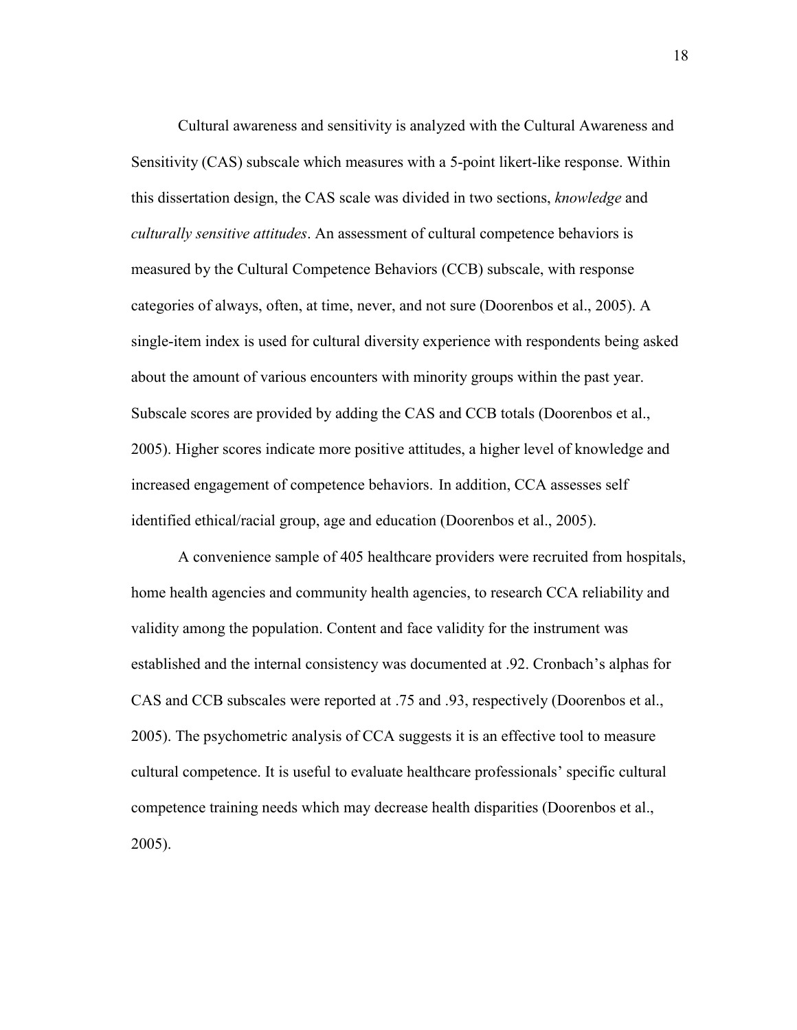Cultural awareness and sensitivity is analyzed with the Cultural Awareness and Sensitivity (CAS) subscale which measures with a 5-point likert-like response. Within this dissertation design, the CAS scale was divided in two sections, *knowledge* and *culturally sensitive attitudes*. An assessment of cultural competence behaviors is measured by the Cultural Competence Behaviors (CCB) subscale, with response categories of always, often, at time, never, and not sure (Doorenbos et al., 2005). A single-item index is used for cultural diversity experience with respondents being asked about the amount of various encounters with minority groups within the past year. Subscale scores are provided by adding the CAS and CCB totals (Doorenbos et al., 2005). Higher scores indicate more positive attitudes, a higher level of knowledge and increased engagement of competence behaviors. In addition, CCA assesses self identified ethical/racial group, age and education (Doorenbos et al., 2005).

A convenience sample of 405 healthcare providers were recruited from hospitals, home health agencies and community health agencies, to research CCA reliability and validity among the population. Content and face validity for the instrument was established and the internal consistency was documented at .92. Cronbach's alphas for CAS and CCB subscales were reported at .75 and .93, respectively (Doorenbos et al., 2005). The psychometric analysis of CCA suggests it is an effective tool to measure cultural competence. It is useful to evaluate healthcare professionals' specific cultural competence training needs which may decrease health disparities (Doorenbos et al., 2005).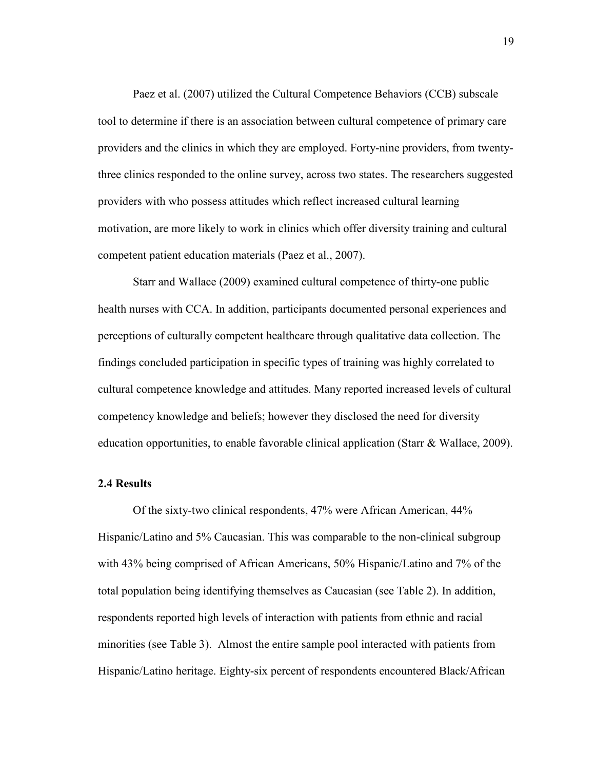Paez et al. (2007) utilized the Cultural Competence Behaviors (CCB) subscale tool to determine if there is an association between cultural competence of primary care providers and the clinics in which they are employed. Forty-nine providers, from twenty-three clinics responded to the online survey, across two states. The researchers suggested providers with who possess attitudes which reflect increased cultural learning motivation, are more likely to work in clinics which offer diversity training and cultural competent patient education materials (Paez et al., 2007).

Starr and Wallace (2009) examined cultural competence of thirty-one public health nurses with CCA. In addition, participants documented personal experiences and perceptions of culturally competent healthcare through qualitative data collection. The findings concluded participation in specific types of training was highly correlated to cultural competence knowledge and attitudes. Many reported increased levels of cultural competency knowledge and beliefs; however they disclosed the need for diversity education opportunities, to enable favorable clinical application (Starr & Wallace, 2009).

### 2.4 Results

Of the sixty-two clinical respondents, 47% were African American, 44% Hispanic/Latino and 5% Caucasian. This was comparable to the non-clinical subgroup with 43% being comprised of African Americans, 50% Hispanic/Latino and 7% of the total population being identifying themselves as Caucasian (see Table 2). In addition, respondents reported high levels of interaction with patients from ethnic and racial minorities (see Table 3). Almost the entire sample pool interacted with patients from Hispanic/Latino heritage. Eighty-six percent of respondents encountered Black/African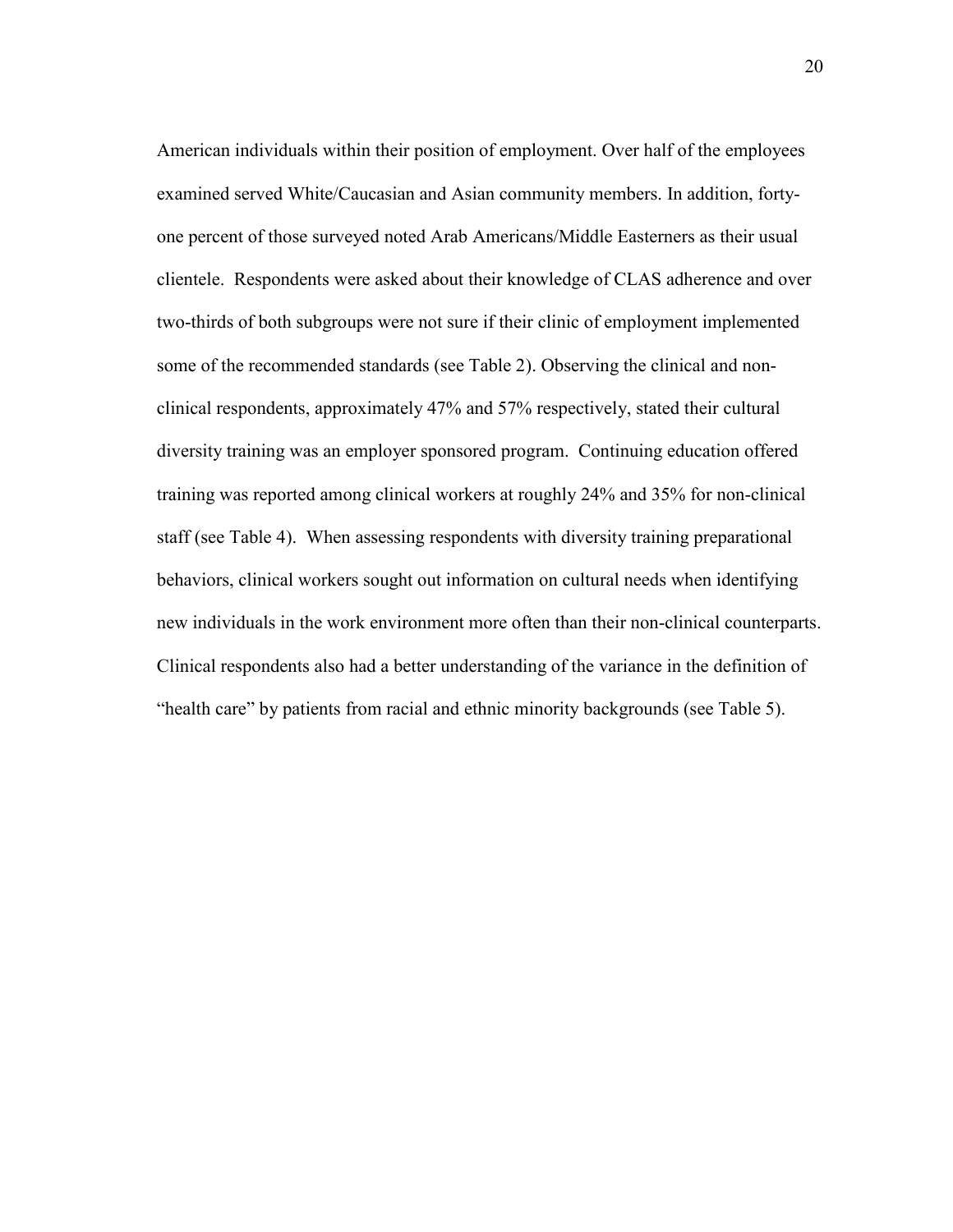American individuals within their position of employment. Over half of the employees examined served White/Caucasian and Asian community members. In addition, forty-one percent of those surveyed noted Arab Americans/Middle Easterners as their usual clientele. Respondents were asked about their knowledge of CLAS adherence and over two-thirds of both subgroups were not sure if their clinic of employment implemented some of the recommended standards (see Table 2). Observing the clinical and non-clinical respondents, approximately 47% and 57% respectively, stated their cultural diversity training was an employer sponsored program. Continuing education offered training was reported among clinical workers at roughly 24% and 35% for non-clinical staff (see Table 4). When assessing respondents with diversity training preparational behaviors, clinical workers sought out information on cultural needs when identifying new individuals in the work environment more often than their non-clinical counterparts. Clinical respondents also had a better understanding of the variance in the definition of "health care" by patients from racial and ethnic minority backgrounds (see Table 5).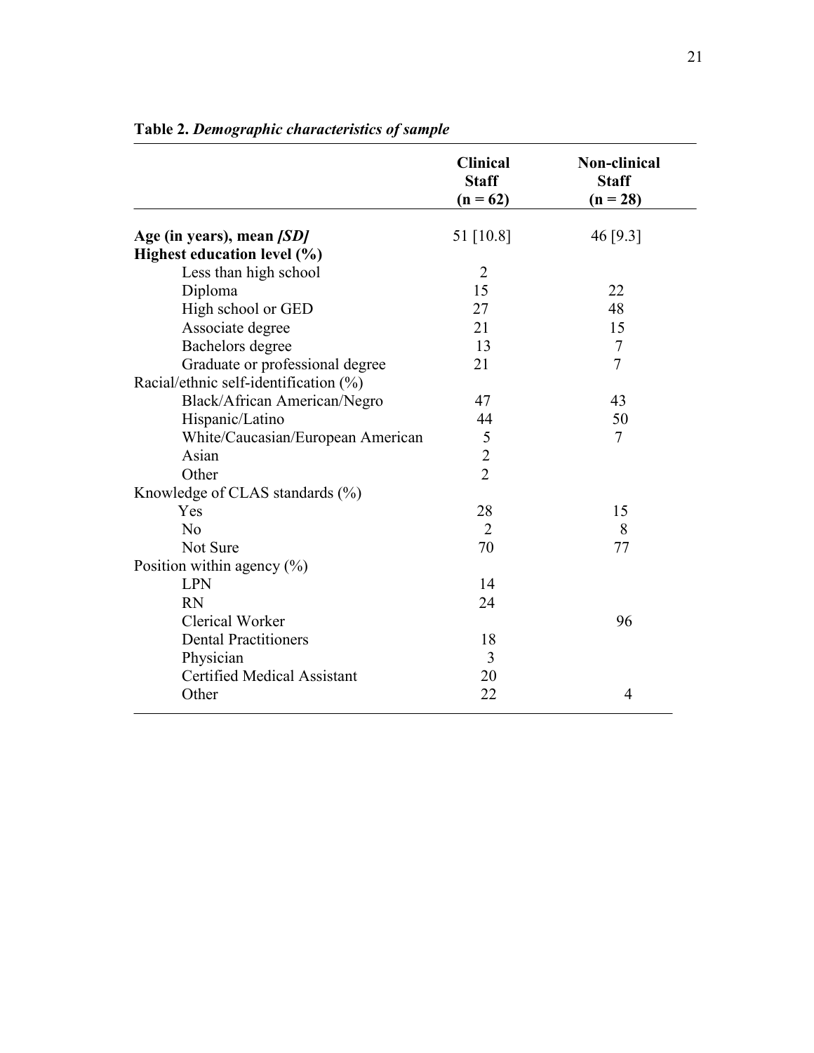**Table 2.** ***Demographic characteristics of sample***

| | **Clinical Staff (n = 62)** | **Non-clinical Staff (n = 28)** |
|---|---|---|
| **Age (in years), mean *[SD]*** | 51 [10.8] | 46 [9.3] |
| **Highest education level (%)** | | |
| Less than high school | 2 | |
| Diploma | 15 | 22 |
| High school or GED | 27 | 48 |
| Associate degree | 21 | 15 |
| Bachelors degree | 13 | 7 |
| Graduate or professional degree | 21 | 7 |
| Racial/ethnic self-identification (%) | | |
| Black/African American/Negro | 47 | 43 |
| Hispanic/Latino | 44 | 50 |
| White/Caucasian/European American | 5 | 7 |
| Asian | 2 | |
| Other | 2 | |
| Knowledge of CLAS standards (%) | | |
| Yes | 28 | 15 |
| No | 2 | 8 |
| Not Sure | 70 | 77 |
| Position within agency (%) | | |
| LPN | 14 | |
| RN | 24 | |
| Clerical Worker | | 96 |
| Dental Practitioners | 18 | |
| Physician | 3 | |
| Certified Medical Assistant | 20 | |
| Other | 22 | 4 |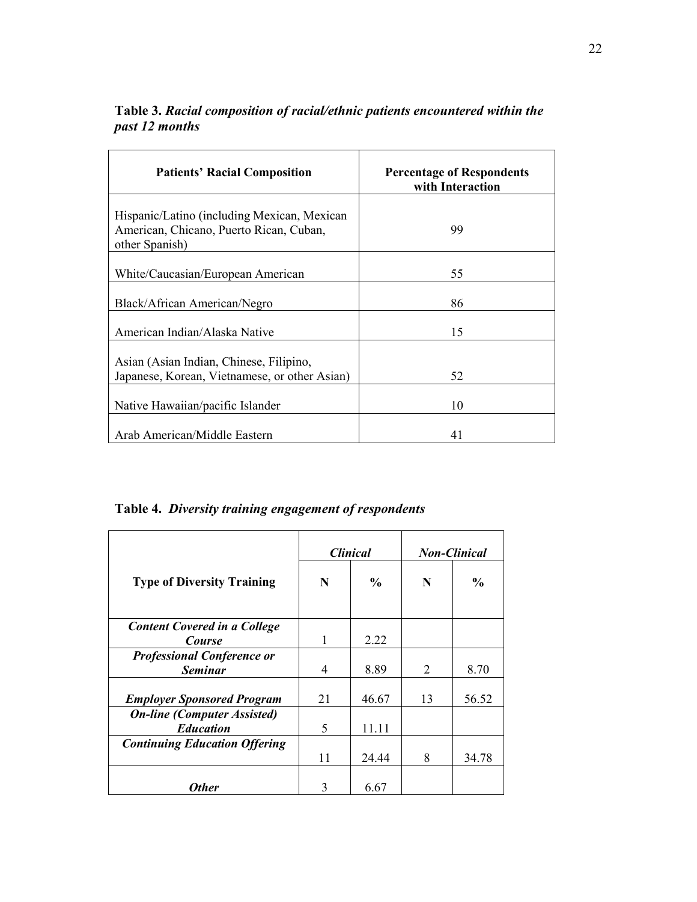**Table 3.** ***Racial composition of racial/ethnic patients encountered within the past 12 months***

| Patients' Racial Composition | Percentage of Respondents with Interaction |
|---|---|
| Hispanic/Latino (including Mexican, Mexican American, Chicano, Puerto Rican, Cuban, other Spanish) | 99 |
| White/Caucasian/European American | 55 |
| Black/African American/Negro | 86 |
| American Indian/Alaska Native | 15 |
| Asian (Asian Indian, Chinese, Filipino, Japanese, Korean, Vietnamese, or other Asian) | 52 |
| Native Hawaiian/pacific Islander | 10 |
| Arab American/Middle Eastern | 41 |

**Table 4.** ***Diversity training engagement of respondents***

| Type of Diversity Training | *Clinical* | | *Non-Clinical* | |
|---|---|---|---|---|
| | **N** | **%** | **N** | **%** |
| ***Content Covered in a College Course*** | 1 | 2.22 | | |
| ***Professional Conference or Seminar*** | 4 | 8.89 | 2 | 8.70 |
| ***Employer Sponsored Program*** | 21 | 46.67 | 13 | 56.52 |
| ***On-line (Computer Assisted) Education*** | 5 | 11.11 | | |
| ***Continuing Education Offering*** | 11 | 24.44 | 8 | 34.78 |
| ***Other*** | 3 | 6.67 | | |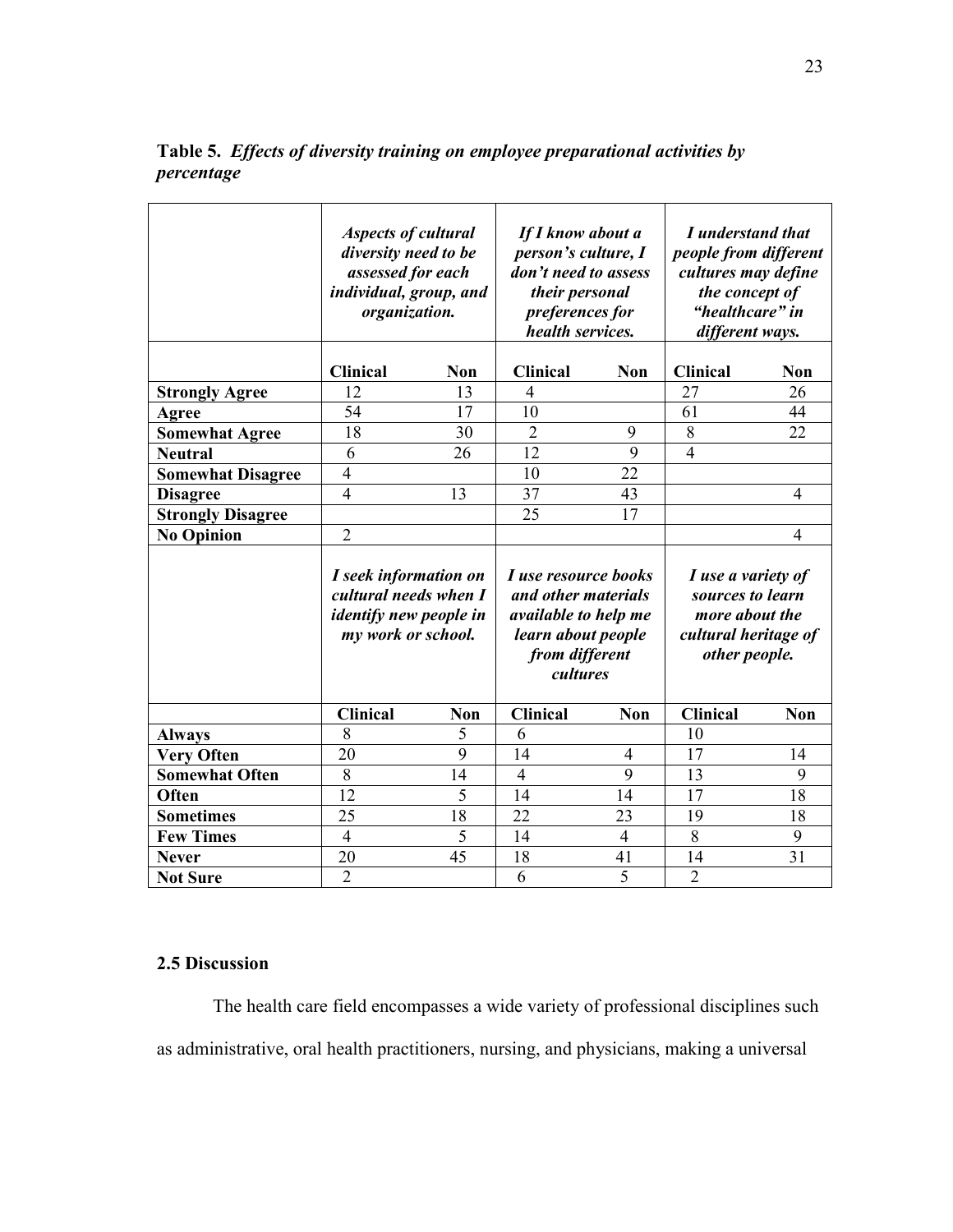**Table 5.** ***Effects of diversity training on employee preparational activities by percentage***

| | ***Aspects of cultural diversity need to be assessed for each individual, group, and organization.*** | | ***If I know about a person's culture, I don't need to assess their personal preferences for health services.*** | | ***I understand that people from different cultures may define the concept of "healthcare" in different ways.*** | |
|---|---|---|---|---|---|---|
| | **Clinical** | **Non** | **Clinical** | **Non** | **Clinical** | **Non** |
| **Strongly Agree** | 12 | 13 | 4 | | 27 | 26 |
| **Agree** | 54 | 17 | 10 | | 61 | 44 |
| **Somewhat Agree** | 18 | 30 | 2 | 9 | 8 | 22 |
| **Neutral** | 6 | 26 | 12 | 9 | 4 | |
| **Somewhat Disagree** | 4 | | 10 | 22 | | |
| **Disagree** | 4 | 13 | 37 | 43 | | 4 |
| **Strongly Disagree** | | | 25 | 17 | | |
| **No Opinion** | 2 | | | | | 4 |
| | ***I seek information on cultural needs when I identify new people in my work or school.*** | | ***I use resource books and other materials available to help me learn about people from different cultures*** | | ***I use a variety of sources to learn more about the cultural heritage of other people.*** | |
| | **Clinical** | **Non** | **Clinical** | **Non** | **Clinical** | **Non** |
| **Always** | 8 | 5 | 6 | | 10 | |
| **Very Often** | 20 | 9 | 14 | 4 | 17 | 14 |
| **Somewhat Often** | 8 | 14 | 4 | 9 | 13 | 9 |
| **Often** | 12 | 5 | 14 | 14 | 17 | 18 |
| **Sometimes** | 25 | 18 | 22 | 23 | 19 | 18 |
| **Few Times** | 4 | 5 | 14 | 4 | 8 | 9 |
| **Never** | 20 | 45 | 18 | 41 | 14 | 31 |
| **Not Sure** | 2 | | 6 | 5 | 2 | |

### 2.5 Discussion

The health care field encompasses a wide variety of professional disciplines such as administrative, oral health practitioners, nursing, and physicians, making a universal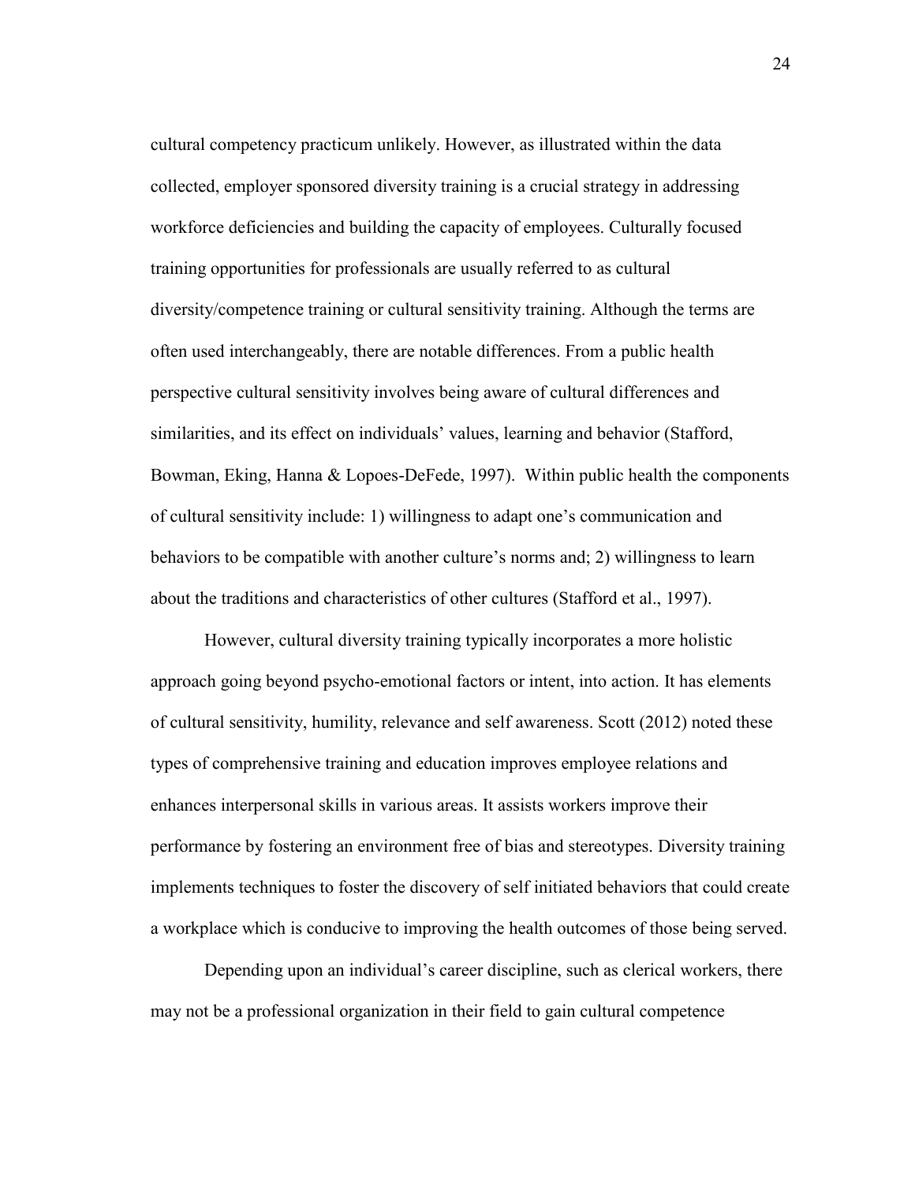cultural competency practicum unlikely. However, as illustrated within the data collected, employer sponsored diversity training is a crucial strategy in addressing workforce deficiencies and building the capacity of employees. Culturally focused training opportunities for professionals are usually referred to as cultural diversity/competence training or cultural sensitivity training. Although the terms are often used interchangeably, there are notable differences. From a public health perspective cultural sensitivity involves being aware of cultural differences and similarities, and its effect on individuals' values, learning and behavior (Stafford, Bowman, Eking, Hanna & Lopoes-DeFede, 1997). Within public health the components of cultural sensitivity include: 1) willingness to adapt one's communication and behaviors to be compatible with another culture's norms and; 2) willingness to learn about the traditions and characteristics of other cultures (Stafford et al., 1997).

However, cultural diversity training typically incorporates a more holistic approach going beyond psycho-emotional factors or intent, into action. It has elements of cultural sensitivity, humility, relevance and self awareness. Scott (2012) noted these types of comprehensive training and education improves employee relations and enhances interpersonal skills in various areas. It assists workers improve their performance by fostering an environment free of bias and stereotypes. Diversity training implements techniques to foster the discovery of self initiated behaviors that could create a workplace which is conducive to improving the health outcomes of those being served.

Depending upon an individual's career discipline, such as clerical workers, there may not be a professional organization in their field to gain cultural competence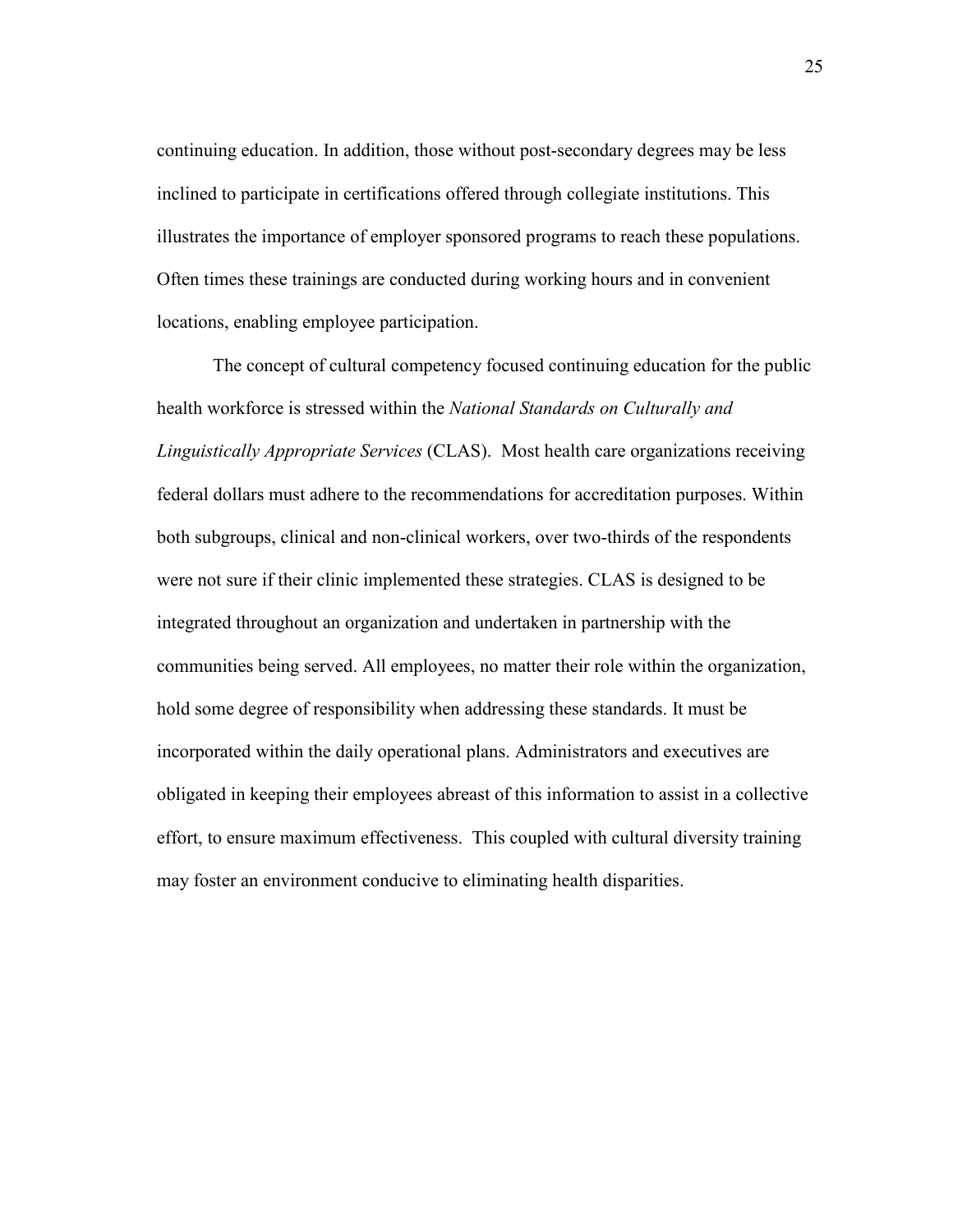continuing education. In addition, those without post-secondary degrees may be less inclined to participate in certifications offered through collegiate institutions. This illustrates the importance of employer sponsored programs to reach these populations. Often times these trainings are conducted during working hours and in convenient locations, enabling employee participation.

The concept of cultural competency focused continuing education for the public health workforce is stressed within the *National Standards on Culturally and Linguistically Appropriate Services* (CLAS). Most health care organizations receiving federal dollars must adhere to the recommendations for accreditation purposes. Within both subgroups, clinical and non-clinical workers, over two-thirds of the respondents were not sure if their clinic implemented these strategies. CLAS is designed to be integrated throughout an organization and undertaken in partnership with the communities being served. All employees, no matter their role within the organization, hold some degree of responsibility when addressing these standards. It must be incorporated within the daily operational plans. Administrators and executives are obligated in keeping their employees abreast of this information to assist in a collective effort, to ensure maximum effectiveness. This coupled with cultural diversity training may foster an environment conducive to eliminating health disparities.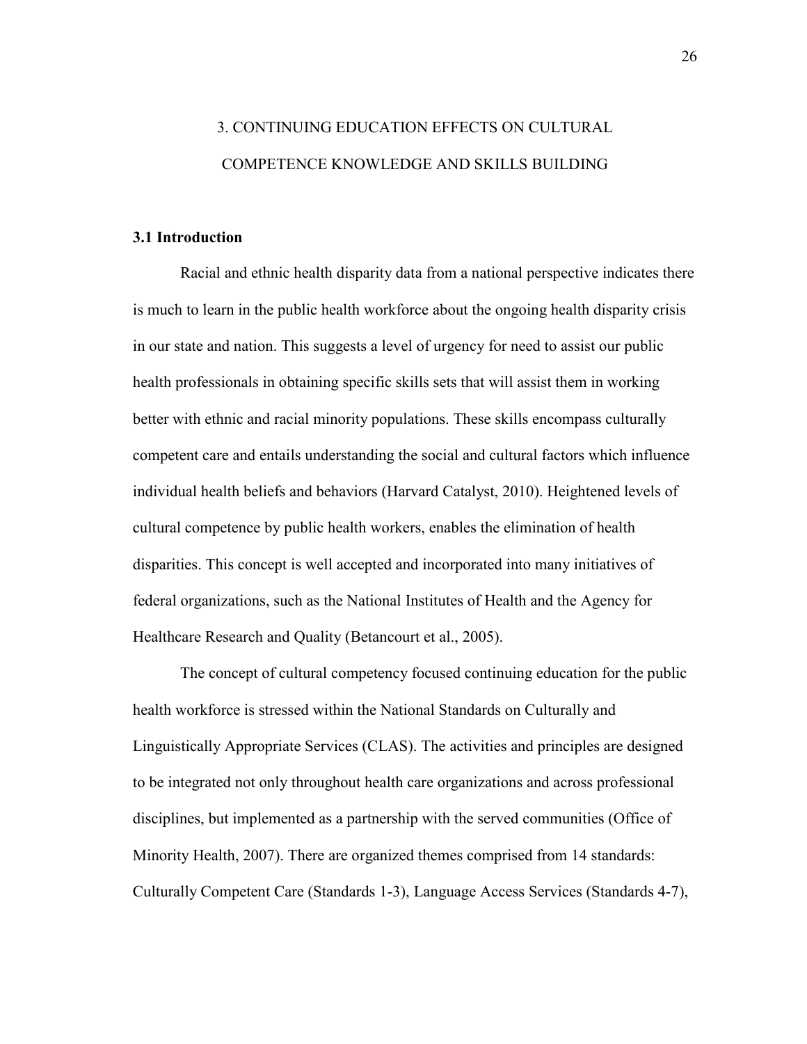# 3. CONTINUING EDUCATION EFFECTS ON CULTURAL COMPETENCE KNOWLEDGE AND SKILLS BUILDING

## 3.1 Introduction

Racial and ethnic health disparity data from a national perspective indicates there is much to learn in the public health workforce about the ongoing health disparity crisis in our state and nation. This suggests a level of urgency for need to assist our public health professionals in obtaining specific skills sets that will assist them in working better with ethnic and racial minority populations. These skills encompass culturally competent care and entails understanding the social and cultural factors which influence individual health beliefs and behaviors (Harvard Catalyst, 2010). Heightened levels of cultural competence by public health workers, enables the elimination of health disparities. This concept is well accepted and incorporated into many initiatives of federal organizations, such as the National Institutes of Health and the Agency for Healthcare Research and Quality (Betancourt et al., 2005).

The concept of cultural competency focused continuing education for the public health workforce is stressed within the National Standards on Culturally and Linguistically Appropriate Services (CLAS). The activities and principles are designed to be integrated not only throughout health care organizations and across professional disciplines, but implemented as a partnership with the served communities (Office of Minority Health, 2007). There are organized themes comprised from 14 standards: Culturally Competent Care (Standards 1-3), Language Access Services (Standards 4-7),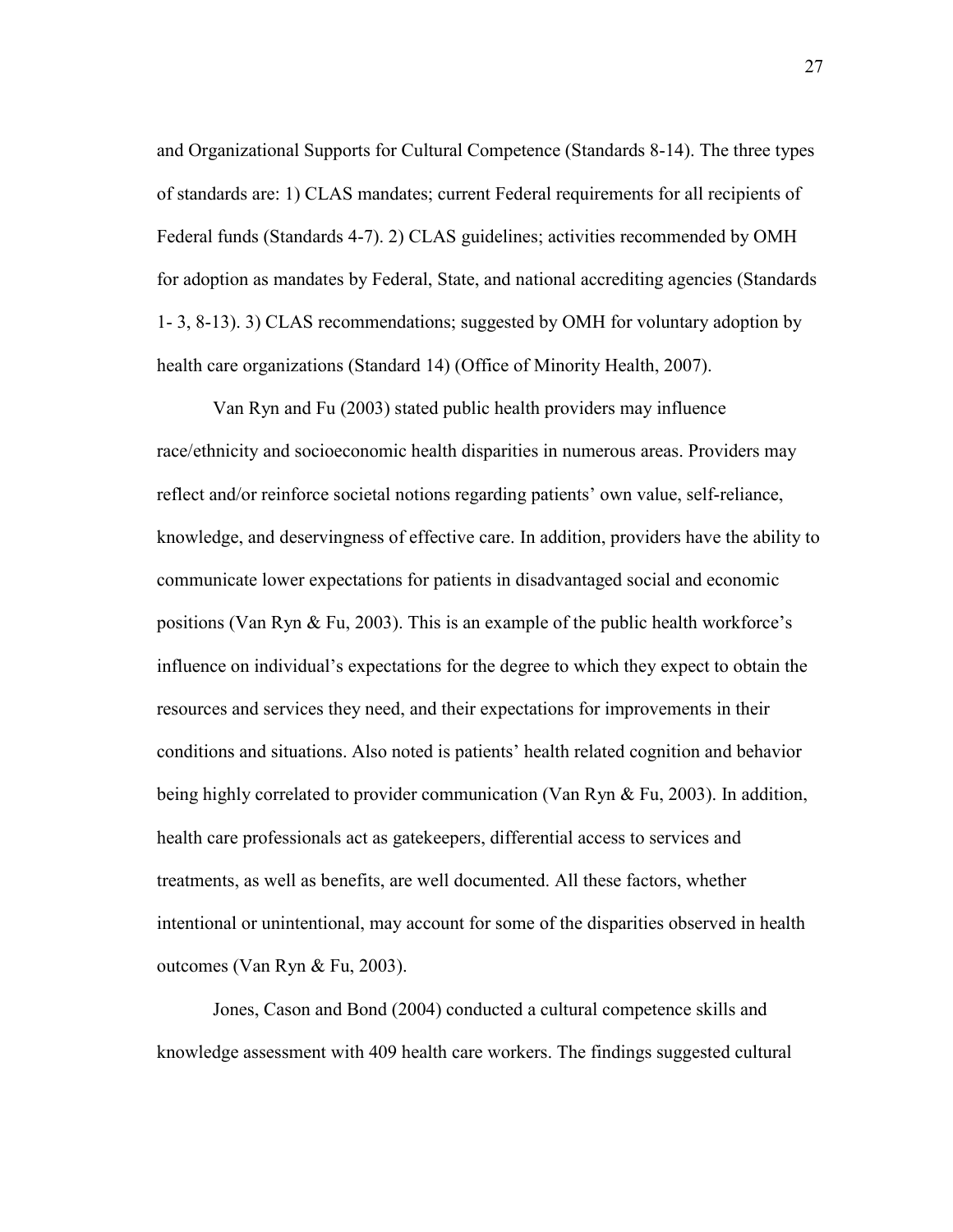and Organizational Supports for Cultural Competence (Standards 8-14). The three types of standards are: 1) CLAS mandates; current Federal requirements for all recipients of Federal funds (Standards 4-7). 2) CLAS guidelines; activities recommended by OMH for adoption as mandates by Federal, State, and national accrediting agencies (Standards 1- 3, 8-13). 3) CLAS recommendations; suggested by OMH for voluntary adoption by health care organizations (Standard 14) (Office of Minority Health, 2007).

Van Ryn and Fu (2003) stated public health providers may influence race/ethnicity and socioeconomic health disparities in numerous areas. Providers may reflect and/or reinforce societal notions regarding patients' own value, self-reliance, knowledge, and deservingness of effective care. In addition, providers have the ability to communicate lower expectations for patients in disadvantaged social and economic positions (Van Ryn & Fu, 2003). This is an example of the public health workforce's influence on individual's expectations for the degree to which they expect to obtain the resources and services they need, and their expectations for improvements in their conditions and situations. Also noted is patients' health related cognition and behavior being highly correlated to provider communication (Van Ryn & Fu, 2003). In addition, health care professionals act as gatekeepers, differential access to services and treatments, as well as benefits, are well documented. All these factors, whether intentional or unintentional, may account for some of the disparities observed in health outcomes (Van Ryn & Fu, 2003).

Jones, Cason and Bond (2004) conducted a cultural competence skills and knowledge assessment with 409 health care workers. The findings suggested cultural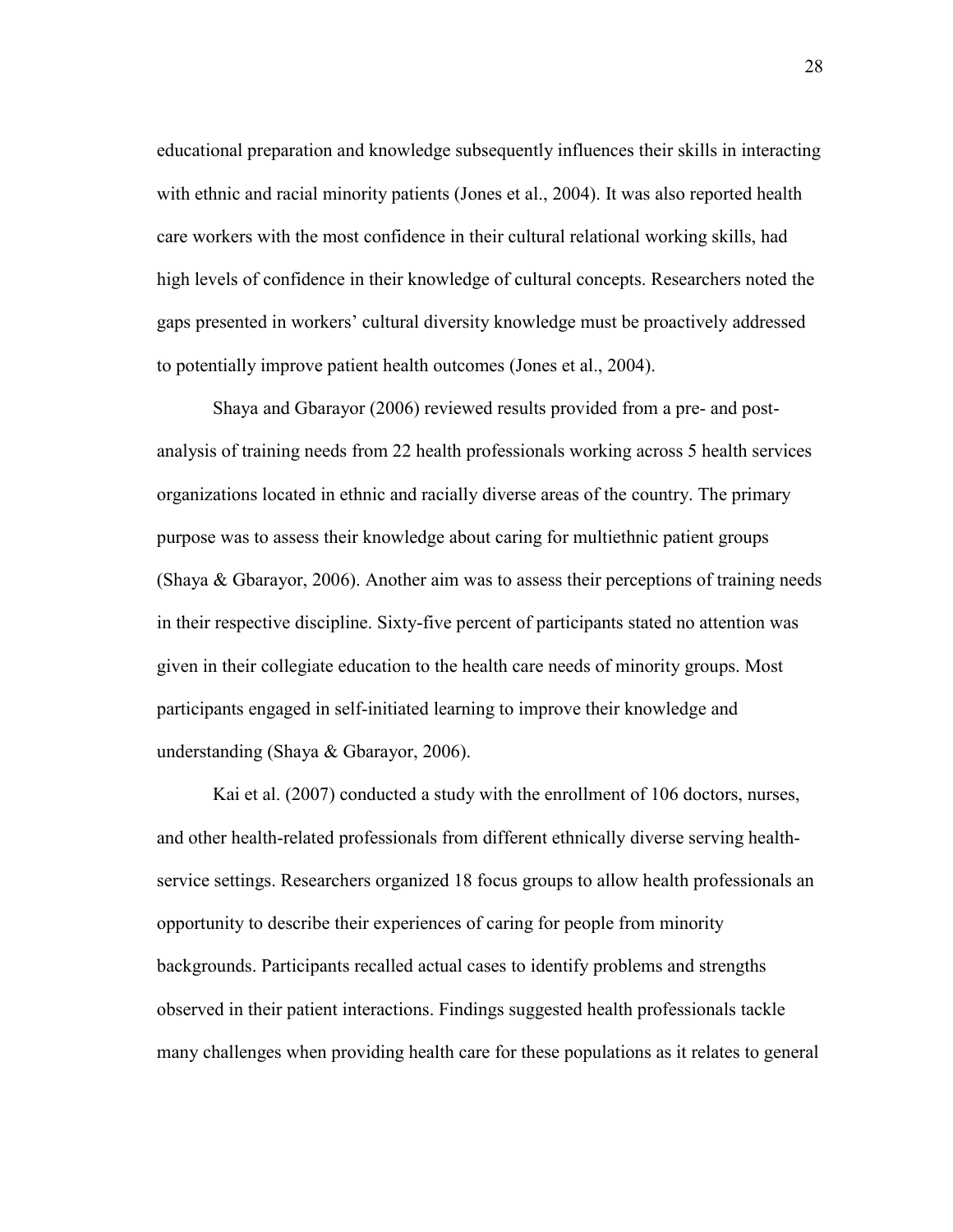educational preparation and knowledge subsequently influences their skills in interacting with ethnic and racial minority patients (Jones et al., 2004). It was also reported health care workers with the most confidence in their cultural relational working skills, had high levels of confidence in their knowledge of cultural concepts. Researchers noted the gaps presented in workers' cultural diversity knowledge must be proactively addressed to potentially improve patient health outcomes (Jones et al., 2004).

Shaya and Gbarayor (2006) reviewed results provided from a pre- and post-analysis of training needs from 22 health professionals working across 5 health services organizations located in ethnic and racially diverse areas of the country. The primary purpose was to assess their knowledge about caring for multiethnic patient groups (Shaya & Gbarayor, 2006). Another aim was to assess their perceptions of training needs in their respective discipline. Sixty-five percent of participants stated no attention was given in their collegiate education to the health care needs of minority groups. Most participants engaged in self-initiated learning to improve their knowledge and understanding (Shaya & Gbarayor, 2006).

Kai et al. (2007) conducted a study with the enrollment of 106 doctors, nurses, and other health-related professionals from different ethnically diverse serving health-service settings. Researchers organized 18 focus groups to allow health professionals an opportunity to describe their experiences of caring for people from minority backgrounds. Participants recalled actual cases to identify problems and strengths observed in their patient interactions. Findings suggested health professionals tackle many challenges when providing health care for these populations as it relates to general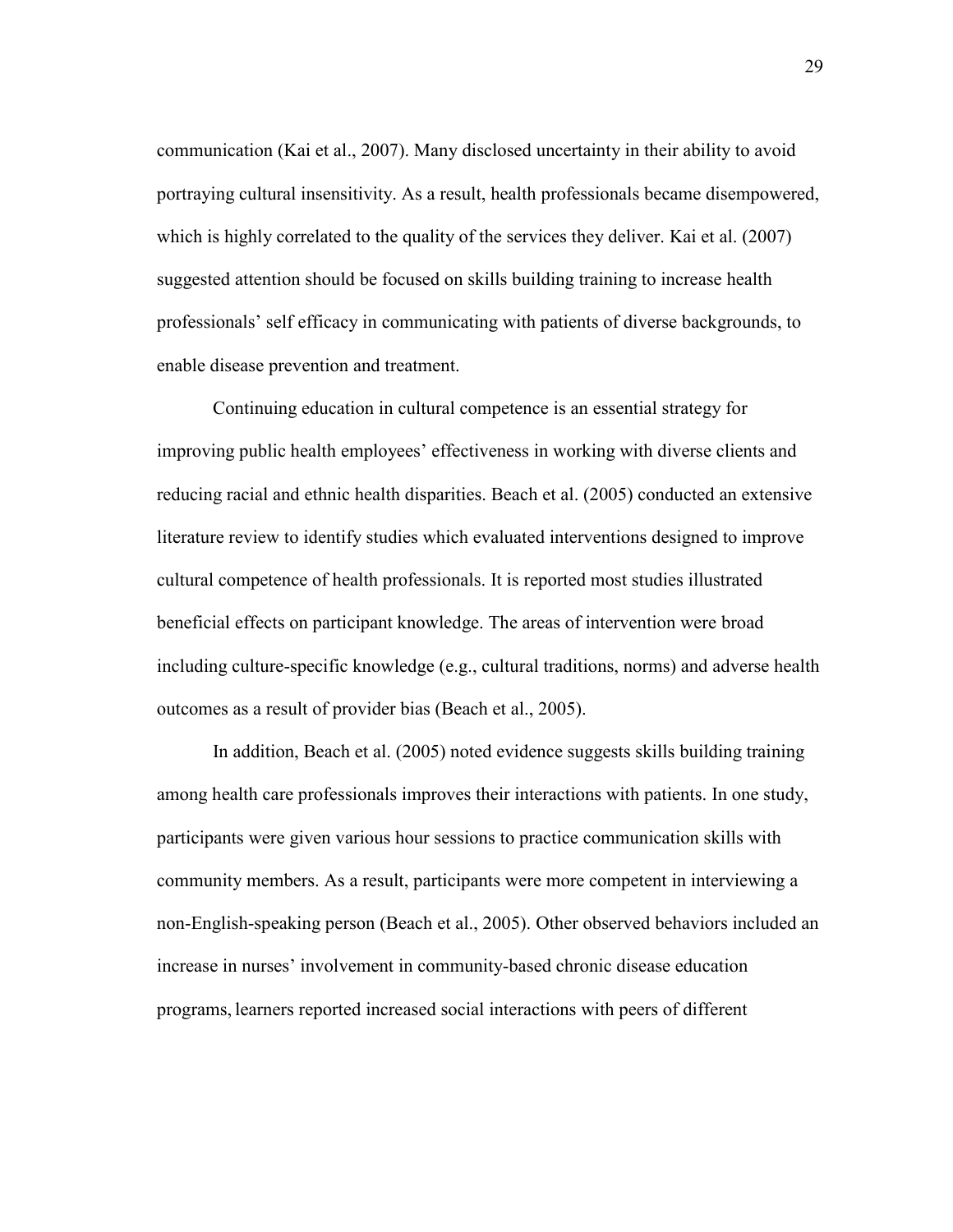communication (Kai et al., 2007). Many disclosed uncertainty in their ability to avoid portraying cultural insensitivity. As a result, health professionals became disempowered, which is highly correlated to the quality of the services they deliver. Kai et al. (2007) suggested attention should be focused on skills building training to increase health professionals' self efficacy in communicating with patients of diverse backgrounds, to enable disease prevention and treatment.

Continuing education in cultural competence is an essential strategy for improving public health employees' effectiveness in working with diverse clients and reducing racial and ethnic health disparities. Beach et al. (2005) conducted an extensive literature review to identify studies which evaluated interventions designed to improve cultural competence of health professionals. It is reported most studies illustrated beneficial effects on participant knowledge. The areas of intervention were broad including culture-specific knowledge (e.g., cultural traditions, norms) and adverse health outcomes as a result of provider bias (Beach et al., 2005).

In addition, Beach et al. (2005) noted evidence suggests skills building training among health care professionals improves their interactions with patients. In one study, participants were given various hour sessions to practice communication skills with community members. As a result, participants were more competent in interviewing a non-English-speaking person (Beach et al., 2005). Other observed behaviors included an increase in nurses' involvement in community-based chronic disease education programs, learners reported increased social interactions with peers of different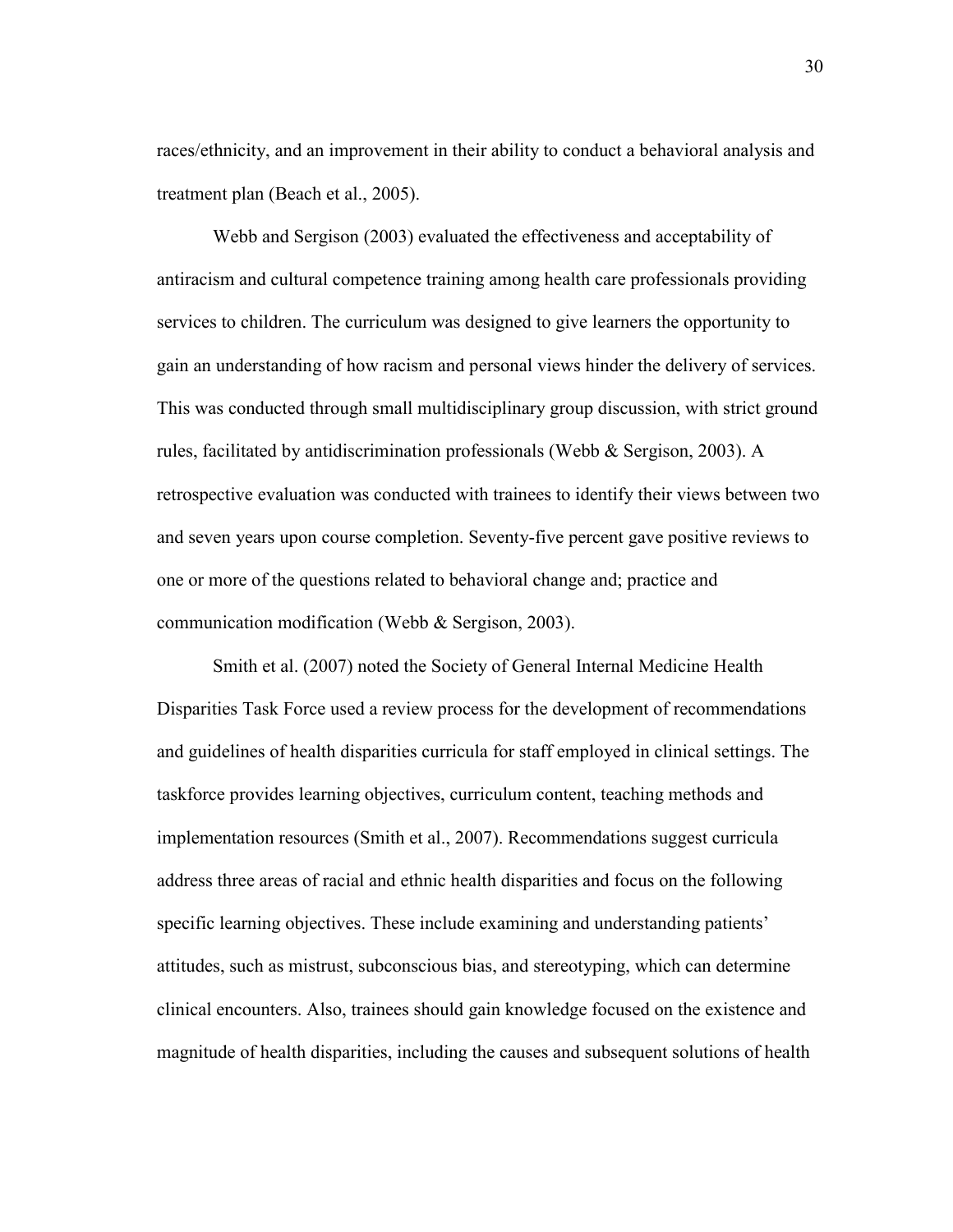races/ethnicity, and an improvement in their ability to conduct a behavioral analysis and treatment plan (Beach et al., 2005).

Webb and Sergison (2003) evaluated the effectiveness and acceptability of antiracism and cultural competence training among health care professionals providing services to children. The curriculum was designed to give learners the opportunity to gain an understanding of how racism and personal views hinder the delivery of services. This was conducted through small multidisciplinary group discussion, with strict ground rules, facilitated by antidiscrimination professionals (Webb & Sergison, 2003). A retrospective evaluation was conducted with trainees to identify their views between two and seven years upon course completion. Seventy-five percent gave positive reviews to one or more of the questions related to behavioral change and; practice and communication modification (Webb & Sergison, 2003).

Smith et al. (2007) noted the Society of General Internal Medicine Health Disparities Task Force used a review process for the development of recommendations and guidelines of health disparities curricula for staff employed in clinical settings. The taskforce provides learning objectives, curriculum content, teaching methods and implementation resources (Smith et al., 2007). Recommendations suggest curricula address three areas of racial and ethnic health disparities and focus on the following specific learning objectives. These include examining and understanding patients' attitudes, such as mistrust, subconscious bias, and stereotyping, which can determine clinical encounters. Also, trainees should gain knowledge focused on the existence and magnitude of health disparities, including the causes and subsequent solutions of health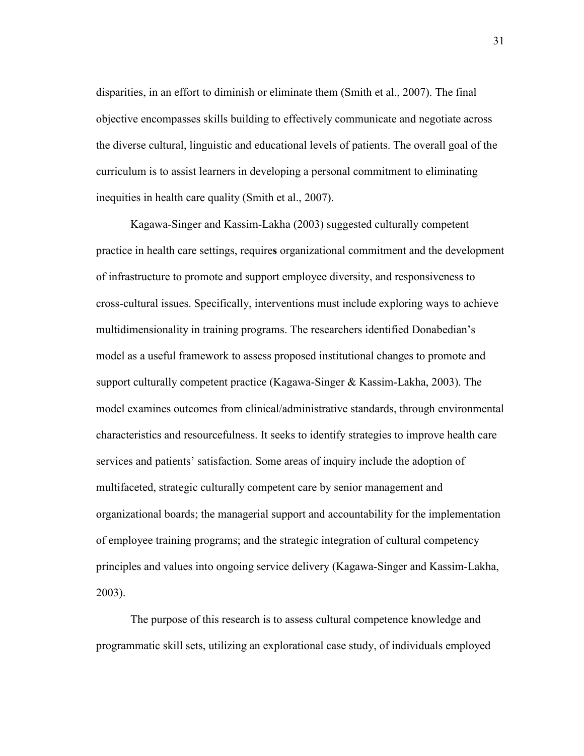disparities, in an effort to diminish or eliminate them (Smith et al., 2007). The final objective encompasses skills building to effectively communicate and negotiate across the diverse cultural, linguistic and educational levels of patients. The overall goal of the curriculum is to assist learners in developing a personal commitment to eliminating inequities in health care quality (Smith et al., 2007).

Kagawa-Singer and Kassim-Lakha (2003) suggested culturally competent practice in health care settings, requires organizational commitment and the development of infrastructure to promote and support employee diversity, and responsiveness to cross-cultural issues. Specifically, interventions must include exploring ways to achieve multidimensionality in training programs. The researchers identified Donabedian's model as a useful framework to assess proposed institutional changes to promote and support culturally competent practice (Kagawa-Singer & Kassim-Lakha, 2003). The model examines outcomes from clinical/administrative standards, through environmental characteristics and resourcefulness. It seeks to identify strategies to improve health care services and patients' satisfaction. Some areas of inquiry include the adoption of multifaceted, strategic culturally competent care by senior management and organizational boards; the managerial support and accountability for the implementation of employee training programs; and the strategic integration of cultural competency principles and values into ongoing service delivery (Kagawa-Singer and Kassim-Lakha, 2003).

The purpose of this research is to assess cultural competence knowledge and programmatic skill sets, utilizing an explorational case study, of individuals employed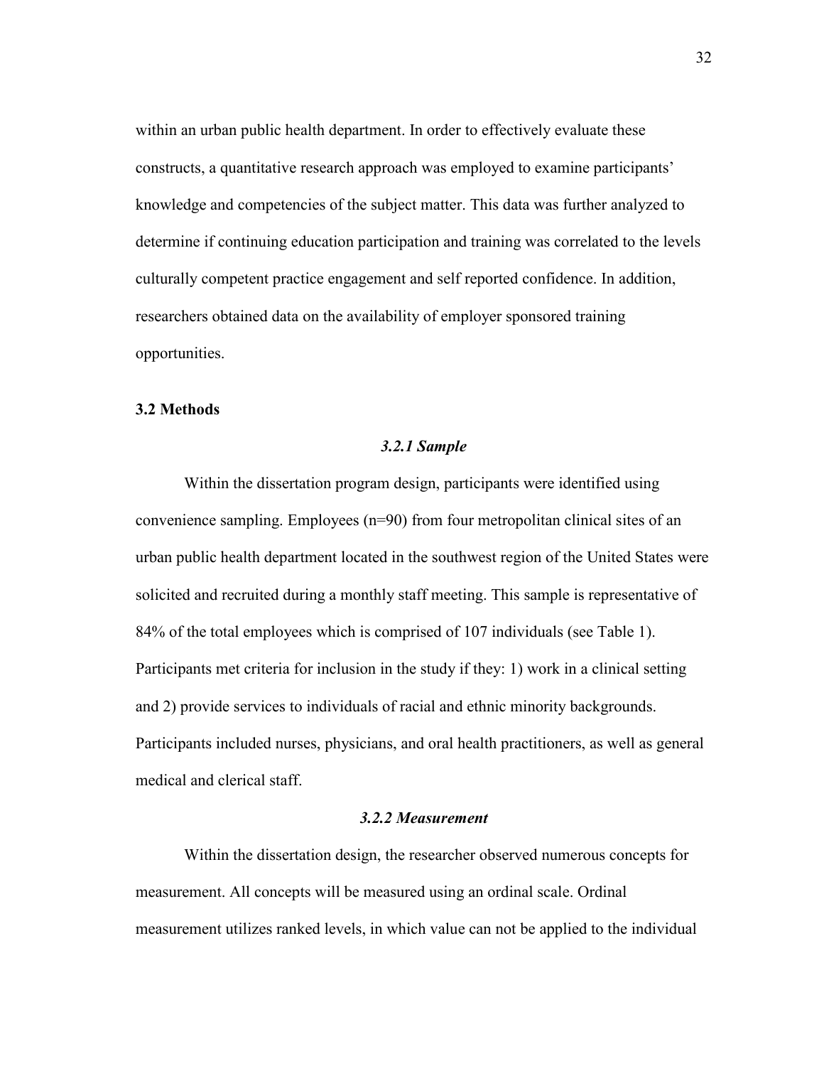within an urban public health department. In order to effectively evaluate these constructs, a quantitative research approach was employed to examine participants' knowledge and competencies of the subject matter. This data was further analyzed to determine if continuing education participation and training was correlated to the levels culturally competent practice engagement and self reported confidence. In addition, researchers obtained data on the availability of employer sponsored training opportunities.

## 3.2 Methods

### *3.2.1 Sample*

Within the dissertation program design, participants were identified using convenience sampling. Employees (n=90) from four metropolitan clinical sites of an urban public health department located in the southwest region of the United States were solicited and recruited during a monthly staff meeting. This sample is representative of 84% of the total employees which is comprised of 107 individuals (see Table 1). Participants met criteria for inclusion in the study if they: 1) work in a clinical setting and 2) provide services to individuals of racial and ethnic minority backgrounds. Participants included nurses, physicians, and oral health practitioners, as well as general medical and clerical staff.

### *3.2.2 Measurement*

Within the dissertation design, the researcher observed numerous concepts for measurement. All concepts will be measured using an ordinal scale. Ordinal measurement utilizes ranked levels, in which value can not be applied to the individual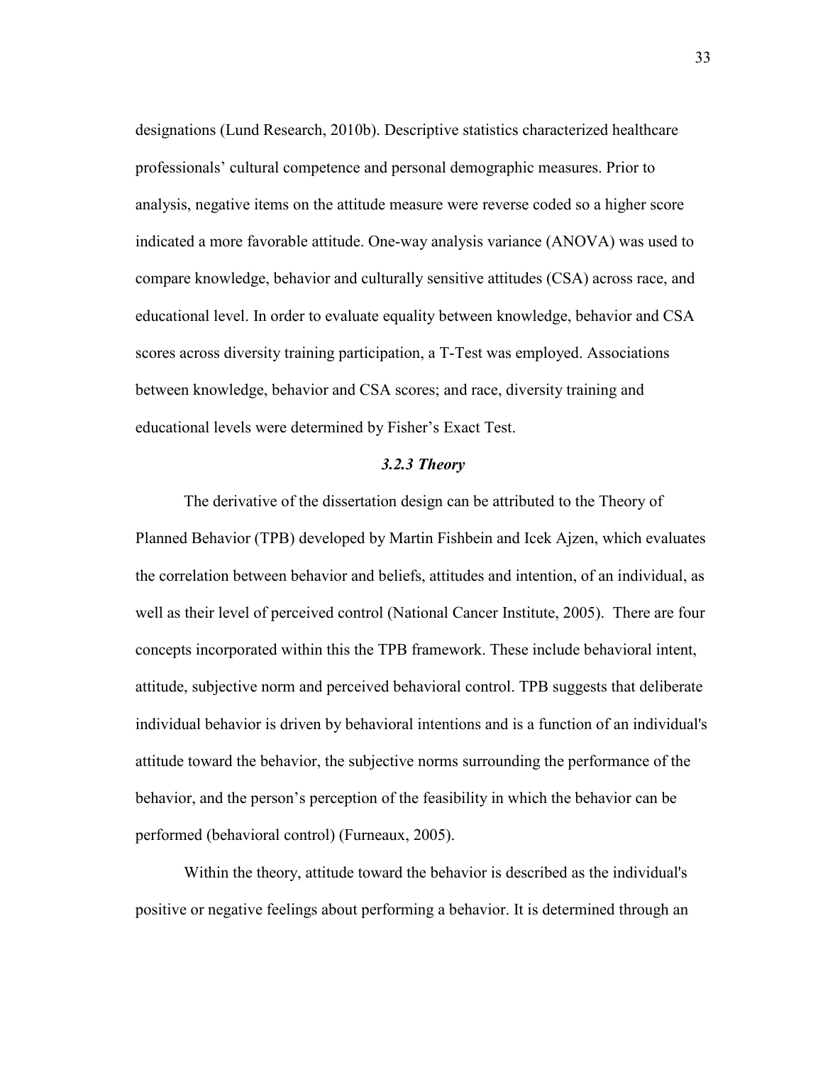designations (Lund Research, 2010b). Descriptive statistics characterized healthcare professionals' cultural competence and personal demographic measures. Prior to analysis, negative items on the attitude measure were reverse coded so a higher score indicated a more favorable attitude. One-way analysis variance (ANOVA) was used to compare knowledge, behavior and culturally sensitive attitudes (CSA) across race, and educational level. In order to evaluate equality between knowledge, behavior and CSA scores across diversity training participation, a T-Test was employed. Associations between knowledge, behavior and CSA scores; and race, diversity training and educational levels were determined by Fisher's Exact Test.

### *3.2.3 Theory*

The derivative of the dissertation design can be attributed to the Theory of Planned Behavior (TPB) developed by Martin Fishbein and Icek Ajzen, which evaluates the correlation between behavior and beliefs, attitudes and intention, of an individual, as well as their level of perceived control (National Cancer Institute, 2005). There are four concepts incorporated within this the TPB framework. These include behavioral intent, attitude, subjective norm and perceived behavioral control. TPB suggests that deliberate individual behavior is driven by behavioral intentions and is a function of an individual's attitude toward the behavior, the subjective norms surrounding the performance of the behavior, and the person's perception of the feasibility in which the behavior can be performed (behavioral control) (Furneaux, 2005).

Within the theory, attitude toward the behavior is described as the individual's positive or negative feelings about performing a behavior. It is determined through an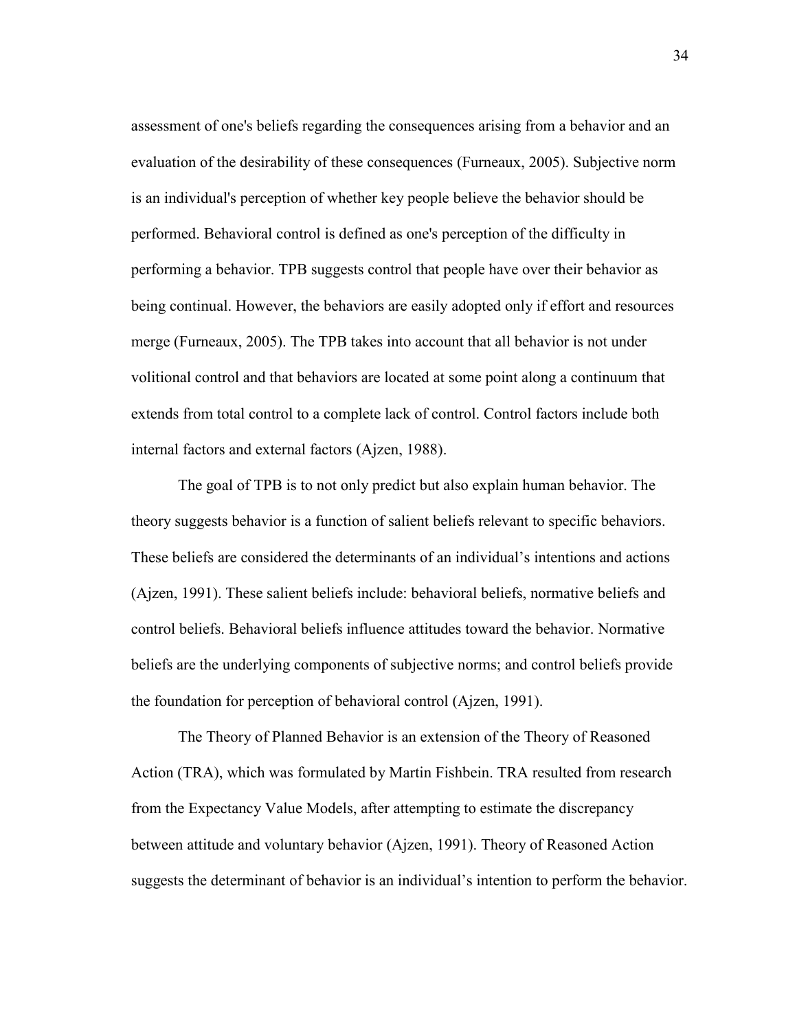assessment of one's beliefs regarding the consequences arising from a behavior and an evaluation of the desirability of these consequences (Furneaux, 2005). Subjective norm is an individual's perception of whether key people believe the behavior should be performed. Behavioral control is defined as one's perception of the difficulty in performing a behavior. TPB suggests control that people have over their behavior as being continual. However, the behaviors are easily adopted only if effort and resources merge (Furneaux, 2005). The TPB takes into account that all behavior is not under volitional control and that behaviors are located at some point along a continuum that extends from total control to a complete lack of control. Control factors include both internal factors and external factors (Ajzen, 1988).

The goal of TPB is to not only predict but also explain human behavior. The theory suggests behavior is a function of salient beliefs relevant to specific behaviors. These beliefs are considered the determinants of an individual's intentions and actions (Ajzen, 1991). These salient beliefs include: behavioral beliefs, normative beliefs and control beliefs. Behavioral beliefs influence attitudes toward the behavior. Normative beliefs are the underlying components of subjective norms; and control beliefs provide the foundation for perception of behavioral control (Ajzen, 1991).

The Theory of Planned Behavior is an extension of the Theory of Reasoned Action (TRA), which was formulated by Martin Fishbein. TRA resulted from research from the Expectancy Value Models, after attempting to estimate the discrepancy between attitude and voluntary behavior (Ajzen, 1991). Theory of Reasoned Action suggests the determinant of behavior is an individual's intention to perform the behavior.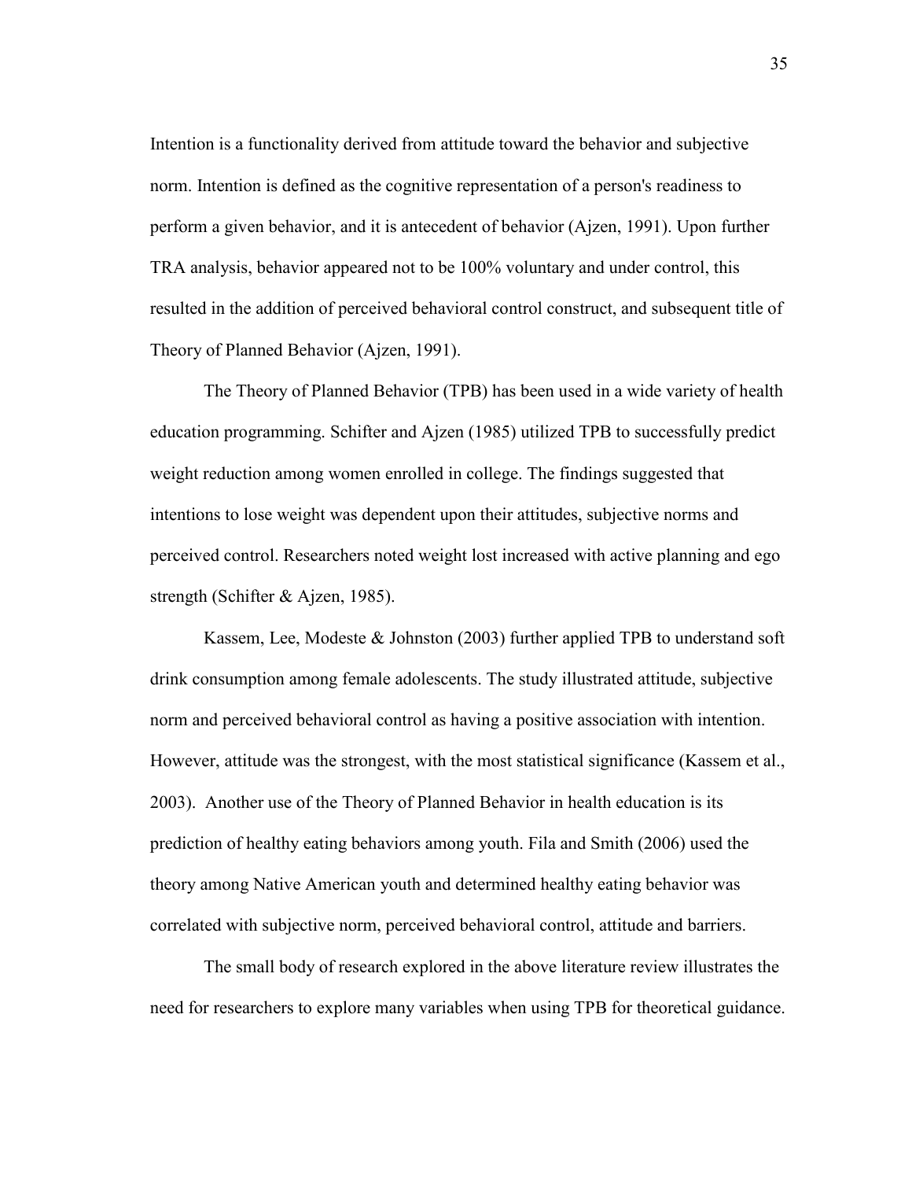Intention is a functionality derived from attitude toward the behavior and subjective norm. Intention is defined as the cognitive representation of a person's readiness to perform a given behavior, and it is antecedent of behavior (Ajzen, 1991). Upon further TRA analysis, behavior appeared not to be 100% voluntary and under control, this resulted in the addition of perceived behavioral control construct, and subsequent title of Theory of Planned Behavior (Ajzen, 1991).

The Theory of Planned Behavior (TPB) has been used in a wide variety of health education programming. Schifter and Ajzen (1985) utilized TPB to successfully predict weight reduction among women enrolled in college. The findings suggested that intentions to lose weight was dependent upon their attitudes, subjective norms and perceived control. Researchers noted weight lost increased with active planning and ego strength (Schifter & Ajzen, 1985).

Kassem, Lee, Modeste & Johnston (2003) further applied TPB to understand soft drink consumption among female adolescents. The study illustrated attitude, subjective norm and perceived behavioral control as having a positive association with intention. However, attitude was the strongest, with the most statistical significance (Kassem et al., 2003). Another use of the Theory of Planned Behavior in health education is its prediction of healthy eating behaviors among youth. Fila and Smith (2006) used the theory among Native American youth and determined healthy eating behavior was correlated with subjective norm, perceived behavioral control, attitude and barriers.

The small body of research explored in the above literature review illustrates the need for researchers to explore many variables when using TPB for theoretical guidance.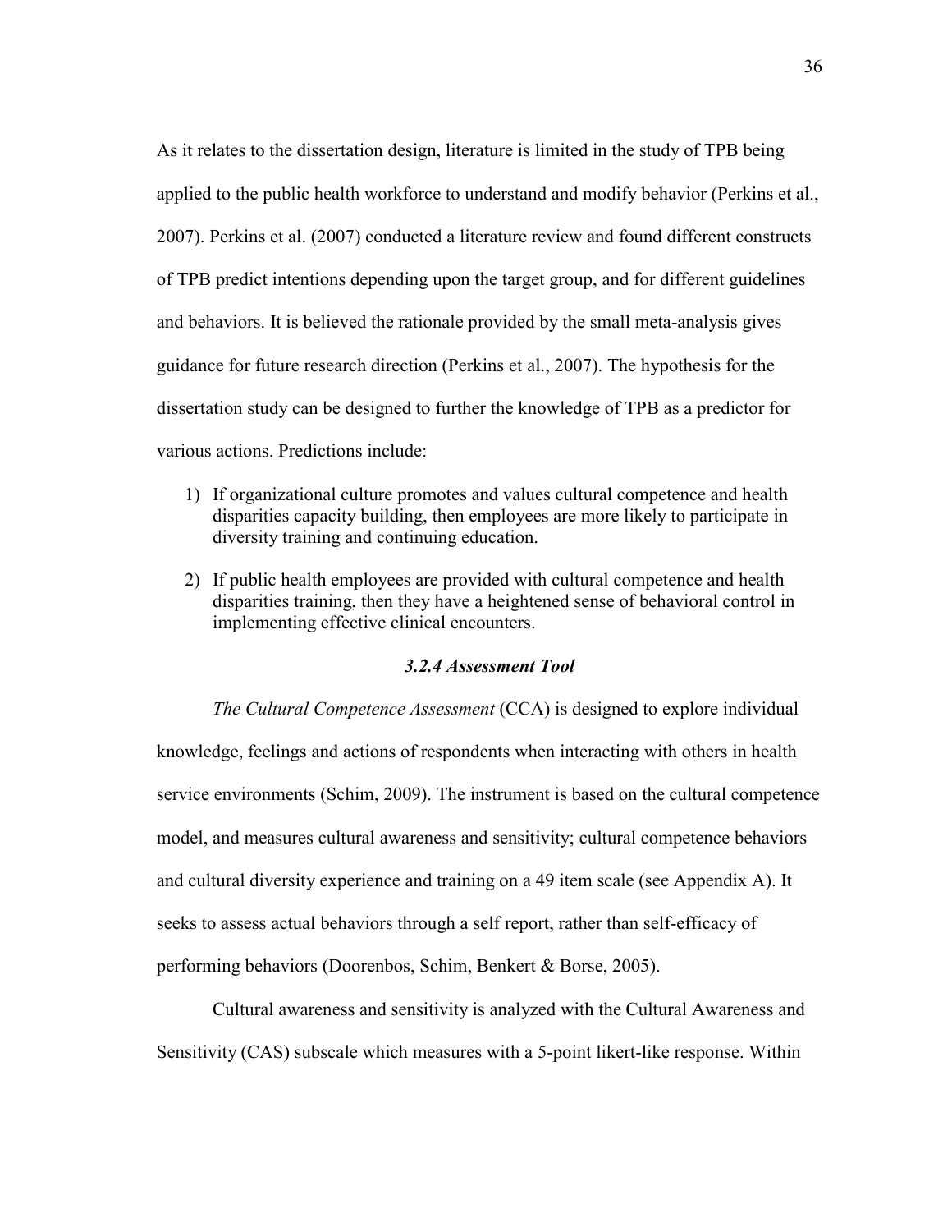As it relates to the dissertation design, literature is limited in the study of TPB being applied to the public health workforce to understand and modify behavior (Perkins et al., 2007). Perkins et al. (2007) conducted a literature review and found different constructs of TPB predict intentions depending upon the target group, and for different guidelines and behaviors. It is believed the rationale provided by the small meta-analysis gives guidance for future research direction (Perkins et al., 2007). The hypothesis for the dissertation study can be designed to further the knowledge of TPB as a predictor for various actions. Predictions include:

1) If organizational culture promotes and values cultural competence and health disparities capacity building, then employees are more likely to participate in diversity training and continuing education.
2) If public health employees are provided with cultural competence and health disparities training, then they have a heightened sense of behavioral control in implementing effective clinical encounters.

### *3.2.4 Assessment Tool*

*The Cultural Competence Assessment* (CCA) is designed to explore individual knowledge, feelings and actions of respondents when interacting with others in health service environments (Schim, 2009). The instrument is based on the cultural competence model, and measures cultural awareness and sensitivity; cultural competence behaviors and cultural diversity experience and training on a 49 item scale (see Appendix A). It seeks to assess actual behaviors through a self report, rather than self-efficacy of performing behaviors (Doorenbos, Schim, Benkert & Borse, 2005).

Cultural awareness and sensitivity is analyzed with the Cultural Awareness and Sensitivity (CAS) subscale which measures with a 5-point likert-like response. Within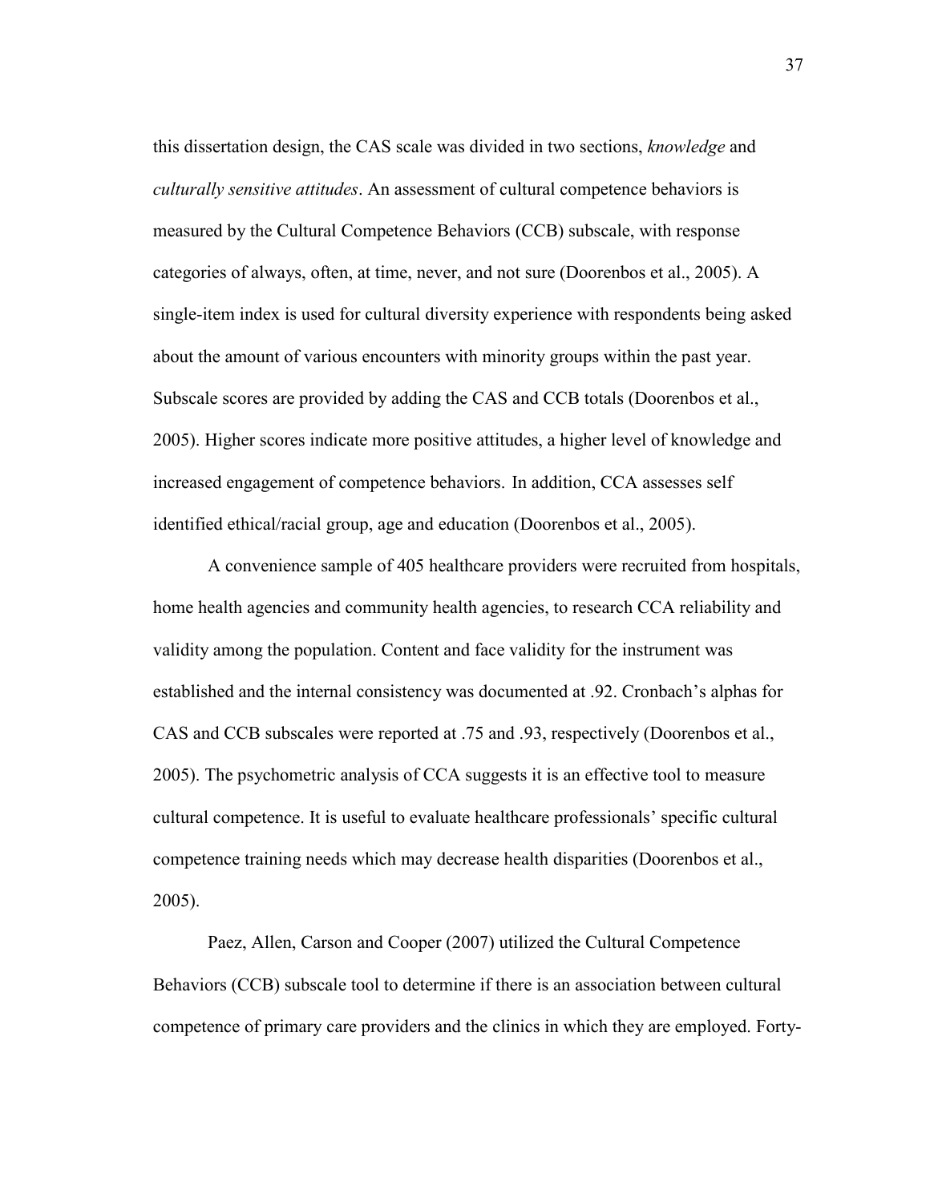this dissertation design, the CAS scale was divided in two sections, *knowledge* and *culturally sensitive attitudes*. An assessment of cultural competence behaviors is measured by the Cultural Competence Behaviors (CCB) subscale, with response categories of always, often, at time, never, and not sure (Doorenbos et al., 2005). A single-item index is used for cultural diversity experience with respondents being asked about the amount of various encounters with minority groups within the past year. Subscale scores are provided by adding the CAS and CCB totals (Doorenbos et al., 2005). Higher scores indicate more positive attitudes, a higher level of knowledge and increased engagement of competence behaviors. In addition, CCA assesses self identified ethical/racial group, age and education (Doorenbos et al., 2005).

A convenience sample of 405 healthcare providers were recruited from hospitals, home health agencies and community health agencies, to research CCA reliability and validity among the population. Content and face validity for the instrument was established and the internal consistency was documented at .92. Cronbach's alphas for CAS and CCB subscales were reported at .75 and .93, respectively (Doorenbos et al., 2005). The psychometric analysis of CCA suggests it is an effective tool to measure cultural competence. It is useful to evaluate healthcare professionals' specific cultural competence training needs which may decrease health disparities (Doorenbos et al., 2005).

Paez, Allen, Carson and Cooper (2007) utilized the Cultural Competence Behaviors (CCB) subscale tool to determine if there is an association between cultural competence of primary care providers and the clinics in which they are employed. Forty-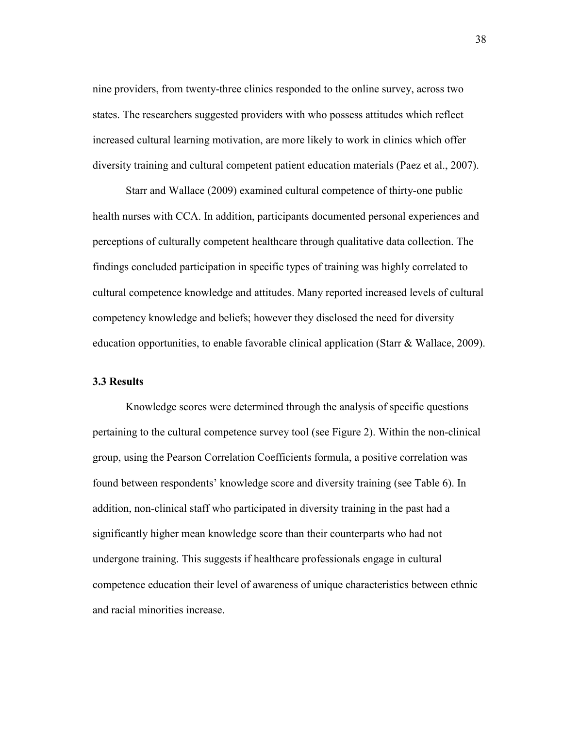nine providers, from twenty-three clinics responded to the online survey, across two states. The researchers suggested providers with who possess attitudes which reflect increased cultural learning motivation, are more likely to work in clinics which offer diversity training and cultural competent patient education materials (Paez et al., 2007).

Starr and Wallace (2009) examined cultural competence of thirty-one public health nurses with CCA. In addition, participants documented personal experiences and perceptions of culturally competent healthcare through qualitative data collection. The findings concluded participation in specific types of training was highly correlated to cultural competence knowledge and attitudes. Many reported increased levels of cultural competency knowledge and beliefs; however they disclosed the need for diversity education opportunities, to enable favorable clinical application (Starr & Wallace, 2009).

### 3.3 Results

Knowledge scores were determined through the analysis of specific questions pertaining to the cultural competence survey tool (see Figure 2). Within the non-clinical group, using the Pearson Correlation Coefficients formula, a positive correlation was found between respondents' knowledge score and diversity training (see Table 6). In addition, non-clinical staff who participated in diversity training in the past had a significantly higher mean knowledge score than their counterparts who had not undergone training. This suggests if healthcare professionals engage in cultural competence education their level of awareness of unique characteristics between ethnic and racial minorities increase.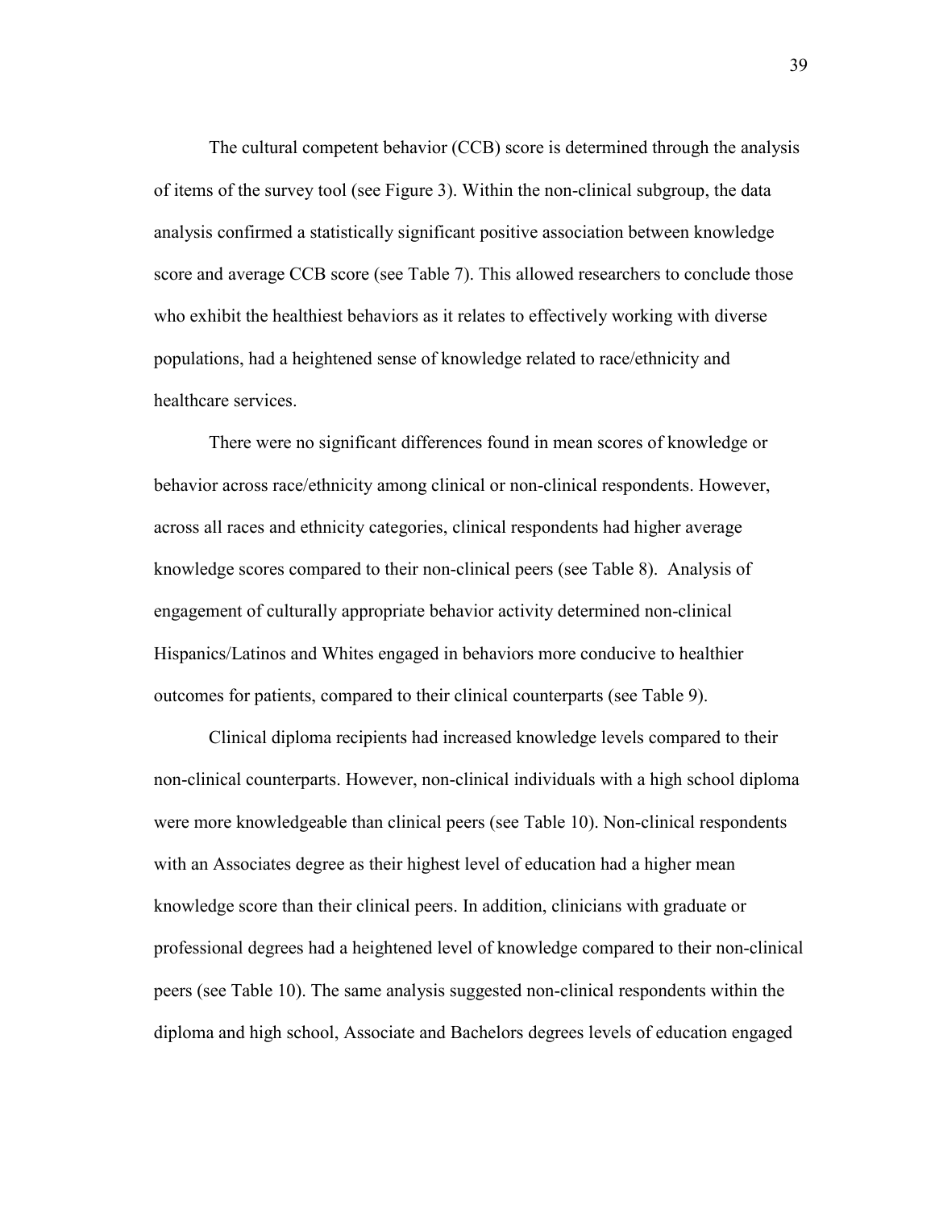The cultural competent behavior (CCB) score is determined through the analysis of items of the survey tool (see Figure 3). Within the non-clinical subgroup, the data analysis confirmed a statistically significant positive association between knowledge score and average CCB score (see Table 7). This allowed researchers to conclude those who exhibit the healthiest behaviors as it relates to effectively working with diverse populations, had a heightened sense of knowledge related to race/ethnicity and healthcare services.

There were no significant differences found in mean scores of knowledge or behavior across race/ethnicity among clinical or non-clinical respondents. However, across all races and ethnicity categories, clinical respondents had higher average knowledge scores compared to their non-clinical peers (see Table 8). Analysis of engagement of culturally appropriate behavior activity determined non-clinical Hispanics/Latinos and Whites engaged in behaviors more conducive to healthier outcomes for patients, compared to their clinical counterparts (see Table 9).

Clinical diploma recipients had increased knowledge levels compared to their non-clinical counterparts. However, non-clinical individuals with a high school diploma were more knowledgeable than clinical peers (see Table 10). Non-clinical respondents with an Associates degree as their highest level of education had a higher mean knowledge score than their clinical peers. In addition, clinicians with graduate or professional degrees had a heightened level of knowledge compared to their non-clinical peers (see Table 10). The same analysis suggested non-clinical respondents within the diploma and high school, Associate and Bachelors degrees levels of education engaged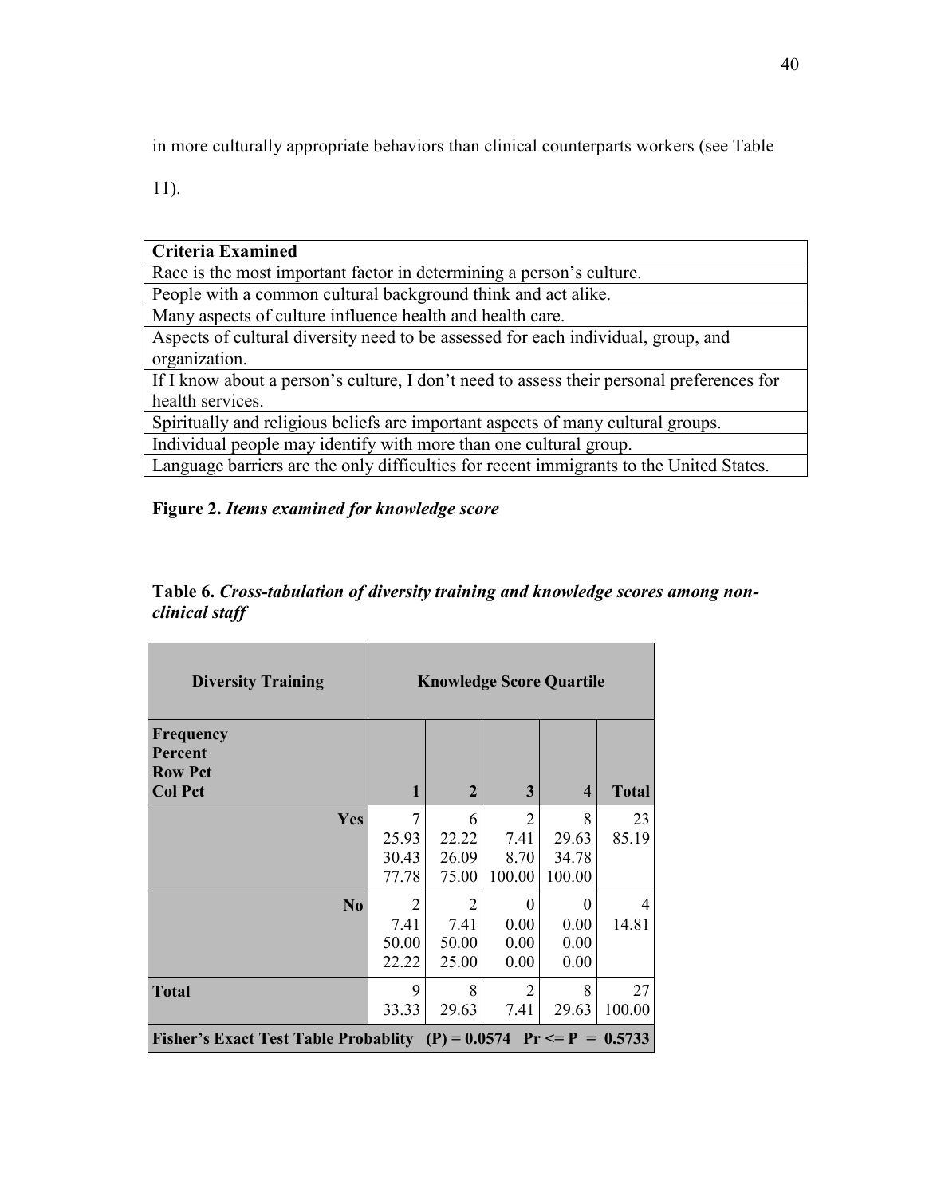in more culturally appropriate behaviors than clinical counterparts workers (see Table 11).

| **Criteria Examined** |
|---|
| Race is the most important factor in determining a person's culture. |
| People with a common cultural background think and act alike. |
| Many aspects of culture influence health and health care. |
| Aspects of cultural diversity need to be assessed for each individual, group, and organization. |
| If I know about a person's culture, I don't need to assess their personal preferences for health services. |
| Spiritually and religious beliefs are important aspects of many cultural groups. |
| Individual people may identify with more than one cultural group. |
| Language barriers are the only difficulties for recent immigrants to the United States. |

**Figure 2.** ***Items examined for knowledge score***

**Table 6.** ***Cross-tabulation of diversity training and knowledge scores among non-clinical staff***

| **Diversity Training** | **Knowledge Score Quartile** | | | | |
|---|---|---|---|---|---|
| **Frequency**<br>**Percent**<br>**Row Pct**<br>**Col Pct** | **1** | **2** | **3** | **4** | **Total** |
| **Yes** | 7<br>25.93<br>30.43<br>77.78 | 6<br>22.22<br>26.09<br>75.00 | 2<br>7.41<br>8.70<br>100.00 | 8<br>29.63<br>34.78<br>100.00 | 23<br>85.19 |
| **No** | 2<br>7.41<br>50.00<br>22.22 | 2<br>7.41<br>50.00<br>25.00 | 0<br>0.00<br>0.00<br>0.00 | 0<br>0.00<br>0.00<br>0.00 | 4<br>14.81 |
| **Total** | 9<br>33.33 | 8<br>29.63 | 2<br>7.41 | 8<br>29.63 | 27<br>100.00 |
| **Fisher's Exact Test Table Probablity (P) = 0.0574 Pr <= P = 0.5733** | | | | | |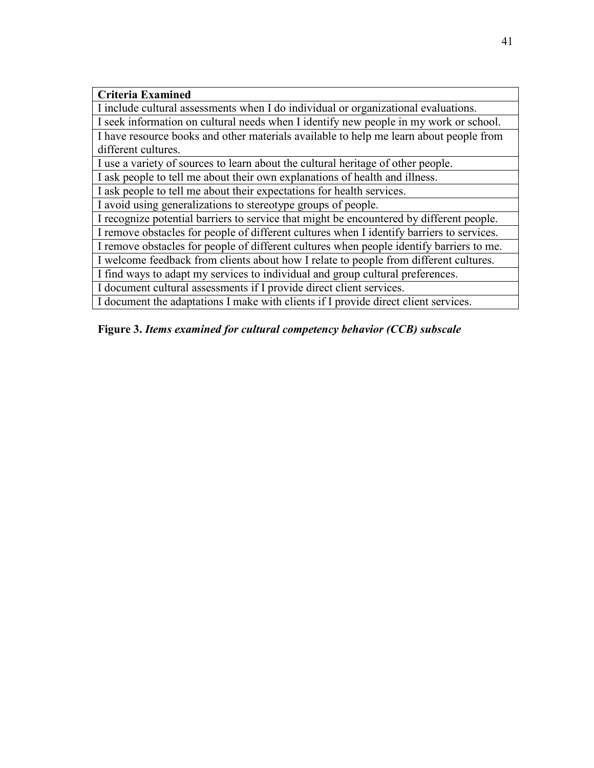| **Criteria Examined** |
| --- |
| I include cultural assessments when I do individual or organizational evaluations. |
| I seek information on cultural needs when I identify new people in my work or school. |
| I have resource books and other materials available to help me learn about people from different cultures. |
| I use a variety of sources to learn about the cultural heritage of other people. |
| I ask people to tell me about their own explanations of health and illness. |
| I ask people to tell me about their expectations for health services. |
| I avoid using generalizations to stereotype groups of people. |
| I recognize potential barriers to service that might be encountered by different people. |
| I remove obstacles for people of different cultures when I identify barriers to services. |
| I remove obstacles for people of different cultures when people identify barriers to me. |
| I welcome feedback from clients about how I relate to people from different cultures. |
| I find ways to adapt my services to individual and group cultural preferences. |
| I document cultural assessments if I provide direct client services. |
| I document the adaptations I make with clients if I provide direct client services. |

**Figure 3.** ***Items examined for cultural competency behavior (CCB) subscale***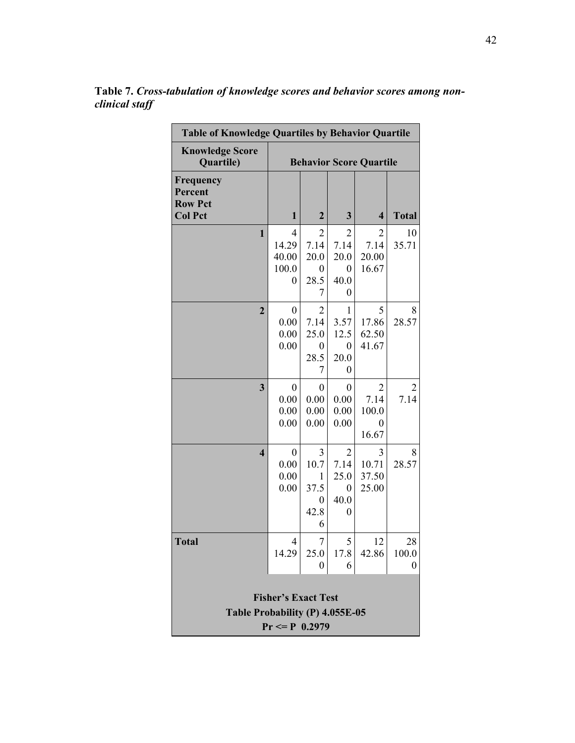**Table 7.** ***Cross-tabulation of knowledge scores and behavior scores among non-clinical staff***

| Table of Knowledge Quartiles by Behavior Quartile | | | | | |
|---|---|---|---|---|---|
| **Knowledge Score Quartile)** | **Behavior Score Quartile** | | | | |
| **Frequency Percent Row Pct Col Pct** | **1** | **2** | **3** | **4** | **Total** |
| **1** | 4<br>14.29<br>40.00<br>100.00 | 2<br>7.14<br>20.00<br>28.57 | 2<br>7.14<br>20.00<br>40.00 | 2<br>7.14<br>20.00<br>16.67 | 10<br>35.71 |
| **2** | 0<br>0.00<br>0.00<br>0.00 | 2<br>7.14<br>25.00<br>28.57 | 1<br>3.57<br>12.50<br>20.00 | 5<br>17.86<br>62.50<br>41.67 | 8<br>28.57 |
| **3** | 0<br>0.00<br>0.00<br>0.00 | 0<br>0.00<br>0.00<br>0.00 | 0<br>0.00<br>0.00<br>0.00 | 2<br>7.14<br>100.00<br>16.67 | 2<br>7.14 |
| **4** | 0<br>0.00<br>0.00<br>0.00 | 3<br>10.71<br>37.50<br>42.86 | 2<br>7.14<br>25.00<br>40.00 | 3<br>10.71<br>37.50<br>25.00 | 8<br>28.57 |
| **Total** | 4<br>14.29 | 7<br>25.00 | 5<br>17.86 | 12<br>42.86 | 28<br>100.00 |

**Fisher's Exact Test**
**Table Probability (P) 4.055E-05**
**Pr <= P 0.2979**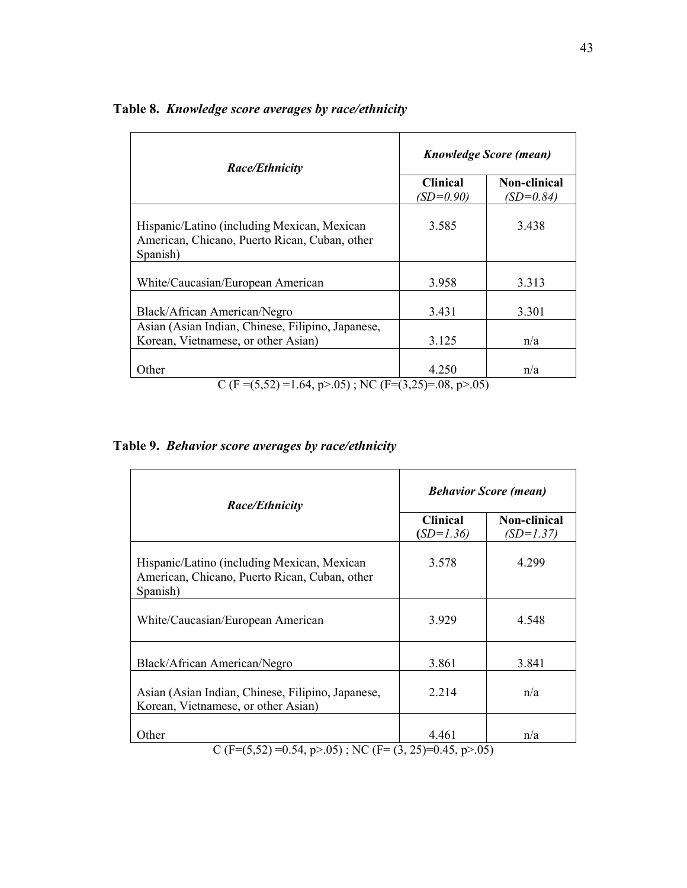**Table 8.** ***Knowledge score averages by race/ethnicity***

| *Race/Ethnicity* | *Knowledge Score (mean)* | |
|---|---|---|
| | **Clinical** *(SD=0.90)* | **Non-clinical** *(SD=0.84)* |
| Hispanic/Latino (including Mexican, Mexican American, Chicano, Puerto Rican, Cuban, other Spanish) | 3.585 | 3.438 |
| White/Caucasian/European American | 3.958 | 3.313 |
| Black/African American/Negro | 3.431 | 3.301 |
| Asian (Asian Indian, Chinese, Filipino, Japanese, Korean, Vietnamese, or other Asian) | 3.125 | n/a |
| Other | 4.250 | n/a |

C ($F_{(5,52)} = 1.64$, $p > .05$) ; NC ($F_{(3,25)} = .08$, $p > .05$)

**Table 9.** ***Behavior score averages by race/ethnicity***

| *Race/Ethnicity* | *Behavior Score (mean)* | |
|---|---|---|
| | **Clinical** *(SD=1.36)* | **Non-clinical** *(SD=1.37)* |
| Hispanic/Latino (including Mexican, Mexican American, Chicano, Puerto Rican, Cuban, other Spanish) | 3.578 | 4.299 |
| White/Caucasian/European American | 3.929 | 4.548 |
| Black/African American/Negro | 3.861 | 3.841 |
| Asian (Asian Indian, Chinese, Filipino, Japanese, Korean, Vietnamese, or other Asian) | 2.214 | n/a |
| Other | 4.461 | n/a |

C ($F_{(5,52)} = 0.54$, $p > .05$) ; NC ($F_{(3,25)} = 0.45$, $p > .05$)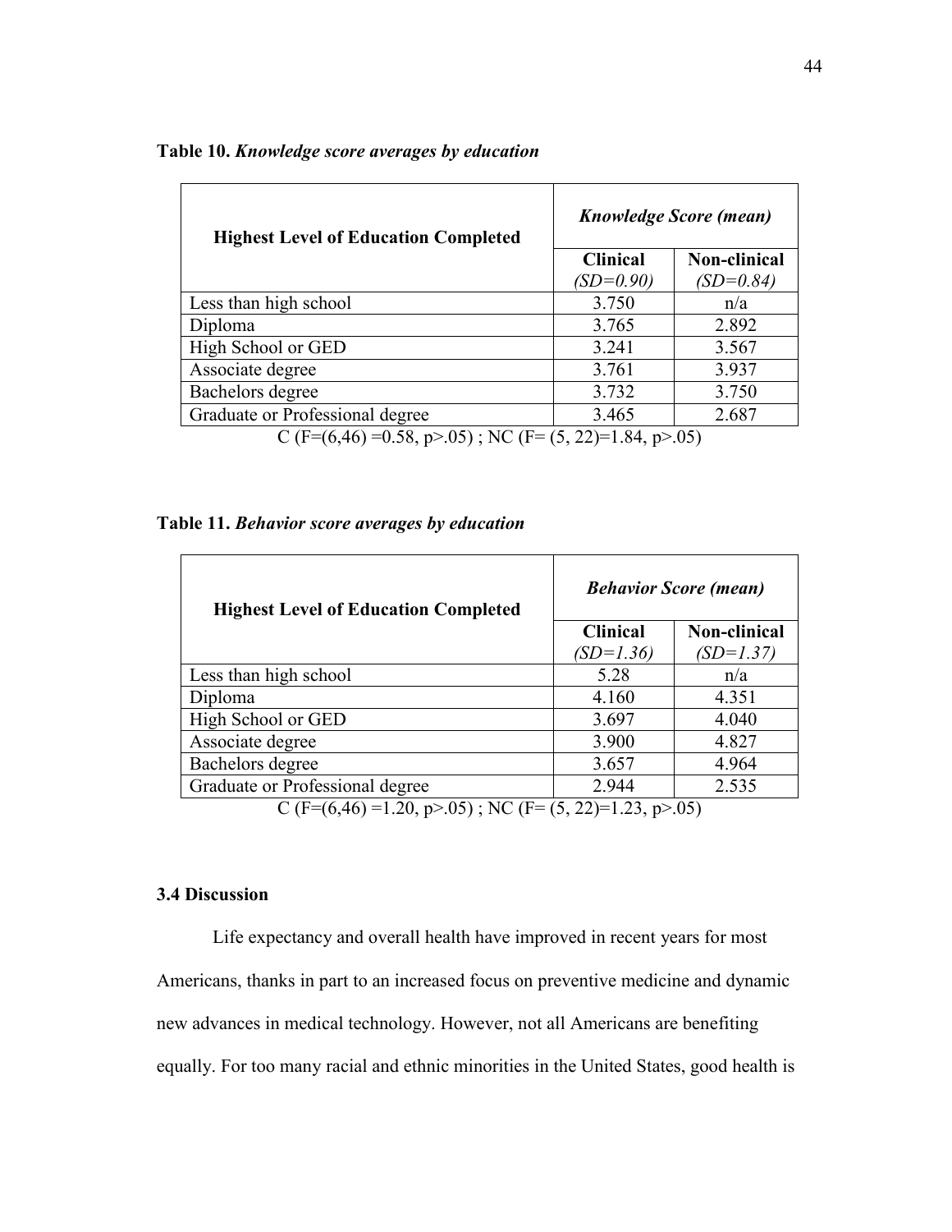**Table 10.** ***Knowledge score averages by education***

| Highest Level of Education Completed | *Knowledge Score (mean)* | |
|---|---|---|
| | **Clinical** *(SD=0.90)* | **Non-clinical** *(SD=0.84)* |
| Less than high school | 3.750 | n/a |
| Diploma | 3.765 | 2.892 |
| High School or GED | 3.241 | 3.567 |
| Associate degree | 3.761 | 3.937 |
| Bachelors degree | 3.732 | 3.750 |
| Graduate or Professional degree | 3.465 | 2.687 |

C ($F=(6,46)=0.58$, $p>.05$) ; NC ($F=(5, 22)=1.84$, $p>.05$)

**Table 11.** ***Behavior score averages by education***

| Highest Level of Education Completed | *Behavior Score (mean)* | |
|---|---|---|
| | **Clinical** *(SD=1.36)* | **Non-clinical** *(SD=1.37)* |
| Less than high school | 5.28 | n/a |
| Diploma | 4.160 | 4.351 |
| High School or GED | 3.697 | 4.040 |
| Associate degree | 3.900 | 4.827 |
| Bachelors degree | 3.657 | 4.964 |
| Graduate or Professional degree | 2.944 | 2.535 |

C ($F=(6,46)=1.20$, $p>.05$) ; NC ($F=(5, 22)=1.23$, $p>.05$)

### 3.4 Discussion

Life expectancy and overall health have improved in recent years for most Americans, thanks in part to an increased focus on preventive medicine and dynamic new advances in medical technology. However, not all Americans are benefiting equally. For too many racial and ethnic minorities in the United States, good health is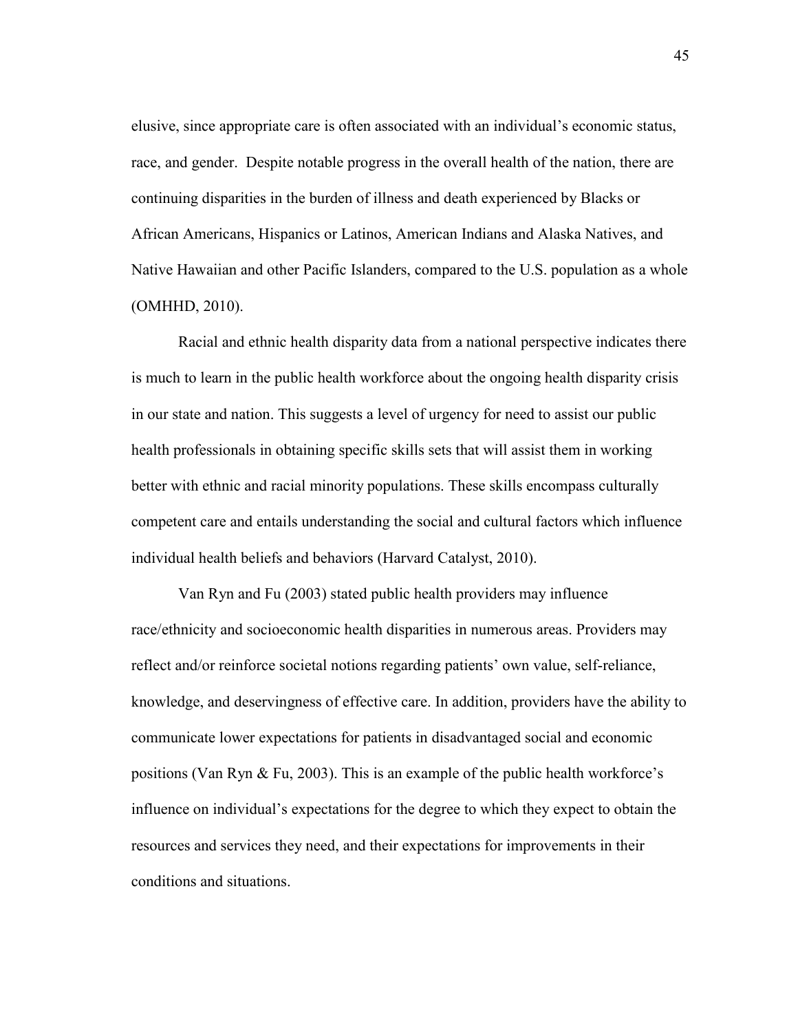elusive, since appropriate care is often associated with an individual's economic status, race, and gender. Despite notable progress in the overall health of the nation, there are continuing disparities in the burden of illness and death experienced by Blacks or African Americans, Hispanics or Latinos, American Indians and Alaska Natives, and Native Hawaiian and other Pacific Islanders, compared to the U.S. population as a whole (OMHHD, 2010).

Racial and ethnic health disparity data from a national perspective indicates there is much to learn in the public health workforce about the ongoing health disparity crisis in our state and nation. This suggests a level of urgency for need to assist our public health professionals in obtaining specific skills sets that will assist them in working better with ethnic and racial minority populations. These skills encompass culturally competent care and entails understanding the social and cultural factors which influence individual health beliefs and behaviors (Harvard Catalyst, 2010).

Van Ryn and Fu (2003) stated public health providers may influence race/ethnicity and socioeconomic health disparities in numerous areas. Providers may reflect and/or reinforce societal notions regarding patients' own value, self-reliance, knowledge, and deservingness of effective care. In addition, providers have the ability to communicate lower expectations for patients in disadvantaged social and economic positions (Van Ryn & Fu, 2003). This is an example of the public health workforce's influence on individual's expectations for the degree to which they expect to obtain the resources and services they need, and their expectations for improvements in their conditions and situations.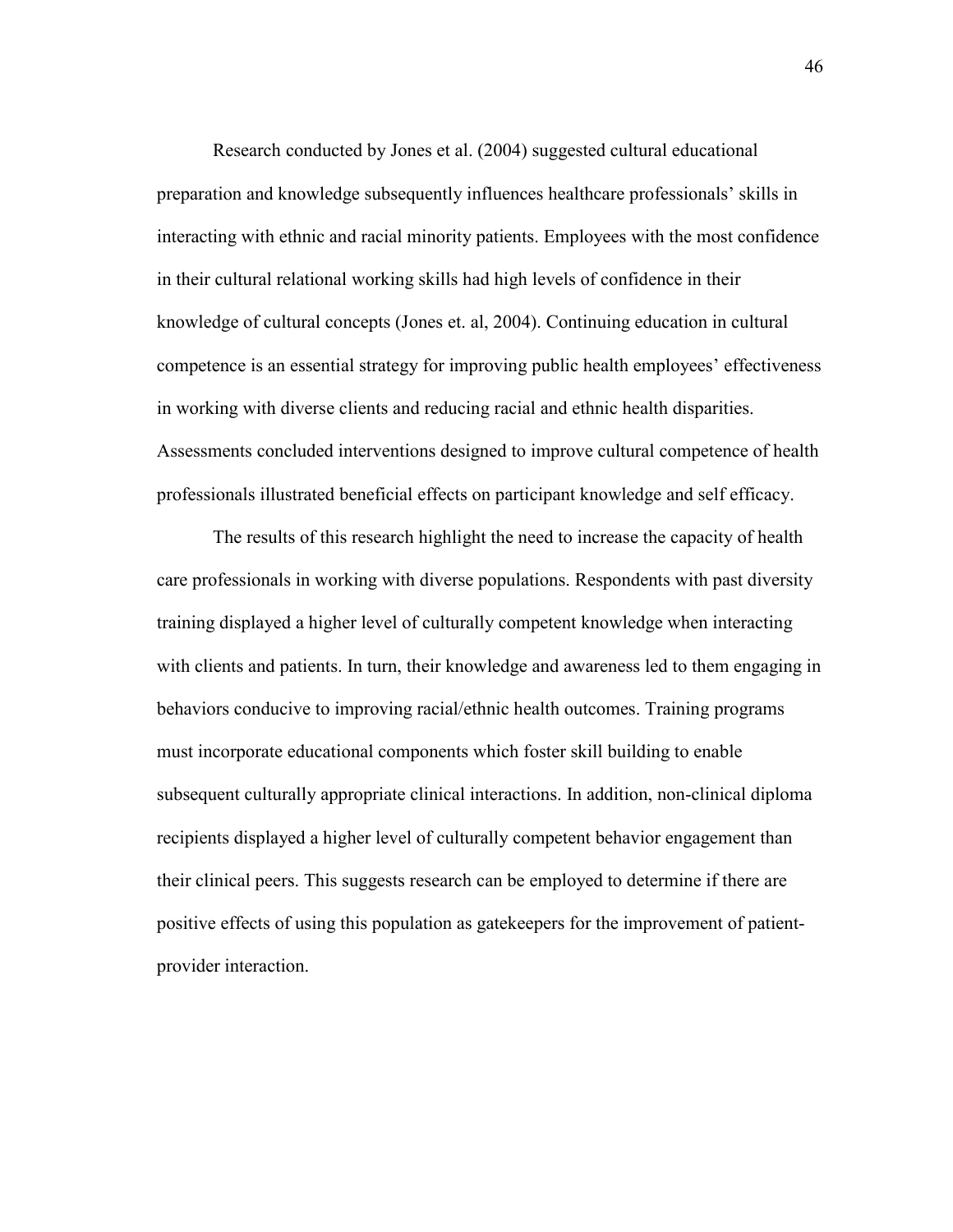Research conducted by Jones et al. (2004) suggested cultural educational preparation and knowledge subsequently influences healthcare professionals' skills in interacting with ethnic and racial minority patients. Employees with the most confidence in their cultural relational working skills had high levels of confidence in their knowledge of cultural concepts (Jones et. al, 2004). Continuing education in cultural competence is an essential strategy for improving public health employees' effectiveness in working with diverse clients and reducing racial and ethnic health disparities. Assessments concluded interventions designed to improve cultural competence of health professionals illustrated beneficial effects on participant knowledge and self efficacy.

The results of this research highlight the need to increase the capacity of health care professionals in working with diverse populations. Respondents with past diversity training displayed a higher level of culturally competent knowledge when interacting with clients and patients. In turn, their knowledge and awareness led to them engaging in behaviors conducive to improving racial/ethnic health outcomes. Training programs must incorporate educational components which foster skill building to enable subsequent culturally appropriate clinical interactions. In addition, non-clinical diploma recipients displayed a higher level of culturally competent behavior engagement than their clinical peers. This suggests research can be employed to determine if there are positive effects of using this population as gatekeepers for the improvement of patient-provider interaction.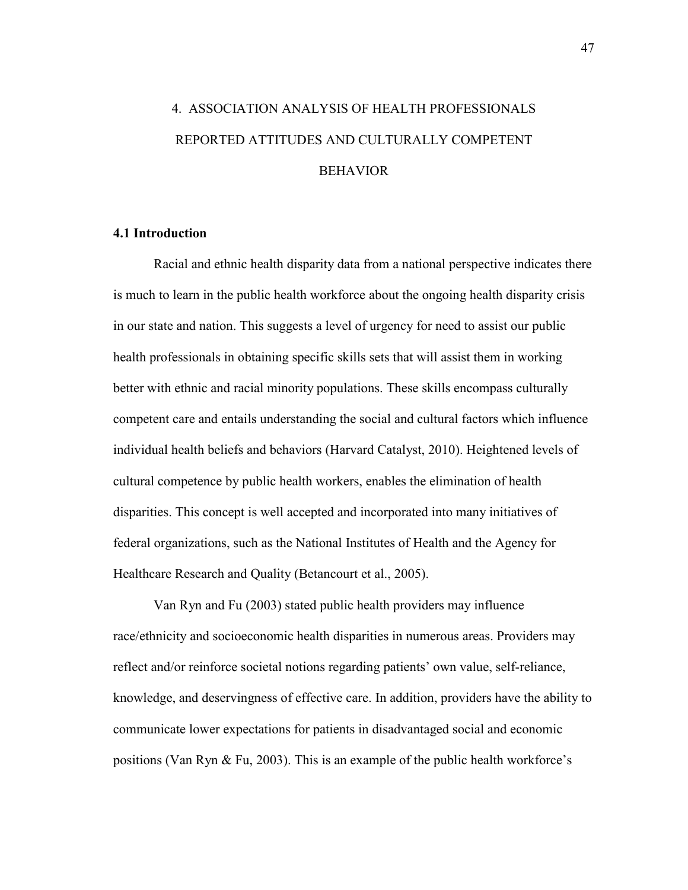# 4. ASSOCIATION ANALYSIS OF HEALTH PROFESSIONALS REPORTED ATTITUDES AND CULTURALLY COMPETENT BEHAVIOR

## 4.1 Introduction

Racial and ethnic health disparity data from a national perspective indicates there is much to learn in the public health workforce about the ongoing health disparity crisis in our state and nation. This suggests a level of urgency for need to assist our public health professionals in obtaining specific skills sets that will assist them in working better with ethnic and racial minority populations. These skills encompass culturally competent care and entails understanding the social and cultural factors which influence individual health beliefs and behaviors (Harvard Catalyst, 2010). Heightened levels of cultural competence by public health workers, enables the elimination of health disparities. This concept is well accepted and incorporated into many initiatives of federal organizations, such as the National Institutes of Health and the Agency for Healthcare Research and Quality (Betancourt et al., 2005).

Van Ryn and Fu (2003) stated public health providers may influence race/ethnicity and socioeconomic health disparities in numerous areas. Providers may reflect and/or reinforce societal notions regarding patients' own value, self-reliance, knowledge, and deservingness of effective care. In addition, providers have the ability to communicate lower expectations for patients in disadvantaged social and economic positions (Van Ryn & Fu, 2003). This is an example of the public health workforce's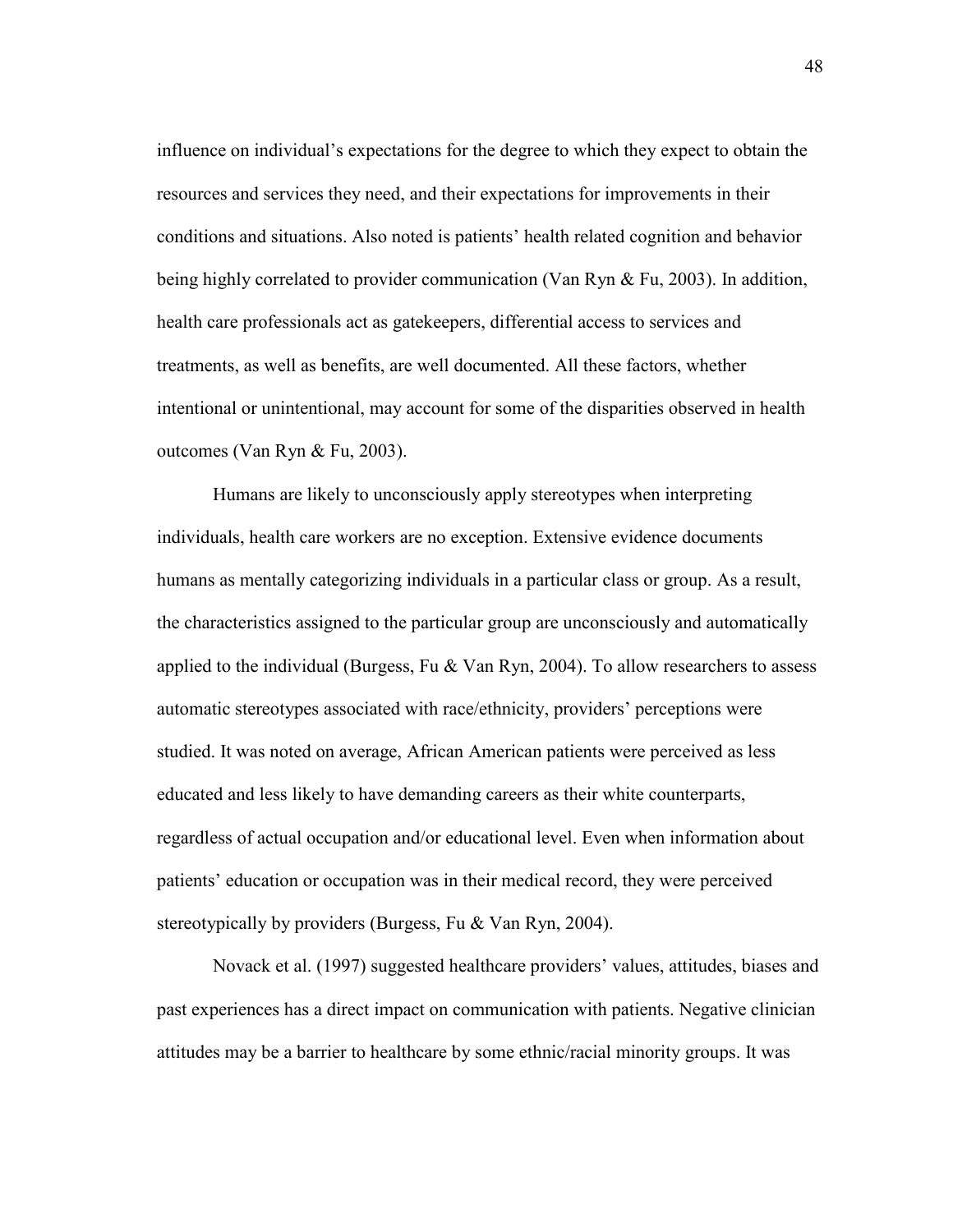influence on individual's expectations for the degree to which they expect to obtain the resources and services they need, and their expectations for improvements in their conditions and situations. Also noted is patients' health related cognition and behavior being highly correlated to provider communication (Van Ryn & Fu, 2003). In addition, health care professionals act as gatekeepers, differential access to services and treatments, as well as benefits, are well documented. All these factors, whether intentional or unintentional, may account for some of the disparities observed in health outcomes (Van Ryn & Fu, 2003).

Humans are likely to unconsciously apply stereotypes when interpreting individuals, health care workers are no exception. Extensive evidence documents humans as mentally categorizing individuals in a particular class or group. As a result, the characteristics assigned to the particular group are unconsciously and automatically applied to the individual (Burgess, Fu & Van Ryn, 2004). To allow researchers to assess automatic stereotypes associated with race/ethnicity, providers' perceptions were studied. It was noted on average, African American patients were perceived as less educated and less likely to have demanding careers as their white counterparts, regardless of actual occupation and/or educational level. Even when information about patients' education or occupation was in their medical record, they were perceived stereotypically by providers (Burgess, Fu & Van Ryn, 2004).

Novack et al. (1997) suggested healthcare providers' values, attitudes, biases and past experiences has a direct impact on communication with patients. Negative clinician attitudes may be a barrier to healthcare by some ethnic/racial minority groups. It was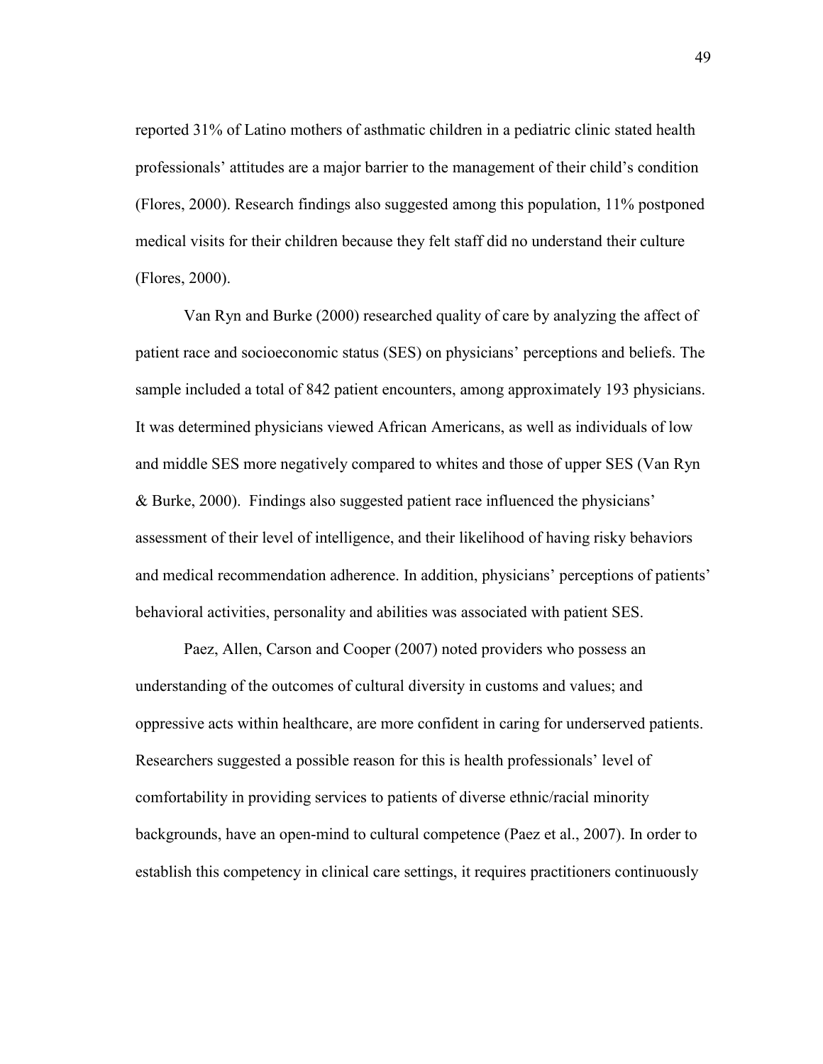reported 31% of Latino mothers of asthmatic children in a pediatric clinic stated health professionals' attitudes are a major barrier to the management of their child's condition (Flores, 2000). Research findings also suggested among this population, 11% postponed medical visits for their children because they felt staff did no understand their culture (Flores, 2000).

Van Ryn and Burke (2000) researched quality of care by analyzing the affect of patient race and socioeconomic status (SES) on physicians' perceptions and beliefs. The sample included a total of 842 patient encounters, among approximately 193 physicians. It was determined physicians viewed African Americans, as well as individuals of low and middle SES more negatively compared to whites and those of upper SES (Van Ryn & Burke, 2000). Findings also suggested patient race influenced the physicians' assessment of their level of intelligence, and their likelihood of having risky behaviors and medical recommendation adherence. In addition, physicians' perceptions of patients' behavioral activities, personality and abilities was associated with patient SES.

Paez, Allen, Carson and Cooper (2007) noted providers who possess an understanding of the outcomes of cultural diversity in customs and values; and oppressive acts within healthcare, are more confident in caring for underserved patients. Researchers suggested a possible reason for this is health professionals' level of comfortability in providing services to patients of diverse ethnic/racial minority backgrounds, have an open-mind to cultural competence (Paez et al., 2007). In order to establish this competency in clinical care settings, it requires practitioners continuously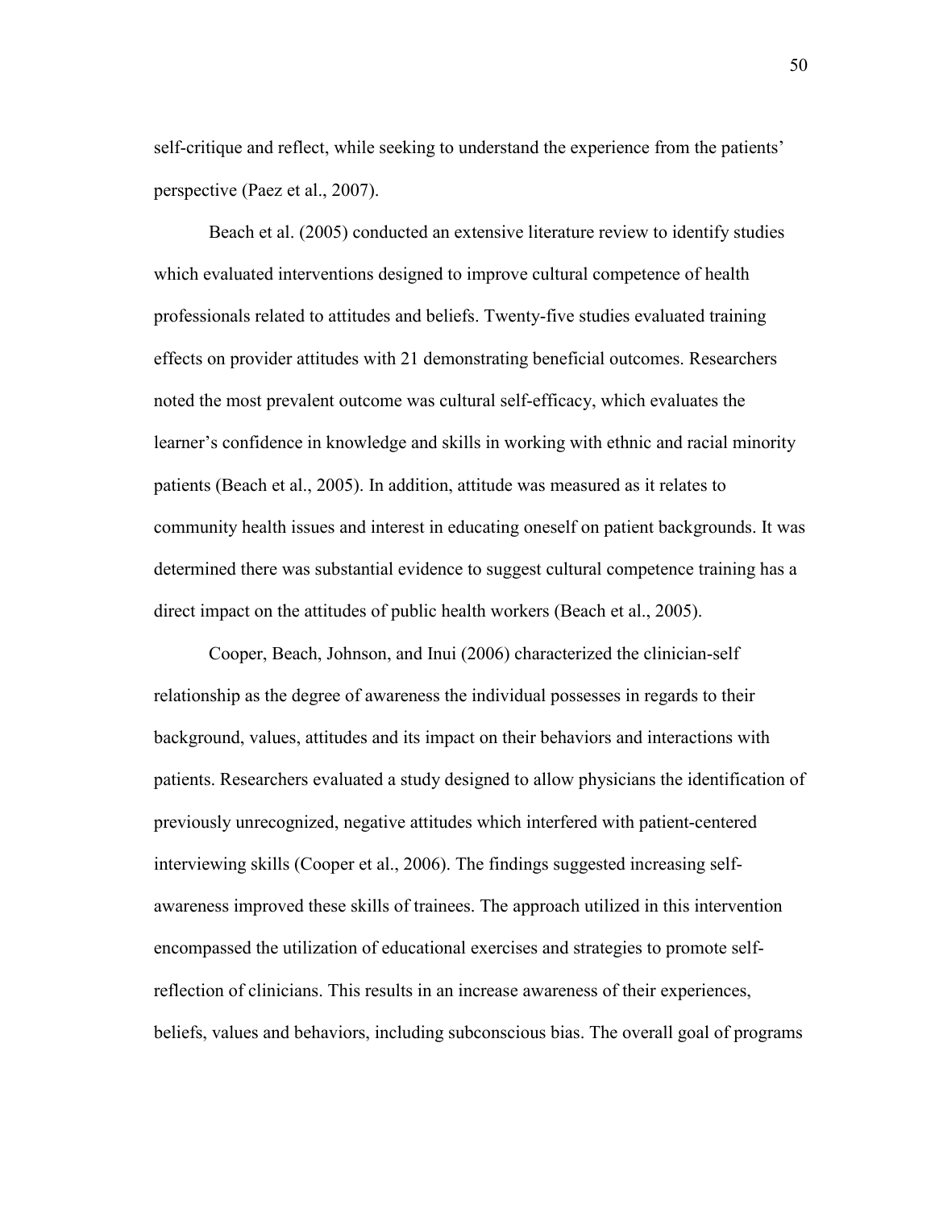self-critique and reflect, while seeking to understand the experience from the patients' perspective (Paez et al., 2007).

Beach et al. (2005) conducted an extensive literature review to identify studies which evaluated interventions designed to improve cultural competence of health professionals related to attitudes and beliefs. Twenty-five studies evaluated training effects on provider attitudes with 21 demonstrating beneficial outcomes. Researchers noted the most prevalent outcome was cultural self-efficacy, which evaluates the learner's confidence in knowledge and skills in working with ethnic and racial minority patients (Beach et al., 2005). In addition, attitude was measured as it relates to community health issues and interest in educating oneself on patient backgrounds. It was determined there was substantial evidence to suggest cultural competence training has a direct impact on the attitudes of public health workers (Beach et al., 2005).

Cooper, Beach, Johnson, and Inui (2006) characterized the clinician-self relationship as the degree of awareness the individual possesses in regards to their background, values, attitudes and its impact on their behaviors and interactions with patients. Researchers evaluated a study designed to allow physicians the identification of previously unrecognized, negative attitudes which interfered with patient-centered interviewing skills (Cooper et al., 2006). The findings suggested increasing self-awareness improved these skills of trainees. The approach utilized in this intervention encompassed the utilization of educational exercises and strategies to promote self-reflection of clinicians. This results in an increase awareness of their experiences, beliefs, values and behaviors, including subconscious bias. The overall goal of programs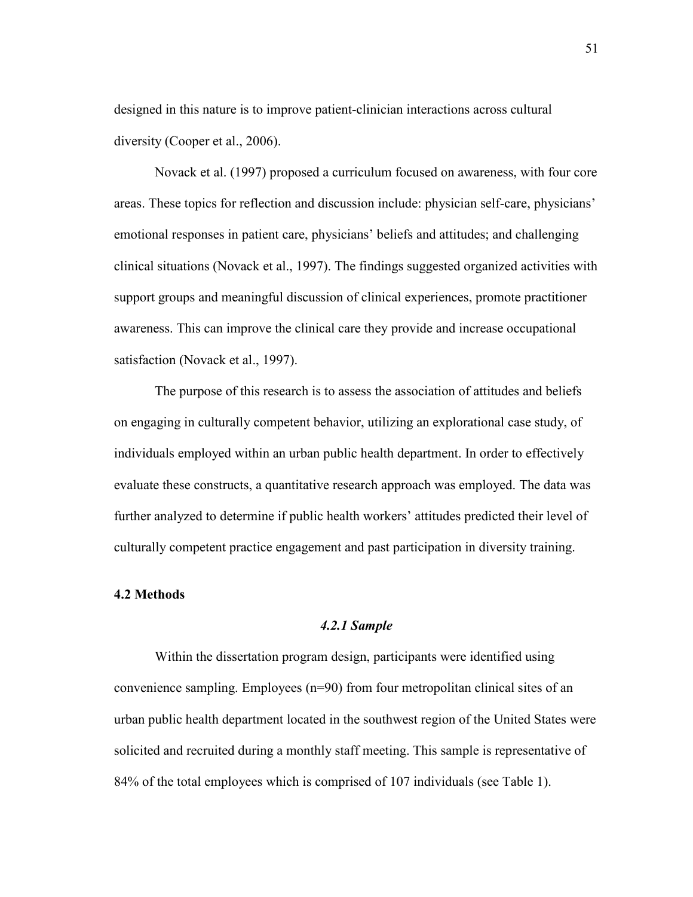designed in this nature is to improve patient-clinician interactions across cultural diversity (Cooper et al., 2006).

Novack et al. (1997) proposed a curriculum focused on awareness, with four core areas. These topics for reflection and discussion include: physician self-care, physicians' emotional responses in patient care, physicians' beliefs and attitudes; and challenging clinical situations (Novack et al., 1997). The findings suggested organized activities with support groups and meaningful discussion of clinical experiences, promote practitioner awareness. This can improve the clinical care they provide and increase occupational satisfaction (Novack et al., 1997).

The purpose of this research is to assess the association of attitudes and beliefs on engaging in culturally competent behavior, utilizing an explorational case study, of individuals employed within an urban public health department. In order to effectively evaluate these constructs, a quantitative research approach was employed. The data was further analyzed to determine if public health workers' attitudes predicted their level of culturally competent practice engagement and past participation in diversity training.

## 4.2 Methods

### *4.2.1 Sample*

Within the dissertation program design, participants were identified using convenience sampling. Employees (n=90) from four metropolitan clinical sites of an urban public health department located in the southwest region of the United States were solicited and recruited during a monthly staff meeting. This sample is representative of 84% of the total employees which is comprised of 107 individuals (see Table 1).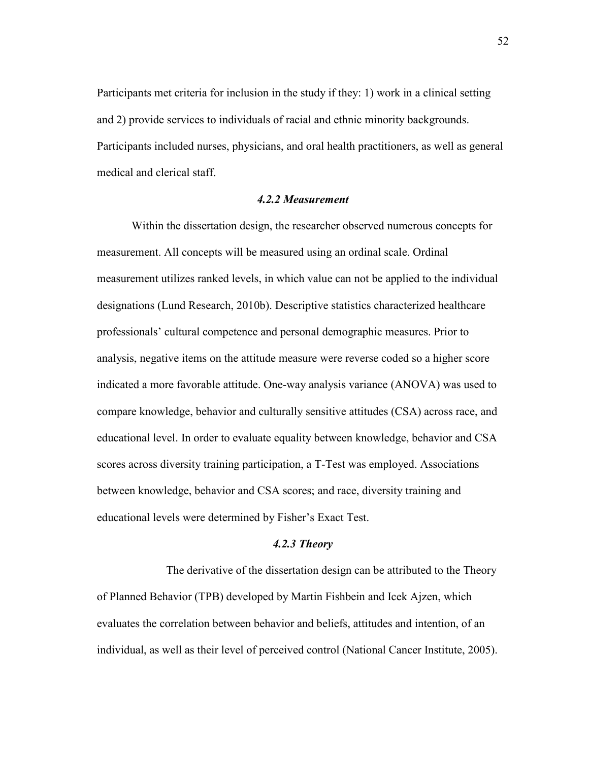Participants met criteria for inclusion in the study if they: 1) work in a clinical setting and 2) provide services to individuals of racial and ethnic minority backgrounds. Participants included nurses, physicians, and oral health practitioners, as well as general medical and clerical staff.

### *4.2.2 Measurement*

Within the dissertation design, the researcher observed numerous concepts for measurement. All concepts will be measured using an ordinal scale. Ordinal measurement utilizes ranked levels, in which value can not be applied to the individual designations (Lund Research, 2010b). Descriptive statistics characterized healthcare professionals' cultural competence and personal demographic measures. Prior to analysis, negative items on the attitude measure were reverse coded so a higher score indicated a more favorable attitude. One-way analysis variance (ANOVA) was used to compare knowledge, behavior and culturally sensitive attitudes (CSA) across race, and educational level. In order to evaluate equality between knowledge, behavior and CSA scores across diversity training participation, a T-Test was employed. Associations between knowledge, behavior and CSA scores; and race, diversity training and educational levels were determined by Fisher's Exact Test.

### *4.2.3 Theory*

The derivative of the dissertation design can be attributed to the Theory of Planned Behavior (TPB) developed by Martin Fishbein and Icek Ajzen, which evaluates the correlation between behavior and beliefs, attitudes and intention, of an individual, as well as their level of perceived control (National Cancer Institute, 2005).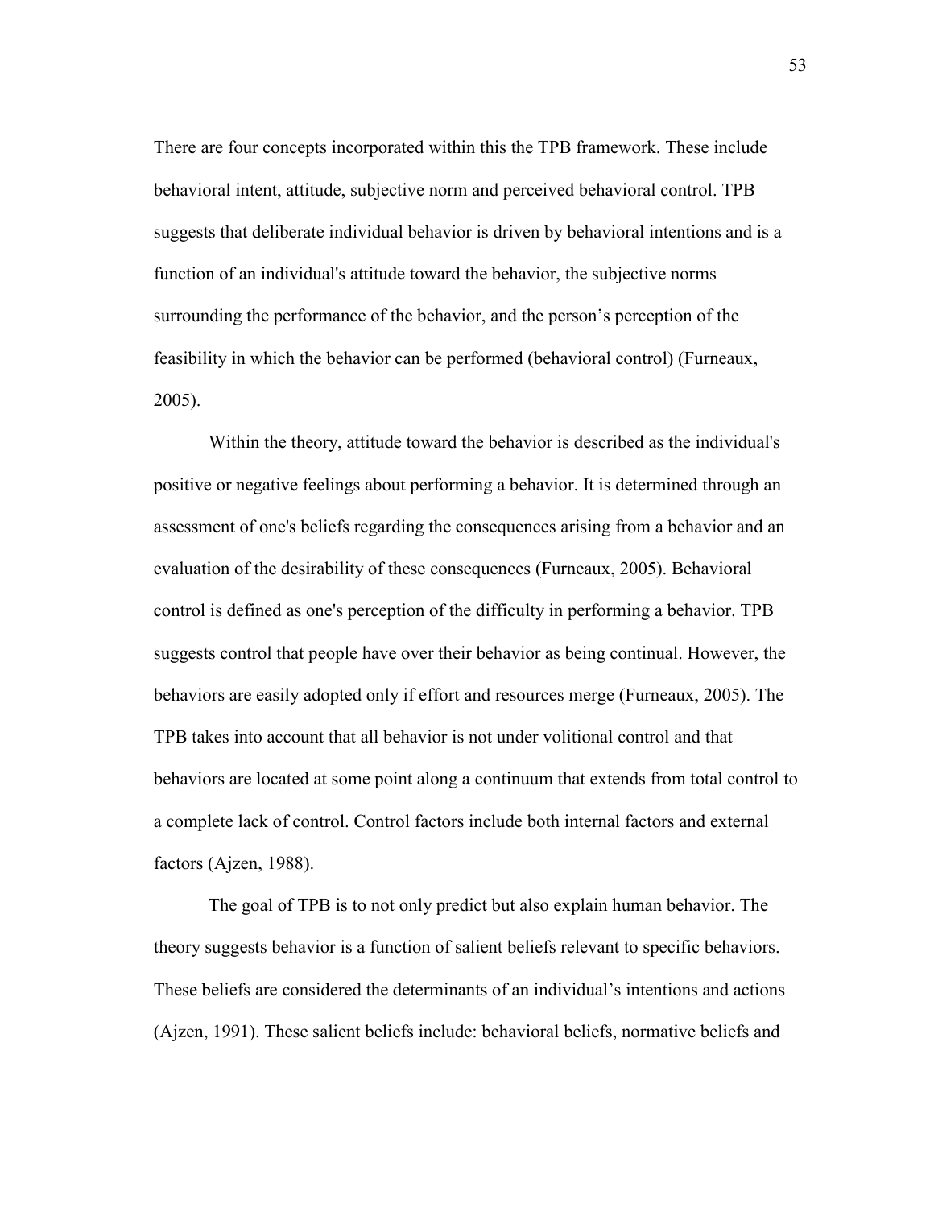There are four concepts incorporated within this the TPB framework. These include behavioral intent, attitude, subjective norm and perceived behavioral control. TPB suggests that deliberate individual behavior is driven by behavioral intentions and is a function of an individual's attitude toward the behavior, the subjective norms surrounding the performance of the behavior, and the person's perception of the feasibility in which the behavior can be performed (behavioral control) (Furneaux, 2005).

Within the theory, attitude toward the behavior is described as the individual's positive or negative feelings about performing a behavior. It is determined through an assessment of one's beliefs regarding the consequences arising from a behavior and an evaluation of the desirability of these consequences (Furneaux, 2005). Behavioral control is defined as one's perception of the difficulty in performing a behavior. TPB suggests control that people have over their behavior as being continual. However, the behaviors are easily adopted only if effort and resources merge (Furneaux, 2005). The TPB takes into account that all behavior is not under volitional control and that behaviors are located at some point along a continuum that extends from total control to a complete lack of control. Control factors include both internal factors and external factors (Ajzen, 1988).

The goal of TPB is to not only predict but also explain human behavior. The theory suggests behavior is a function of salient beliefs relevant to specific behaviors. These beliefs are considered the determinants of an individual's intentions and actions (Ajzen, 1991). These salient beliefs include: behavioral beliefs, normative beliefs and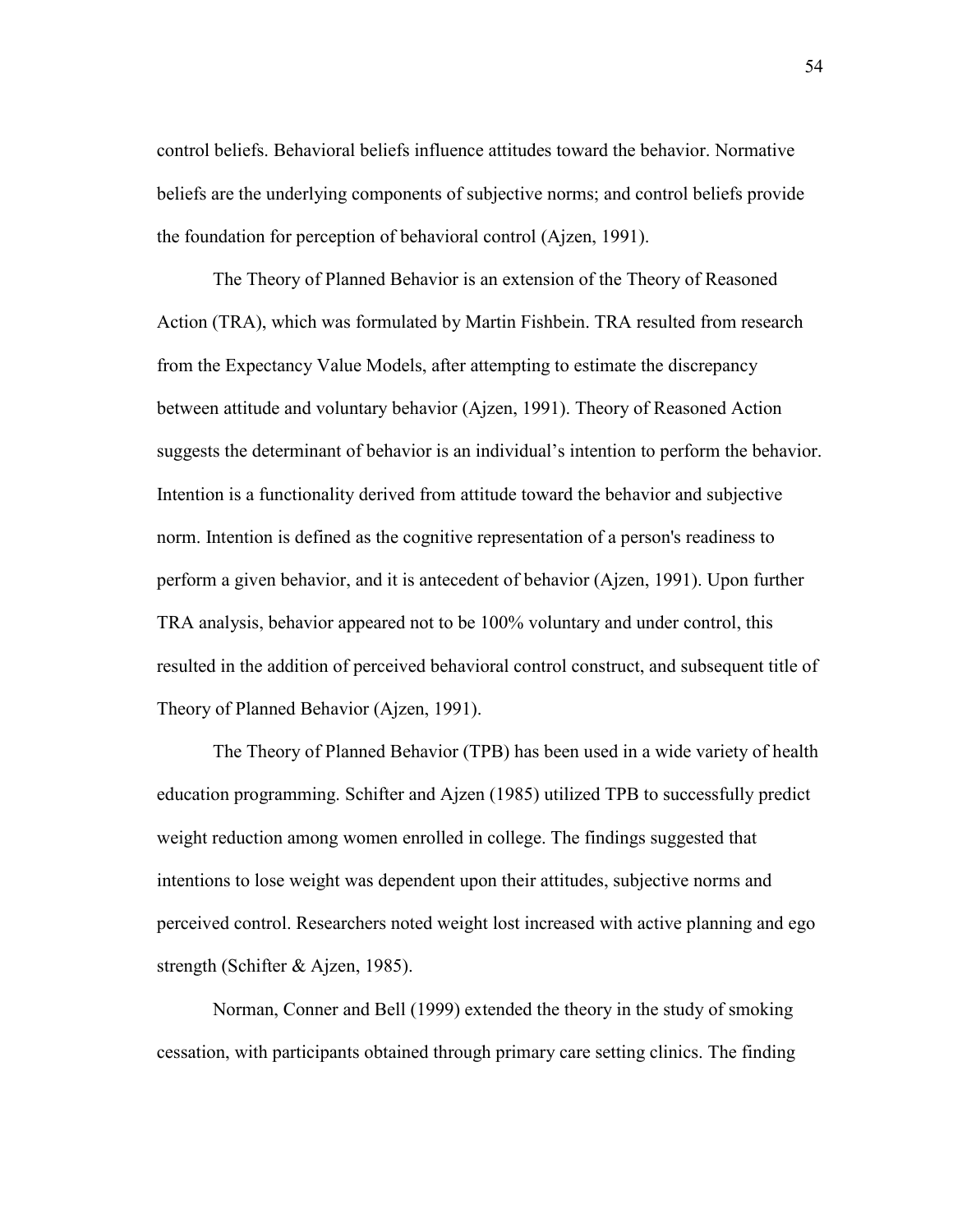control beliefs. Behavioral beliefs influence attitudes toward the behavior. Normative beliefs are the underlying components of subjective norms; and control beliefs provide the foundation for perception of behavioral control (Ajzen, 1991).

The Theory of Planned Behavior is an extension of the Theory of Reasoned Action (TRA), which was formulated by Martin Fishbein. TRA resulted from research from the Expectancy Value Models, after attempting to estimate the discrepancy between attitude and voluntary behavior (Ajzen, 1991). Theory of Reasoned Action suggests the determinant of behavior is an individual's intention to perform the behavior. Intention is a functionality derived from attitude toward the behavior and subjective norm. Intention is defined as the cognitive representation of a person's readiness to perform a given behavior, and it is antecedent of behavior (Ajzen, 1991). Upon further TRA analysis, behavior appeared not to be 100% voluntary and under control, this resulted in the addition of perceived behavioral control construct, and subsequent title of Theory of Planned Behavior (Ajzen, 1991).

The Theory of Planned Behavior (TPB) has been used in a wide variety of health education programming. Schifter and Ajzen (1985) utilized TPB to successfully predict weight reduction among women enrolled in college. The findings suggested that intentions to lose weight was dependent upon their attitudes, subjective norms and perceived control. Researchers noted weight lost increased with active planning and ego strength (Schifter & Ajzen, 1985).

Norman, Conner and Bell (1999) extended the theory in the study of smoking cessation, with participants obtained through primary care setting clinics. The finding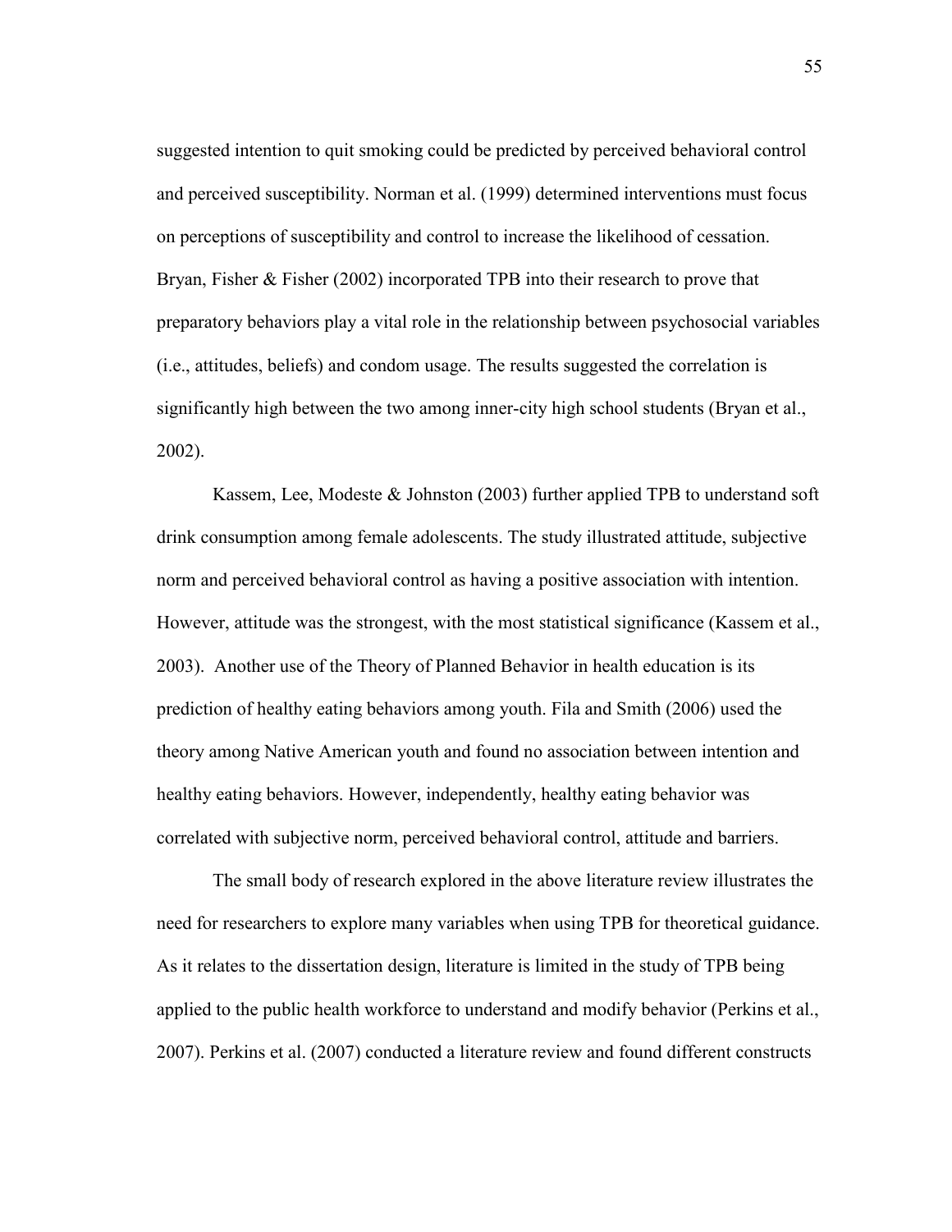suggested intention to quit smoking could be predicted by perceived behavioral control and perceived susceptibility. Norman et al. (1999) determined interventions must focus on perceptions of susceptibility and control to increase the likelihood of cessation. Bryan, Fisher & Fisher (2002) incorporated TPB into their research to prove that preparatory behaviors play a vital role in the relationship between psychosocial variables (i.e., attitudes, beliefs) and condom usage. The results suggested the correlation is significantly high between the two among inner-city high school students (Bryan et al., 2002).

Kassem, Lee, Modeste & Johnston (2003) further applied TPB to understand soft drink consumption among female adolescents. The study illustrated attitude, subjective norm and perceived behavioral control as having a positive association with intention. However, attitude was the strongest, with the most statistical significance (Kassem et al., 2003). Another use of the Theory of Planned Behavior in health education is its prediction of healthy eating behaviors among youth. Fila and Smith (2006) used the theory among Native American youth and found no association between intention and healthy eating behaviors. However, independently, healthy eating behavior was correlated with subjective norm, perceived behavioral control, attitude and barriers.

The small body of research explored in the above literature review illustrates the need for researchers to explore many variables when using TPB for theoretical guidance. As it relates to the dissertation design, literature is limited in the study of TPB being applied to the public health workforce to understand and modify behavior (Perkins et al., 2007). Perkins et al. (2007) conducted a literature review and found different constructs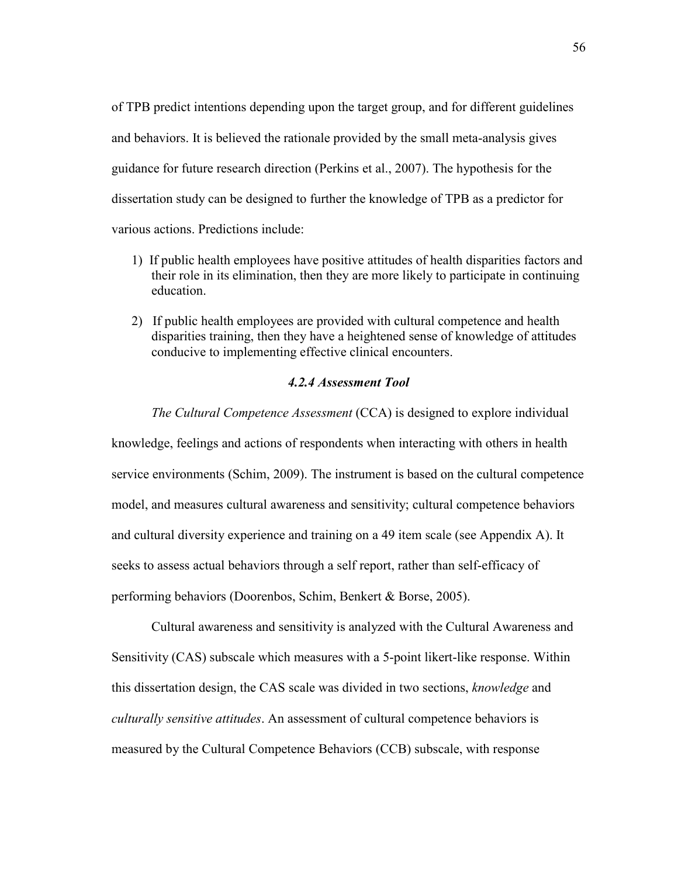of TPB predict intentions depending upon the target group, and for different guidelines and behaviors. It is believed the rationale provided by the small meta-analysis gives guidance for future research direction (Perkins et al., 2007). The hypothesis for the dissertation study can be designed to further the knowledge of TPB as a predictor for various actions. Predictions include:

1) If public health employees have positive attitudes of health disparities factors and their role in its elimination, then they are more likely to participate in continuing education.

2) If public health employees are provided with cultural competence and health disparities training, then they have a heightened sense of knowledge of attitudes conducive to implementing effective clinical encounters.

### *4.2.4 Assessment Tool*

*The Cultural Competence Assessment* (CCA) is designed to explore individual knowledge, feelings and actions of respondents when interacting with others in health service environments (Schim, 2009). The instrument is based on the cultural competence model, and measures cultural awareness and sensitivity; cultural competence behaviors and cultural diversity experience and training on a 49 item scale (see Appendix A). It seeks to assess actual behaviors through a self report, rather than self-efficacy of performing behaviors (Doorenbos, Schim, Benkert & Borse, 2005).

Cultural awareness and sensitivity is analyzed with the Cultural Awareness and Sensitivity (CAS) subscale which measures with a 5-point likert-like response. Within this dissertation design, the CAS scale was divided in two sections, *knowledge* and *culturally sensitive attitudes*. An assessment of cultural competence behaviors is measured by the Cultural Competence Behaviors (CCB) subscale, with response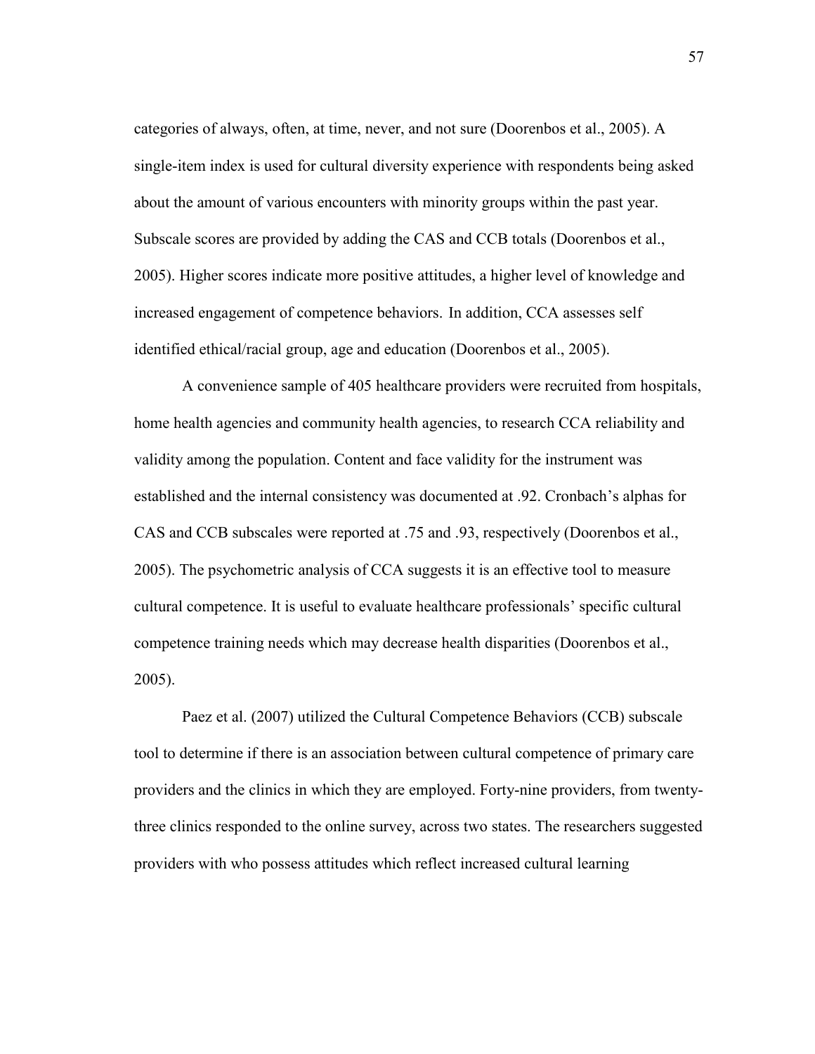categories of always, often, at time, never, and not sure (Doorenbos et al., 2005). A single-item index is used for cultural diversity experience with respondents being asked about the amount of various encounters with minority groups within the past year. Subscale scores are provided by adding the CAS and CCB totals (Doorenbos et al., 2005). Higher scores indicate more positive attitudes, a higher level of knowledge and increased engagement of competence behaviors. In addition, CCA assesses self identified ethical/racial group, age and education (Doorenbos et al., 2005).

A convenience sample of 405 healthcare providers were recruited from hospitals, home health agencies and community health agencies, to research CCA reliability and validity among the population. Content and face validity for the instrument was established and the internal consistency was documented at .92. Cronbach's alphas for CAS and CCB subscales were reported at .75 and .93, respectively (Doorenbos et al., 2005). The psychometric analysis of CCA suggests it is an effective tool to measure cultural competence. It is useful to evaluate healthcare professionals' specific cultural competence training needs which may decrease health disparities (Doorenbos et al., 2005).

Paez et al. (2007) utilized the Cultural Competence Behaviors (CCB) subscale tool to determine if there is an association between cultural competence of primary care providers and the clinics in which they are employed. Forty-nine providers, from twenty-three clinics responded to the online survey, across two states. The researchers suggested providers with who possess attitudes which reflect increased cultural learning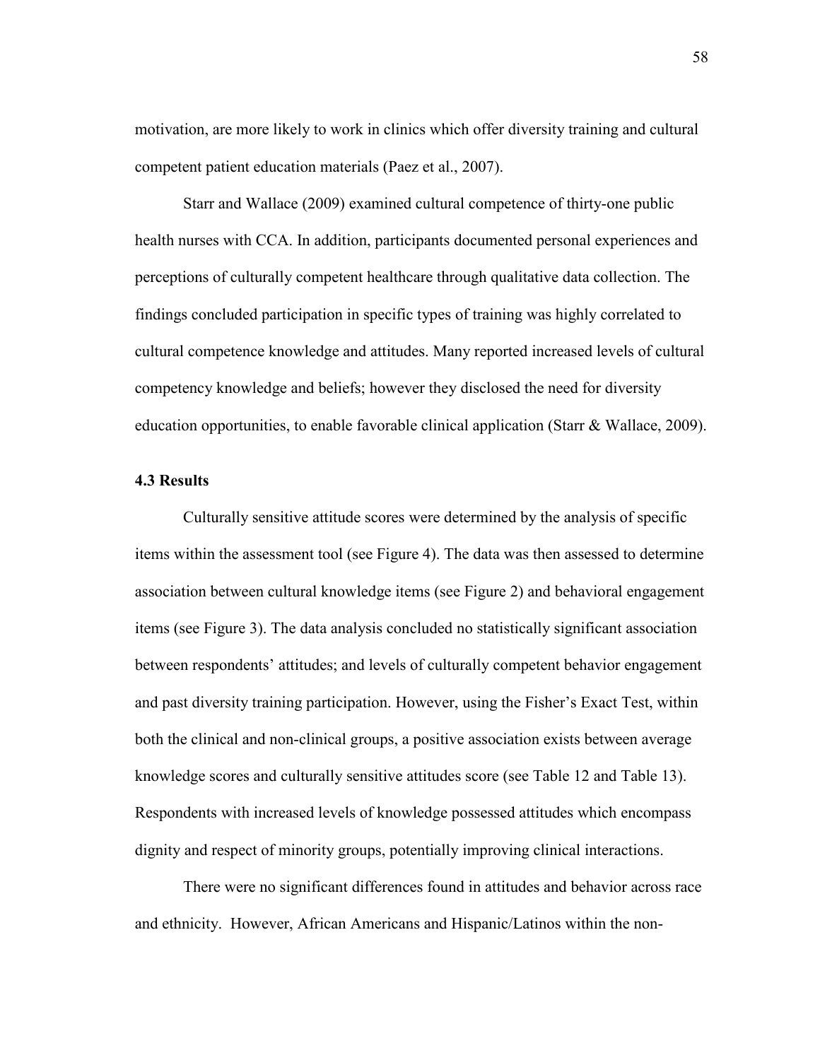motivation, are more likely to work in clinics which offer diversity training and cultural competent patient education materials (Paez et al., 2007).

Starr and Wallace (2009) examined cultural competence of thirty-one public health nurses with CCA. In addition, participants documented personal experiences and perceptions of culturally competent healthcare through qualitative data collection. The findings concluded participation in specific types of training was highly correlated to cultural competence knowledge and attitudes. Many reported increased levels of cultural competency knowledge and beliefs; however they disclosed the need for diversity education opportunities, to enable favorable clinical application (Starr & Wallace, 2009).

### 4.3 Results

Culturally sensitive attitude scores were determined by the analysis of specific items within the assessment tool (see Figure 4). The data was then assessed to determine association between cultural knowledge items (see Figure 2) and behavioral engagement items (see Figure 3). The data analysis concluded no statistically significant association between respondents' attitudes; and levels of culturally competent behavior engagement and past diversity training participation. However, using the Fisher's Exact Test, within both the clinical and non-clinical groups, a positive association exists between average knowledge scores and culturally sensitive attitudes score (see Table 12 and Table 13). Respondents with increased levels of knowledge possessed attitudes which encompass dignity and respect of minority groups, potentially improving clinical interactions.

There were no significant differences found in attitudes and behavior across race and ethnicity. However, African Americans and Hispanic/Latinos within the non-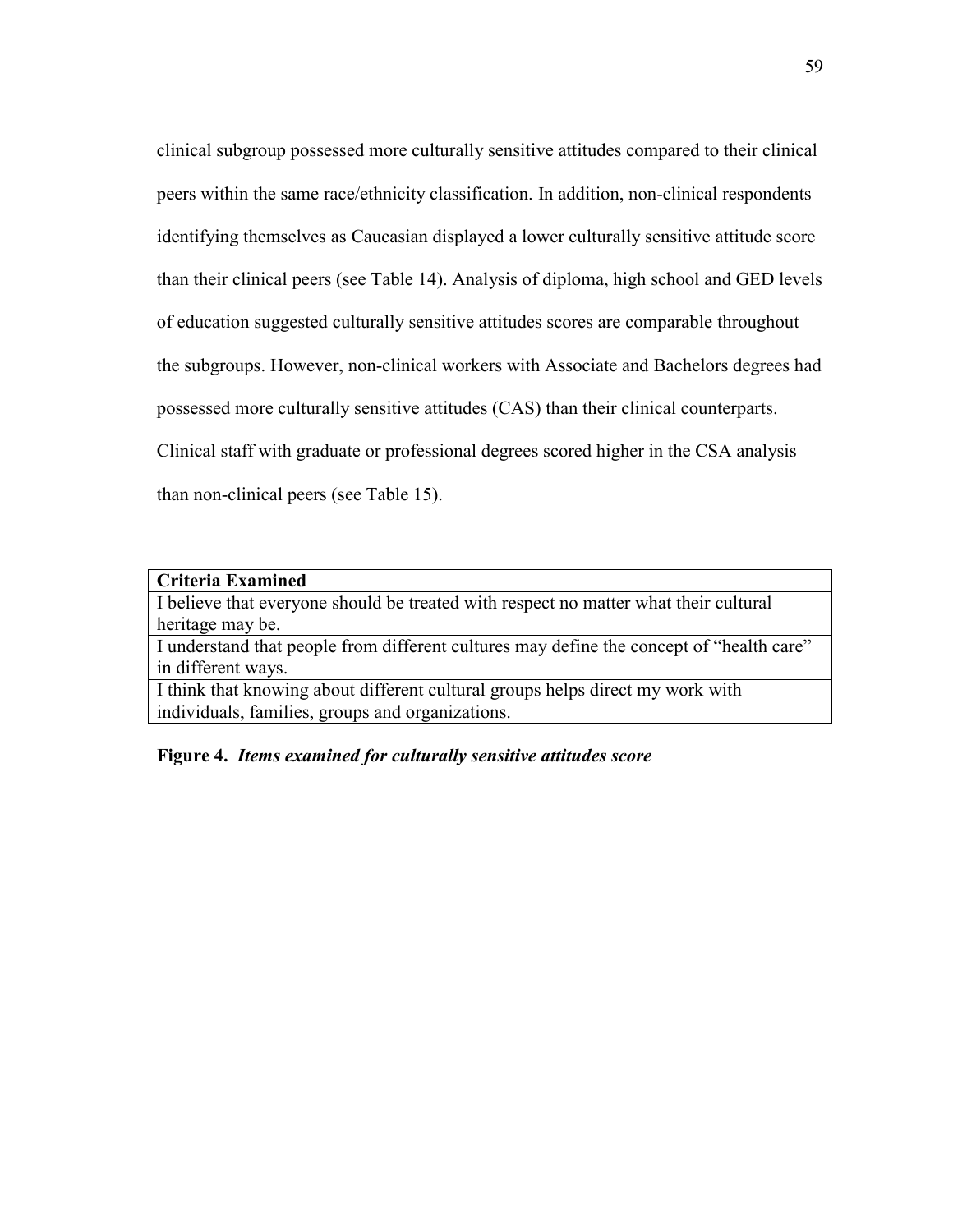clinical subgroup possessed more culturally sensitive attitudes compared to their clinical peers within the same race/ethnicity classification. In addition, non-clinical respondents identifying themselves as Caucasian displayed a lower culturally sensitive attitude score than their clinical peers (see Table 14). Analysis of diploma, high school and GED levels of education suggested culturally sensitive attitudes scores are comparable throughout the subgroups. However, non-clinical workers with Associate and Bachelors degrees had possessed more culturally sensitive attitudes (CAS) than their clinical counterparts. Clinical staff with graduate or professional degrees scored higher in the CSA analysis than non-clinical peers (see Table 15).

| **Criteria Examined** |
| --- |
| I believe that everyone should be treated with respect no matter what their cultural heritage may be. |
| I understand that people from different cultures may define the concept of "health care" in different ways. |
| I think that knowing about different cultural groups helps direct my work with individuals, families, groups and organizations. |

**Figure 4.** ***Items examined for culturally sensitive attitudes score***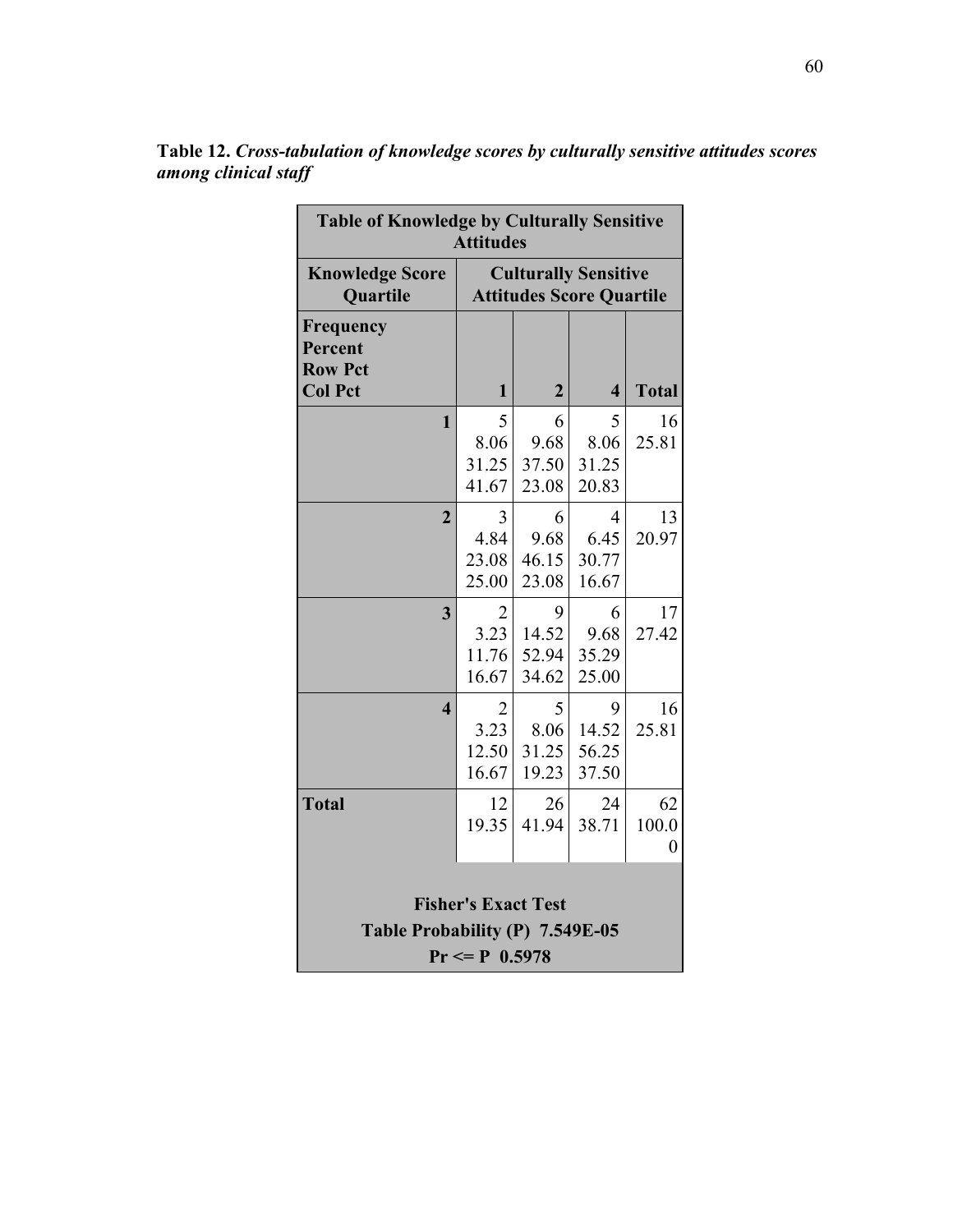**Table 12.** ***Cross-tabulation of knowledge scores by culturally sensitive attitudes scores among clinical staff***

| Table of Knowledge by Culturally Sensitive Attitudes | | | | |
|---|---|---|---|---|
| **Knowledge Score Quartile** | **Culturally Sensitive Attitudes Score Quartile** | | | |
| **Frequency Percent Row Pct Col Pct** | **1** | **2** | **4** | **Total** |
| **1** | 5<br>8.06<br>31.25<br>41.67 | 6<br>9.68<br>37.50<br>23.08 | 5<br>8.06<br>31.25<br>20.83 | 16<br>25.81 |
| **2** | 3<br>4.84<br>23.08<br>25.00 | 6<br>9.68<br>46.15<br>23.08 | 4<br>6.45<br>30.77<br>16.67 | 13<br>20.97 |
| **3** | 2<br>3.23<br>11.76<br>16.67 | 9<br>14.52<br>52.94<br>34.62 | 6<br>9.68<br>35.29<br>25.00 | 17<br>27.42 |
| **4** | 2<br>3.23<br>12.50<br>16.67 | 5<br>8.06<br>31.25<br>19.23 | 9<br>14.52<br>56.25<br>37.50 | 16<br>25.81 |
| **Total** | 12<br>19.35 | 26<br>41.94 | 24<br>38.71 | 62<br>100.00 |
| **Fisher's Exact Test** | | | | |
| **Table Probability (P) 7.549E-05** | | | | |
| **Pr <= P 0.5978** | | | | |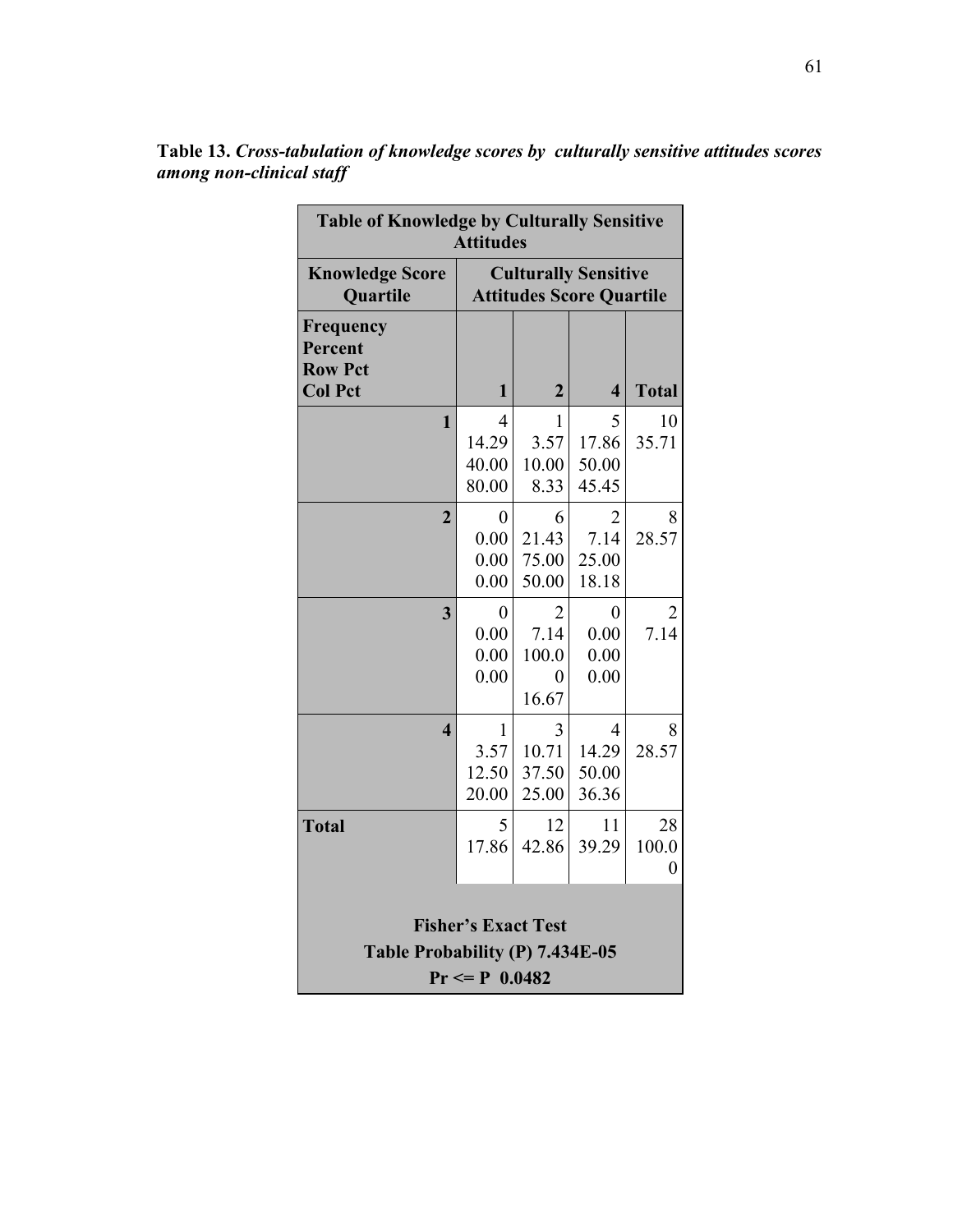**Table 13.** ***Cross-tabulation of knowledge scores by culturally sensitive attitudes scores among non-clinical staff***

| Table of Knowledge by Culturally Sensitive Attitudes | | | | |
|---|---|---|---|---|
| **Knowledge Score Quartile** | **Culturally Sensitive Attitudes Score Quartile** | | | |
| **Frequency<br>Percent<br>Row Pct<br>Col Pct** | **1** | **2** | **4** | **Total** |
| **1** | 4<br>14.29<br>40.00<br>80.00 | 1<br>3.57<br>10.00<br>8.33 | 5<br>17.86<br>50.00<br>45.45 | 10<br>35.71 |
| **2** | 0<br>0.00<br>0.00<br>0.00 | 6<br>21.43<br>75.00<br>50.00 | 2<br>7.14<br>25.00<br>18.18 | 8<br>28.57 |
| **3** | 0<br>0.00<br>0.00<br>0.00 | 2<br>7.14<br>100.00<br>16.67 | 0<br>0.00<br>0.00<br>0.00 | 2<br>7.14 |
| **4** | 1<br>3.57<br>12.50<br>20.00 | 3<br>10.71<br>37.50<br>25.00 | 4<br>14.29<br>50.00<br>36.36 | 8<br>28.57 |
| **Total** | 5<br>17.86 | 12<br>42.86 | 11<br>39.29 | 28<br>100.00 |
| **Fisher's Exact Test<br>Table Probability (P) 7.434E-05<br>Pr <= P 0.0482** | | | | |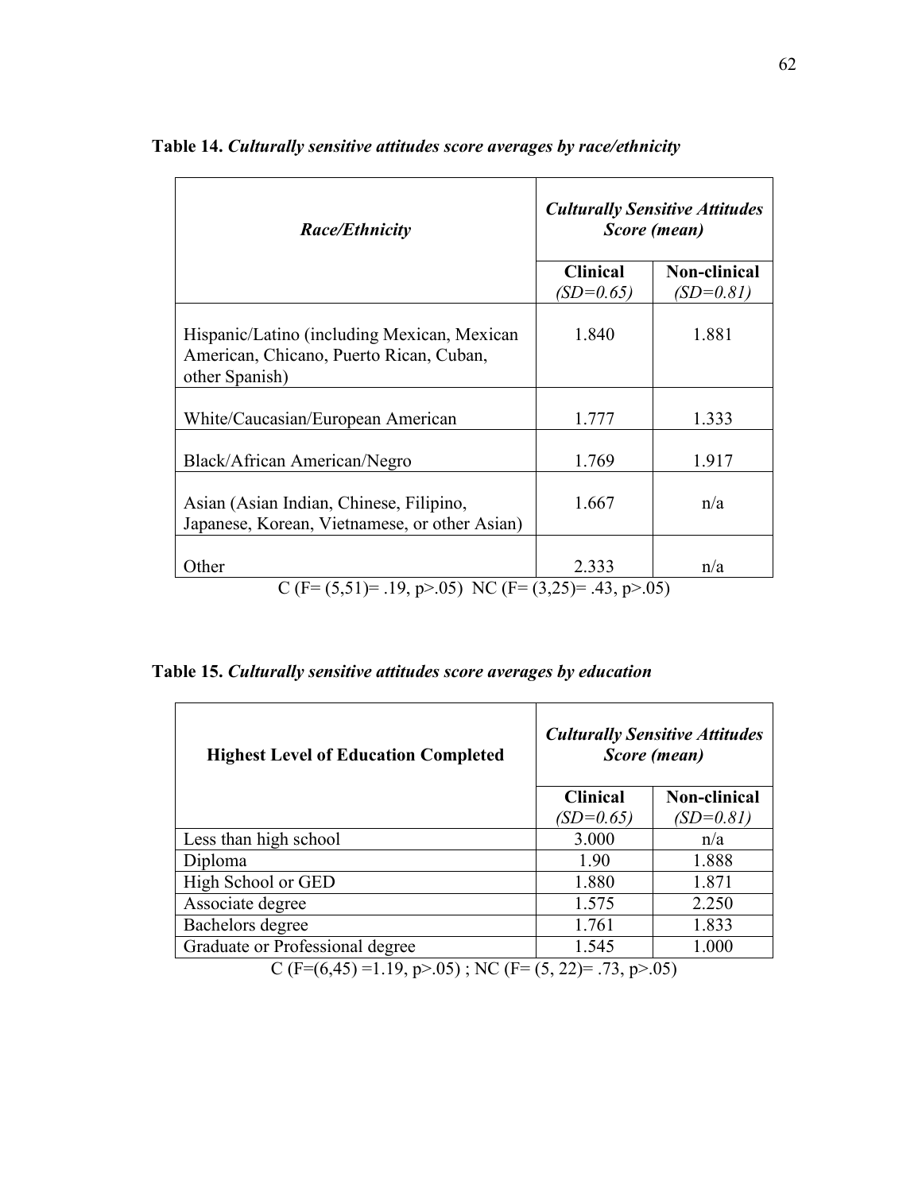**Table 14.** ***Culturally sensitive attitudes score averages by race/ethnicity***

| ***Race/Ethnicity*** | ***Culturally Sensitive Attitudes Score (mean)*** | |
|---|---|---|
| | **Clinical** *(SD=0.65)* | **Non-clinical** *(SD=0.81)* |
| Hispanic/Latino (including Mexican, Mexican American, Chicano, Puerto Rican, Cuban, other Spanish) | 1.840 | 1.881 |
| White/Caucasian/European American | 1.777 | 1.333 |
| Black/African American/Negro | 1.769 | 1.917 |
| Asian (Asian Indian, Chinese, Filipino, Japanese, Korean, Vietnamese, or other Asian) | 1.667 | n/a |
| Other | 2.333 | n/a |

C ($F= (5,51)= .19$, $p>.05$) NC ($F= (3,25)= .43$, $p>.05$)

**Table 15.** ***Culturally sensitive attitudes score averages by education***

| **Highest Level of Education Completed** | ***Culturally Sensitive Attitudes Score (mean)*** | |
|---|---|---|
| | **Clinical** *(SD=0.65)* | **Non-clinical** *(SD=0.81)* |
| Less than high school | 3.000 | n/a |
| Diploma | 1.90 | 1.888 |
| High School or GED | 1.880 | 1.871 |
| Associate degree | 1.575 | 2.250 |
| Bachelors degree | 1.761 | 1.833 |
| Graduate or Professional degree | 1.545 | 1.000 |

C ($F=(6,45) =1.19$, $p>.05$) ; NC ($F= (5, 22)= .73$, $p>.05$)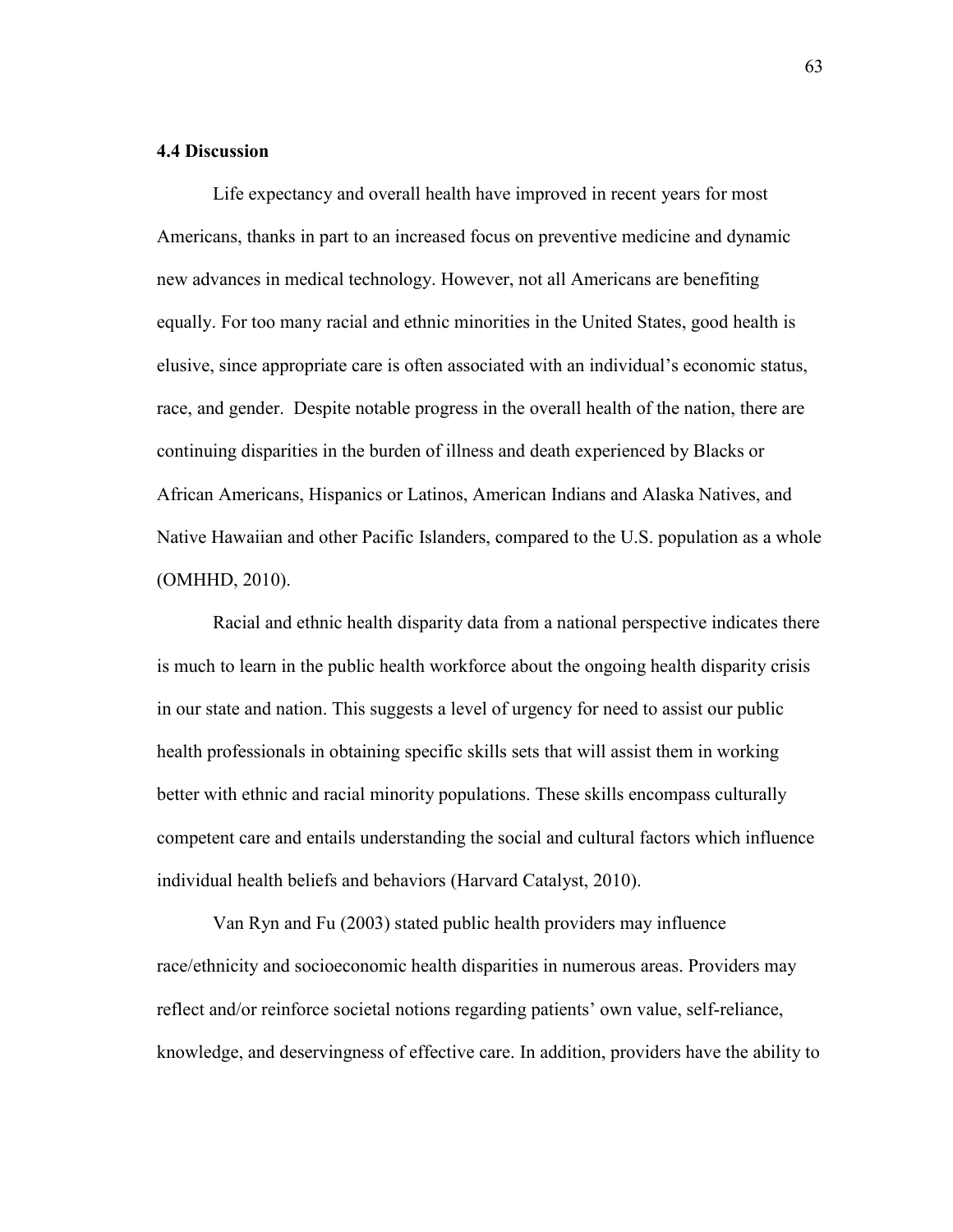### 4.4 Discussion

Life expectancy and overall health have improved in recent years for most Americans, thanks in part to an increased focus on preventive medicine and dynamic new advances in medical technology. However, not all Americans are benefiting equally. For too many racial and ethnic minorities in the United States, good health is elusive, since appropriate care is often associated with an individual's economic status, race, and gender. Despite notable progress in the overall health of the nation, there are continuing disparities in the burden of illness and death experienced by Blacks or African Americans, Hispanics or Latinos, American Indians and Alaska Natives, and Native Hawaiian and other Pacific Islanders, compared to the U.S. population as a whole (OMHHD, 2010).

Racial and ethnic health disparity data from a national perspective indicates there is much to learn in the public health workforce about the ongoing health disparity crisis in our state and nation. This suggests a level of urgency for need to assist our public health professionals in obtaining specific skills sets that will assist them in working better with ethnic and racial minority populations. These skills encompass culturally competent care and entails understanding the social and cultural factors which influence individual health beliefs and behaviors (Harvard Catalyst, 2010).

Van Ryn and Fu (2003) stated public health providers may influence race/ethnicity and socioeconomic health disparities in numerous areas. Providers may reflect and/or reinforce societal notions regarding patients' own value, self-reliance, knowledge, and deservingness of effective care. In addition, providers have the ability to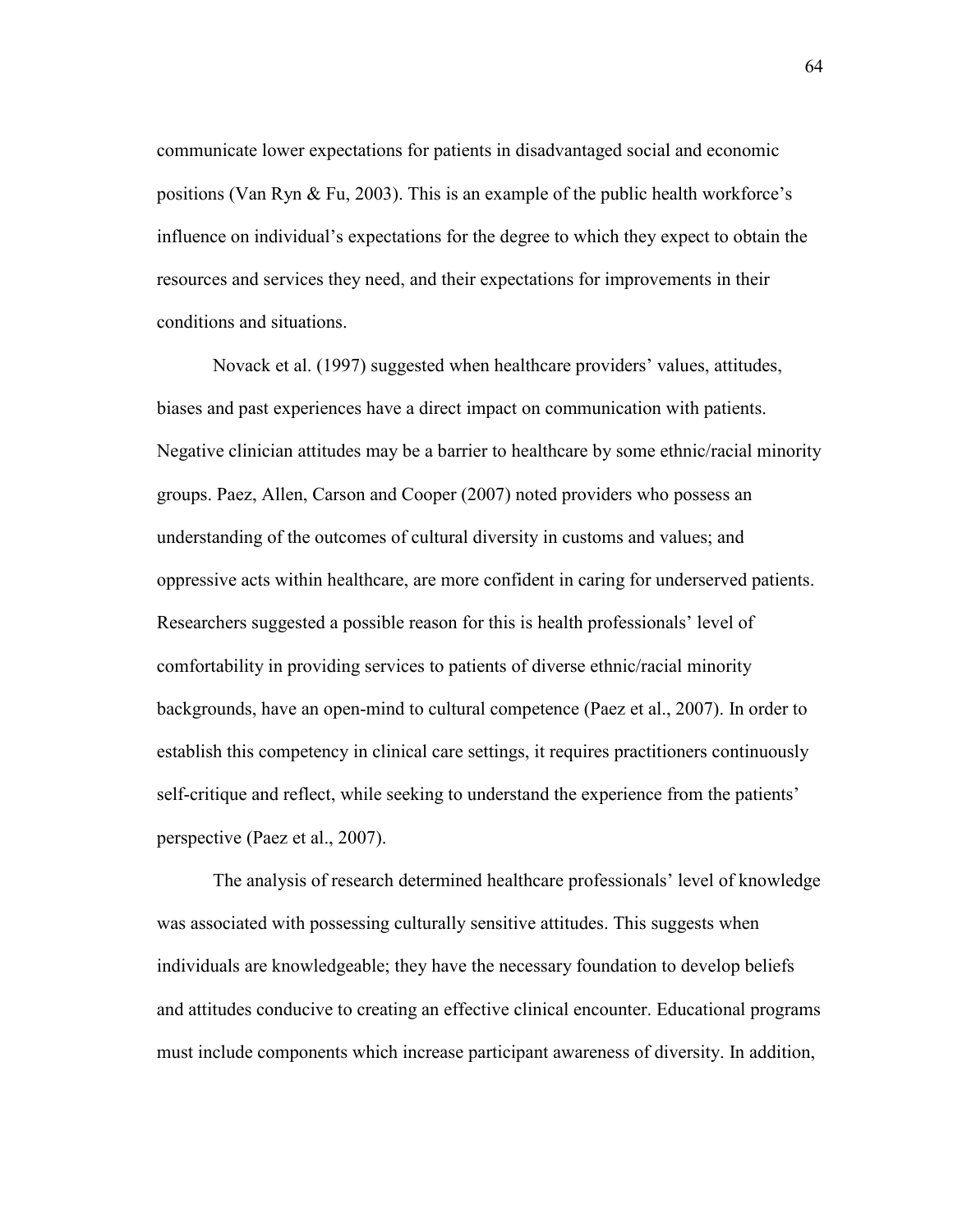communicate lower expectations for patients in disadvantaged social and economic positions (Van Ryn & Fu, 2003). This is an example of the public health workforce's influence on individual's expectations for the degree to which they expect to obtain the resources and services they need, and their expectations for improvements in their conditions and situations.

Novack et al. (1997) suggested when healthcare providers' values, attitudes, biases and past experiences have a direct impact on communication with patients. Negative clinician attitudes may be a barrier to healthcare by some ethnic/racial minority groups. Paez, Allen, Carson and Cooper (2007) noted providers who possess an understanding of the outcomes of cultural diversity in customs and values; and oppressive acts within healthcare, are more confident in caring for underserved patients. Researchers suggested a possible reason for this is health professionals' level of comfortability in providing services to patients of diverse ethnic/racial minority backgrounds, have an open-mind to cultural competence (Paez et al., 2007). In order to establish this competency in clinical care settings, it requires practitioners continuously self-critique and reflect, while seeking to understand the experience from the patients' perspective (Paez et al., 2007).

The analysis of research determined healthcare professionals' level of knowledge was associated with possessing culturally sensitive attitudes. This suggests when individuals are knowledgeable; they have the necessary foundation to develop beliefs and attitudes conducive to creating an effective clinical encounter. Educational programs must include components which increase participant awareness of diversity. In addition,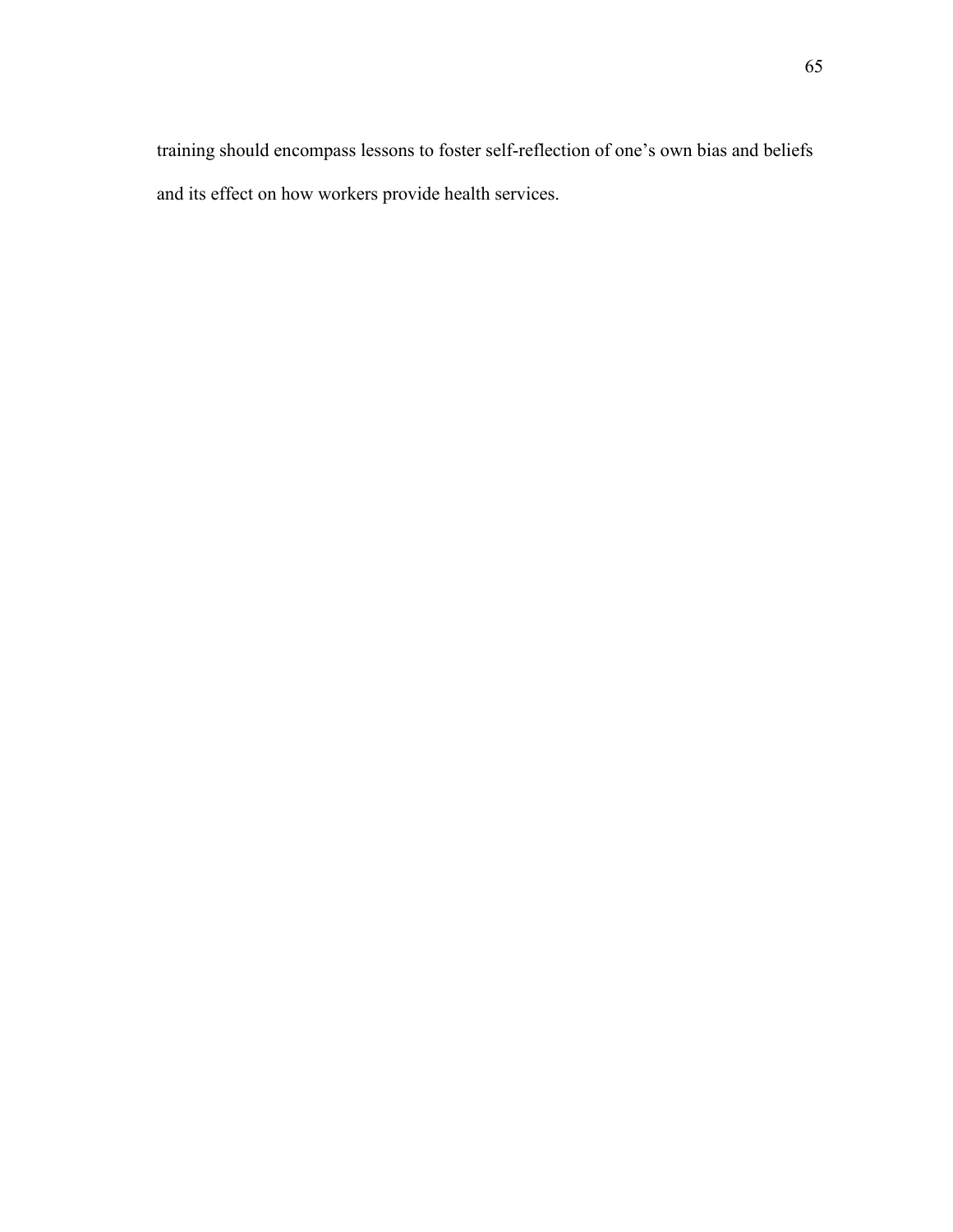training should encompass lessons to foster self-reflection of one's own bias and beliefs and its effect on how workers provide health services.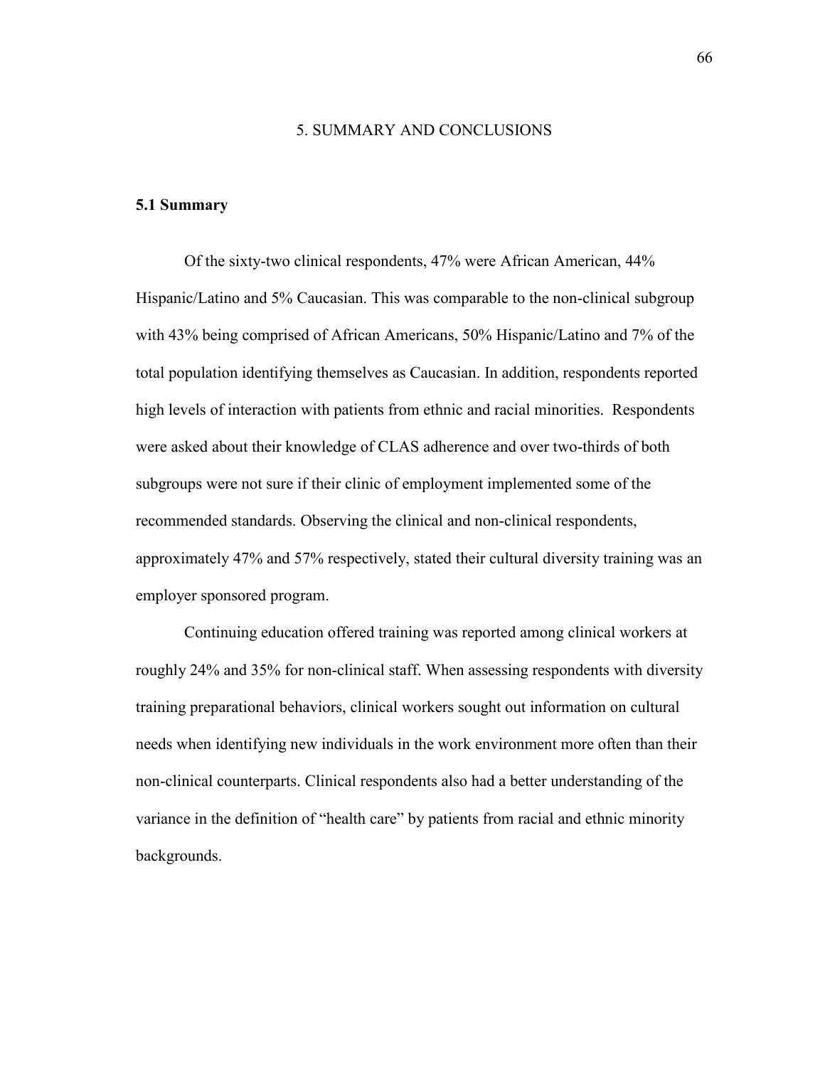# 5. SUMMARY AND CONCLUSIONS

## 5.1 Summary

Of the sixty-two clinical respondents, 47% were African American, 44% Hispanic/Latino and 5% Caucasian. This was comparable to the non-clinical subgroup with 43% being comprised of African Americans, 50% Hispanic/Latino and 7% of the total population identifying themselves as Caucasian. In addition, respondents reported high levels of interaction with patients from ethnic and racial minorities. Respondents were asked about their knowledge of CLAS adherence and over two-thirds of both subgroups were not sure if their clinic of employment implemented some of the recommended standards. Observing the clinical and non-clinical respondents, approximately 47% and 57% respectively, stated their cultural diversity training was an employer sponsored program.

Continuing education offered training was reported among clinical workers at roughly 24% and 35% for non-clinical staff. When assessing respondents with diversity training preparational behaviors, clinical workers sought out information on cultural needs when identifying new individuals in the work environment more often than their non-clinical counterparts. Clinical respondents also had a better understanding of the variance in the definition of "health care" by patients from racial and ethnic minority backgrounds.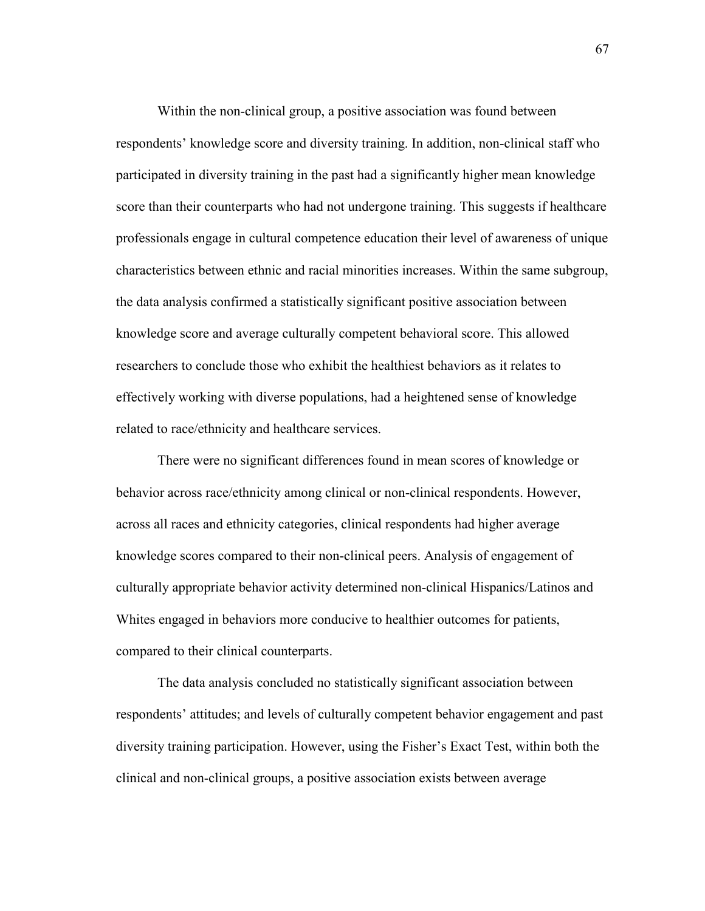Within the non-clinical group, a positive association was found between respondents' knowledge score and diversity training. In addition, non-clinical staff who participated in diversity training in the past had a significantly higher mean knowledge score than their counterparts who had not undergone training. This suggests if healthcare professionals engage in cultural competence education their level of awareness of unique characteristics between ethnic and racial minorities increases. Within the same subgroup, the data analysis confirmed a statistically significant positive association between knowledge score and average culturally competent behavioral score. This allowed researchers to conclude those who exhibit the healthiest behaviors as it relates to effectively working with diverse populations, had a heightened sense of knowledge related to race/ethnicity and healthcare services.

There were no significant differences found in mean scores of knowledge or behavior across race/ethnicity among clinical or non-clinical respondents. However, across all races and ethnicity categories, clinical respondents had higher average knowledge scores compared to their non-clinical peers. Analysis of engagement of culturally appropriate behavior activity determined non-clinical Hispanics/Latinos and Whites engaged in behaviors more conducive to healthier outcomes for patients, compared to their clinical counterparts.

The data analysis concluded no statistically significant association between respondents' attitudes; and levels of culturally competent behavior engagement and past diversity training participation. However, using the Fisher's Exact Test, within both the clinical and non-clinical groups, a positive association exists between average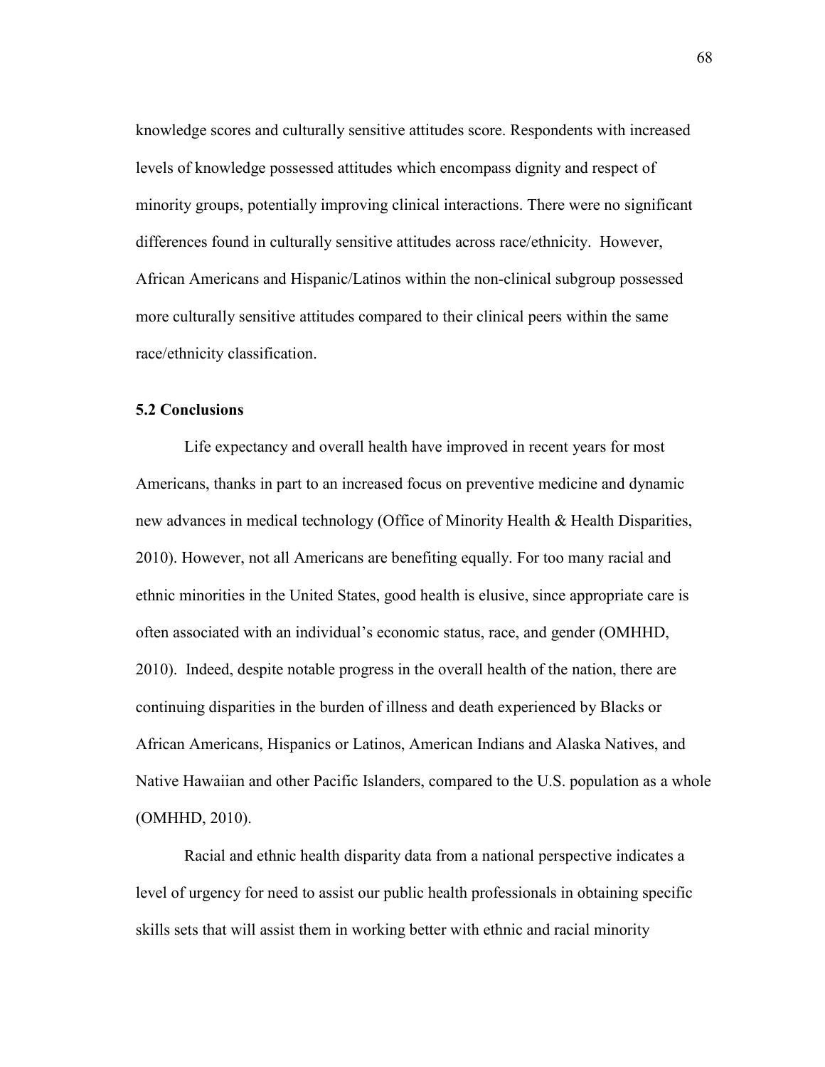knowledge scores and culturally sensitive attitudes score. Respondents with increased levels of knowledge possessed attitudes which encompass dignity and respect of minority groups, potentially improving clinical interactions. There were no significant differences found in culturally sensitive attitudes across race/ethnicity. However, African Americans and Hispanic/Latinos within the non-clinical subgroup possessed more culturally sensitive attitudes compared to their clinical peers within the same race/ethnicity classification.

### 5.2 Conclusions

Life expectancy and overall health have improved in recent years for most Americans, thanks in part to an increased focus on preventive medicine and dynamic new advances in medical technology (Office of Minority Health & Health Disparities, 2010). However, not all Americans are benefiting equally. For too many racial and ethnic minorities in the United States, good health is elusive, since appropriate care is often associated with an individual's economic status, race, and gender (OMHHD, 2010). Indeed, despite notable progress in the overall health of the nation, there are continuing disparities in the burden of illness and death experienced by Blacks or African Americans, Hispanics or Latinos, American Indians and Alaska Natives, and Native Hawaiian and other Pacific Islanders, compared to the U.S. population as a whole (OMHHD, 2010).

Racial and ethnic health disparity data from a national perspective indicates a level of urgency for need to assist our public health professionals in obtaining specific skills sets that will assist them in working better with ethnic and racial minority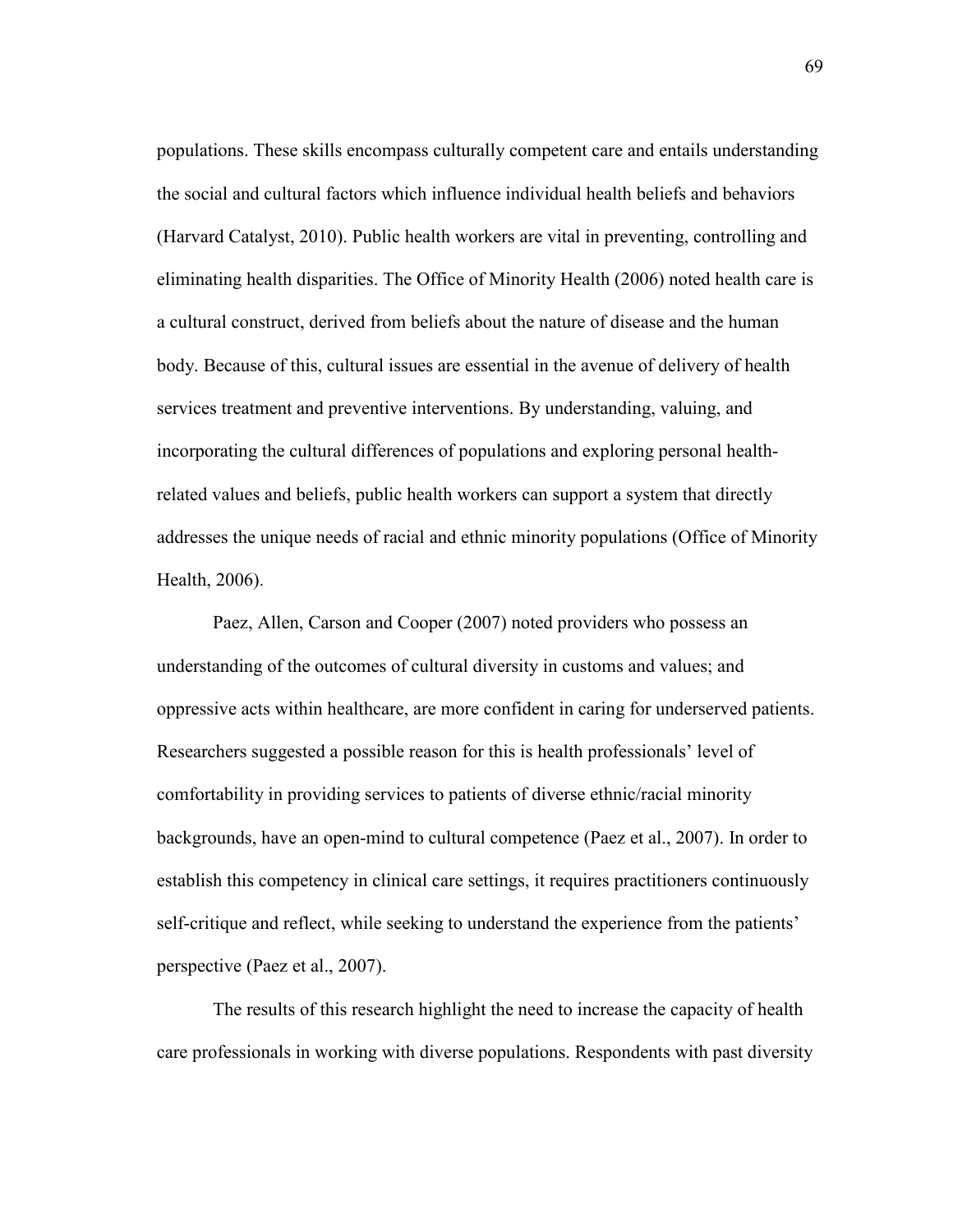populations. These skills encompass culturally competent care and entails understanding the social and cultural factors which influence individual health beliefs and behaviors (Harvard Catalyst, 2010). Public health workers are vital in preventing, controlling and eliminating health disparities. The Office of Minority Health (2006) noted health care is a cultural construct, derived from beliefs about the nature of disease and the human body. Because of this, cultural issues are essential in the avenue of delivery of health services treatment and preventive interventions. By understanding, valuing, and incorporating the cultural differences of populations and exploring personal health-related values and beliefs, public health workers can support a system that directly addresses the unique needs of racial and ethnic minority populations (Office of Minority Health, 2006).

Paez, Allen, Carson and Cooper (2007) noted providers who possess an understanding of the outcomes of cultural diversity in customs and values; and oppressive acts within healthcare, are more confident in caring for underserved patients. Researchers suggested a possible reason for this is health professionals' level of comfortability in providing services to patients of diverse ethnic/racial minority backgrounds, have an open-mind to cultural competence (Paez et al., 2007). In order to establish this competency in clinical care settings, it requires practitioners continuously self-critique and reflect, while seeking to understand the experience from the patients' perspective (Paez et al., 2007).

The results of this research highlight the need to increase the capacity of health care professionals in working with diverse populations. Respondents with past diversity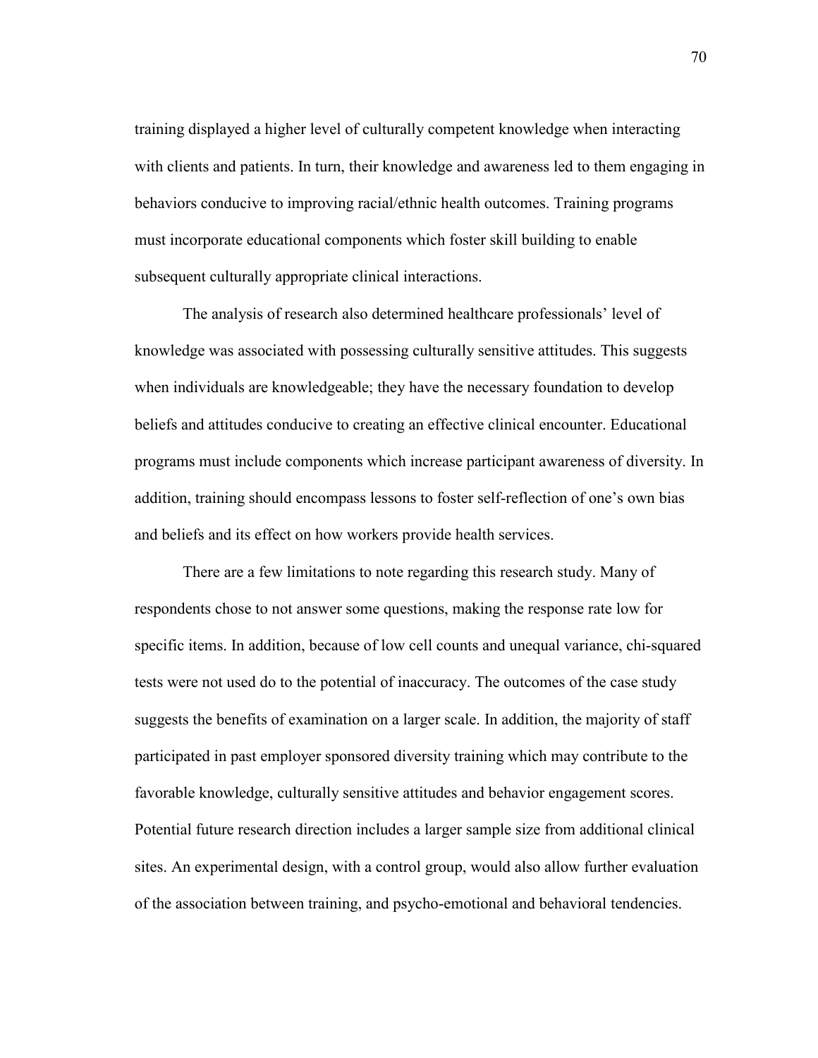training displayed a higher level of culturally competent knowledge when interacting with clients and patients. In turn, their knowledge and awareness led to them engaging in behaviors conducive to improving racial/ethnic health outcomes. Training programs must incorporate educational components which foster skill building to enable subsequent culturally appropriate clinical interactions.

The analysis of research also determined healthcare professionals' level of knowledge was associated with possessing culturally sensitive attitudes. This suggests when individuals are knowledgeable; they have the necessary foundation to develop beliefs and attitudes conducive to creating an effective clinical encounter. Educational programs must include components which increase participant awareness of diversity. In addition, training should encompass lessons to foster self-reflection of one's own bias and beliefs and its effect on how workers provide health services.

There are a few limitations to note regarding this research study. Many of respondents chose to not answer some questions, making the response rate low for specific items. In addition, because of low cell counts and unequal variance, chi-squared tests were not used do to the potential of inaccuracy. The outcomes of the case study suggests the benefits of examination on a larger scale. In addition, the majority of staff participated in past employer sponsored diversity training which may contribute to the favorable knowledge, culturally sensitive attitudes and behavior engagement scores. Potential future research direction includes a larger sample size from additional clinical sites. An experimental design, with a control group, would also allow further evaluation of the association between training, and psycho-emotional and behavioral tendencies.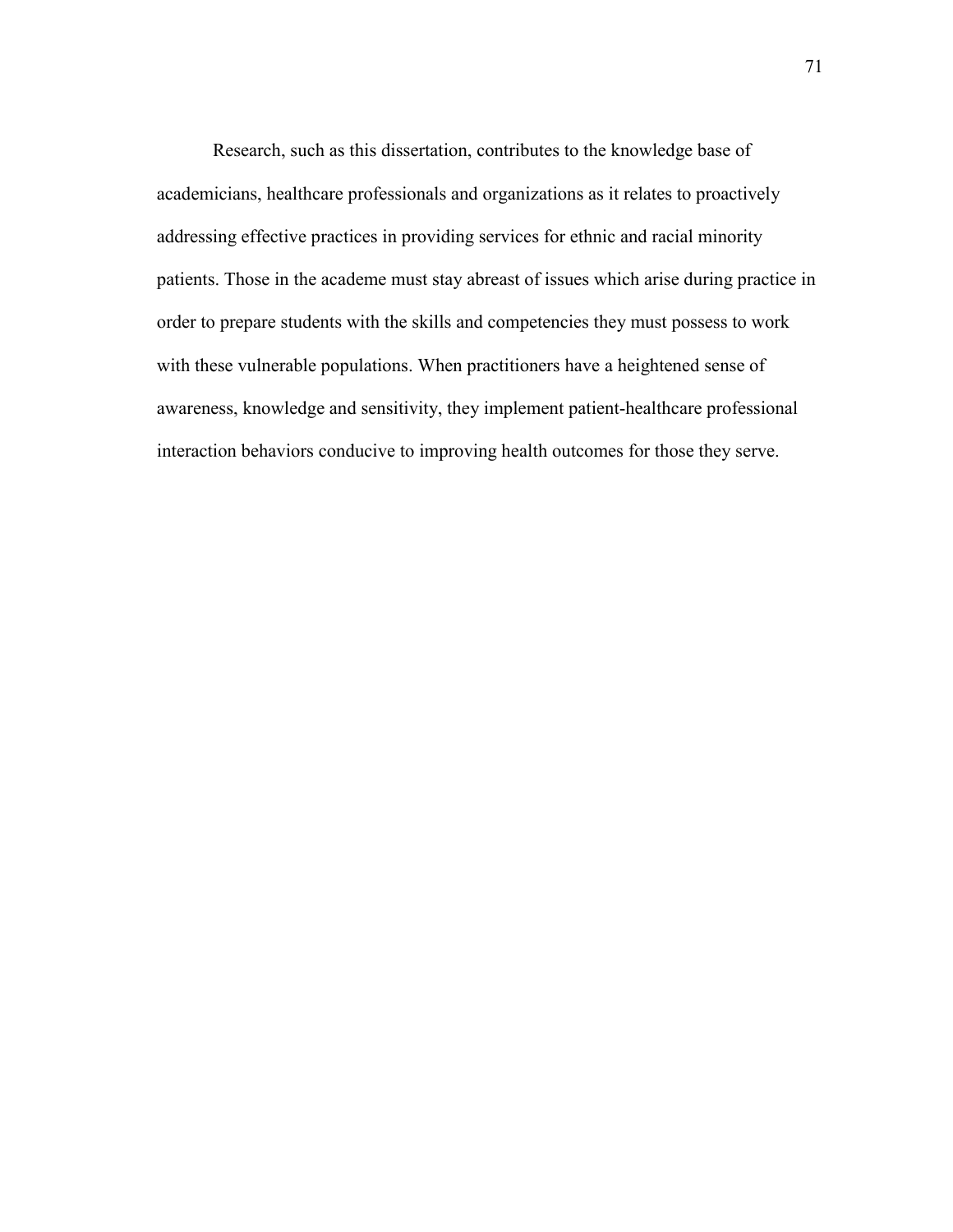Research, such as this dissertation, contributes to the knowledge base of academicians, healthcare professionals and organizations as it relates to proactively addressing effective practices in providing services for ethnic and racial minority patients. Those in the academe must stay abreast of issues which arise during practice in order to prepare students with the skills and competencies they must possess to work with these vulnerable populations. When practitioners have a heightened sense of awareness, knowledge and sensitivity, they implement patient-healthcare professional interaction behaviors conducive to improving health outcomes for those they serve.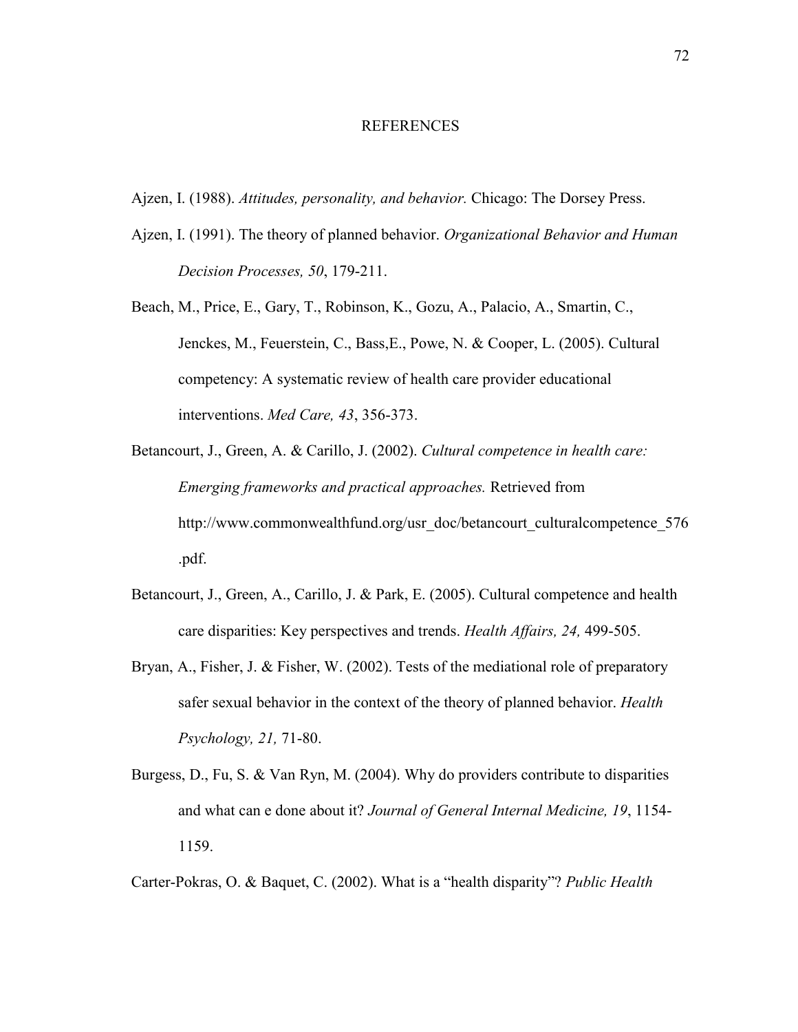# REFERENCES

Ajzen, I. (1988). *Attitudes, personality, and behavior.* Chicago: The Dorsey Press.

Ajzen, I. (1991). The theory of planned behavior. *Organizational Behavior and Human Decision Processes, 50*, 179-211.

Beach, M., Price, E., Gary, T., Robinson, K., Gozu, A., Palacio, A., Smartin, C., Jenckes, M., Feuerstein, C., Bass,E., Powe, N. & Cooper, L. (2005). Cultural competency: A systematic review of health care provider educational interventions. *Med Care, 43*, 356-373.

Betancourt, J., Green, A. & Carillo, J. (2002). *Cultural competence in health care: Emerging frameworks and practical approaches.* Retrieved from http://www.commonwealthfund.org/usr_doc/betancourt_culturalcompetence_576.pdf.

Betancourt, J., Green, A., Carillo, J. & Park, E. (2005). Cultural competence and health care disparities: Key perspectives and trends. *Health Affairs, 24,* 499-505.

Bryan, A., Fisher, J. & Fisher, W. (2002). Tests of the mediational role of preparatory safer sexual behavior in the context of the theory of planned behavior. *Health Psychology, 21,* 71-80.

Burgess, D., Fu, S. & Van Ryn, M. (2004). Why do providers contribute to disparities and what can e done about it? *Journal of General Internal Medicine, 19*, 1154-1159.

Carter-Pokras, O. & Baquet, C. (2002). What is a "health disparity"? *Public Health*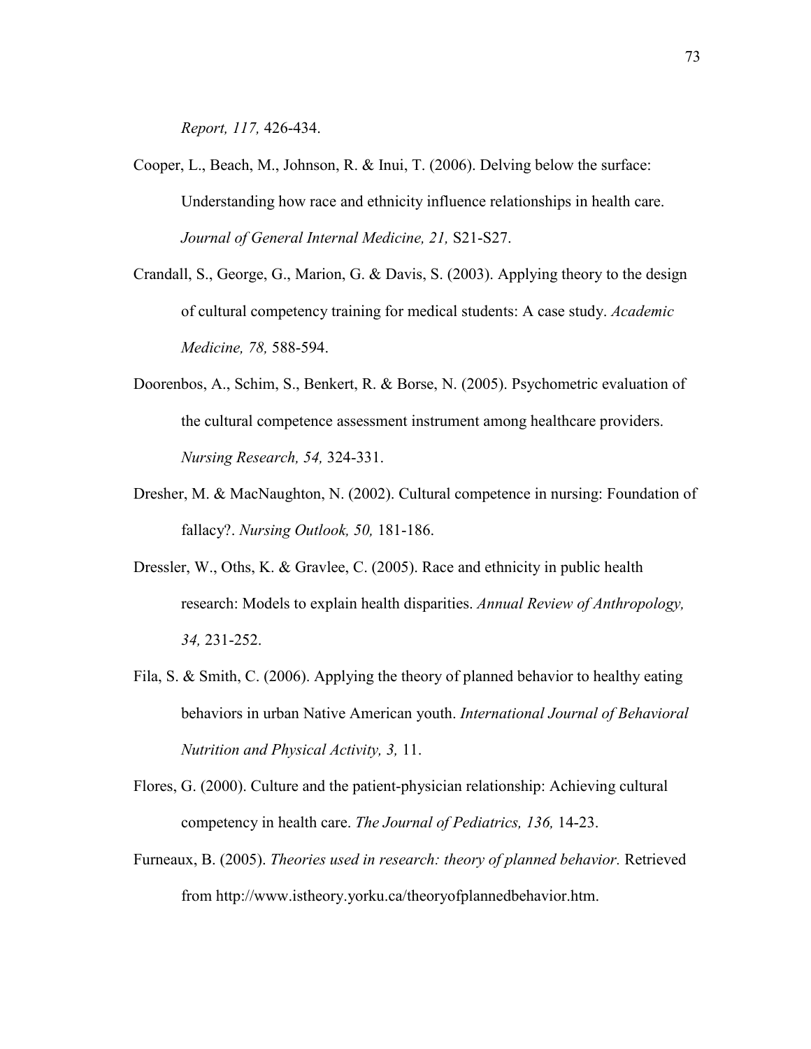*Report, 117,* 426-434.

Cooper, L., Beach, M., Johnson, R. & Inui, T. (2006). Delving below the surface: Understanding how race and ethnicity influence relationships in health care. *Journal of General Internal Medicine, 21,* S21-S27.

Crandall, S., George, G., Marion, G. & Davis, S. (2003). Applying theory to the design of cultural competency training for medical students: A case study. *Academic Medicine, 78,* 588-594.

Doorenbos, A., Schim, S., Benkert, R. & Borse, N. (2005). Psychometric evaluation of the cultural competence assessment instrument among healthcare providers. *Nursing Research, 54,* 324-331.

Dresher, M. & MacNaughton, N. (2002). Cultural competence in nursing: Foundation of fallacy?. *Nursing Outlook, 50,* 181-186.

Dressler, W., Oths, K. & Gravlee, C. (2005). Race and ethnicity in public health research: Models to explain health disparities. *Annual Review of Anthropology, 34,* 231-252.

Fila, S. & Smith, C. (2006). Applying the theory of planned behavior to healthy eating behaviors in urban Native American youth. *International Journal of Behavioral Nutrition and Physical Activity, 3,* 11.

Flores, G. (2000). Culture and the patient-physician relationship: Achieving cultural competency in health care. *The Journal of Pediatrics, 136,* 14-23.

Furneaux, B. (2005). *Theories used in research: theory of planned behavior.* Retrieved from http://www.istheory.yorku.ca/theoryofplannedbehavior.htm.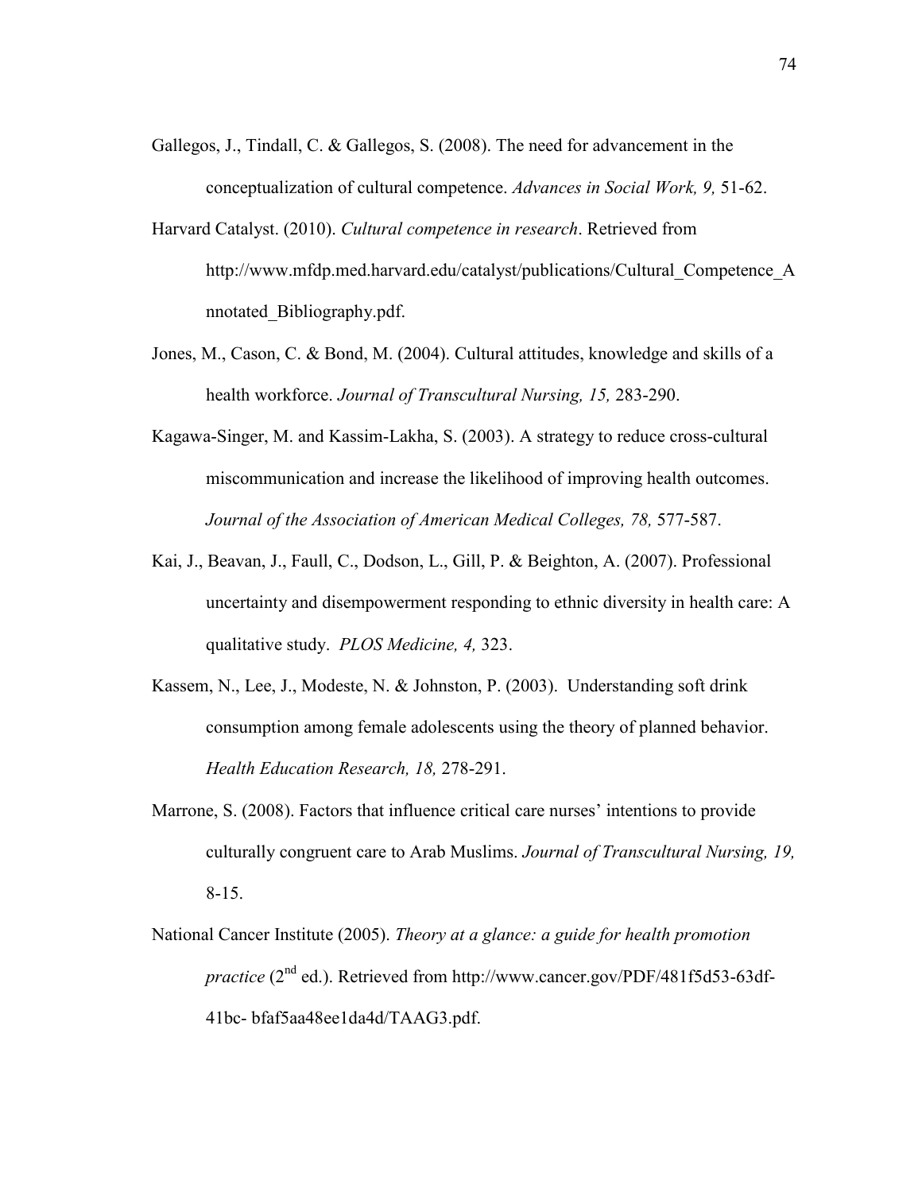Gallegos, J., Tindall, C. & Gallegos, S. (2008). The need for advancement in the conceptualization of cultural competence. *Advances in Social Work, 9,* 51-62.

Harvard Catalyst. (2010). *Cultural competence in research*. Retrieved from http://www.mfdp.med.harvard.edu/catalyst/publications/Cultural_Competence_Annotated_Bibliography.pdf.

Jones, M., Cason, C. & Bond, M. (2004). Cultural attitudes, knowledge and skills of a health workforce. *Journal of Transcultural Nursing, 15,* 283-290.

Kagawa-Singer, M. and Kassim-Lakha, S. (2003). A strategy to reduce cross-cultural miscommunication and increase the likelihood of improving health outcomes. *Journal of the Association of American Medical Colleges, 78,* 577-587.

Kai, J., Beavan, J., Faull, C., Dodson, L., Gill, P. & Beighton, A. (2007). Professional uncertainty and disempowerment responding to ethnic diversity in health care: A qualitative study. *PLOS Medicine, 4,* 323.

Kassem, N., Lee, J., Modeste, N. & Johnston, P. (2003). Understanding soft drink consumption among female adolescents using the theory of planned behavior. *Health Education Research, 18,* 278-291.

Marrone, S. (2008). Factors that influence critical care nurses' intentions to provide culturally congruent care to Arab Muslims. *Journal of Transcultural Nursing, 19,* 8-15.

National Cancer Institute (2005). *Theory at a glance: a guide for health promotion practice* (2nd ed.). Retrieved from http://www.cancer.gov/PDF/481f5d53-63df-41bc- bfaf5aa48ee1da4d/TAAG3.pdf.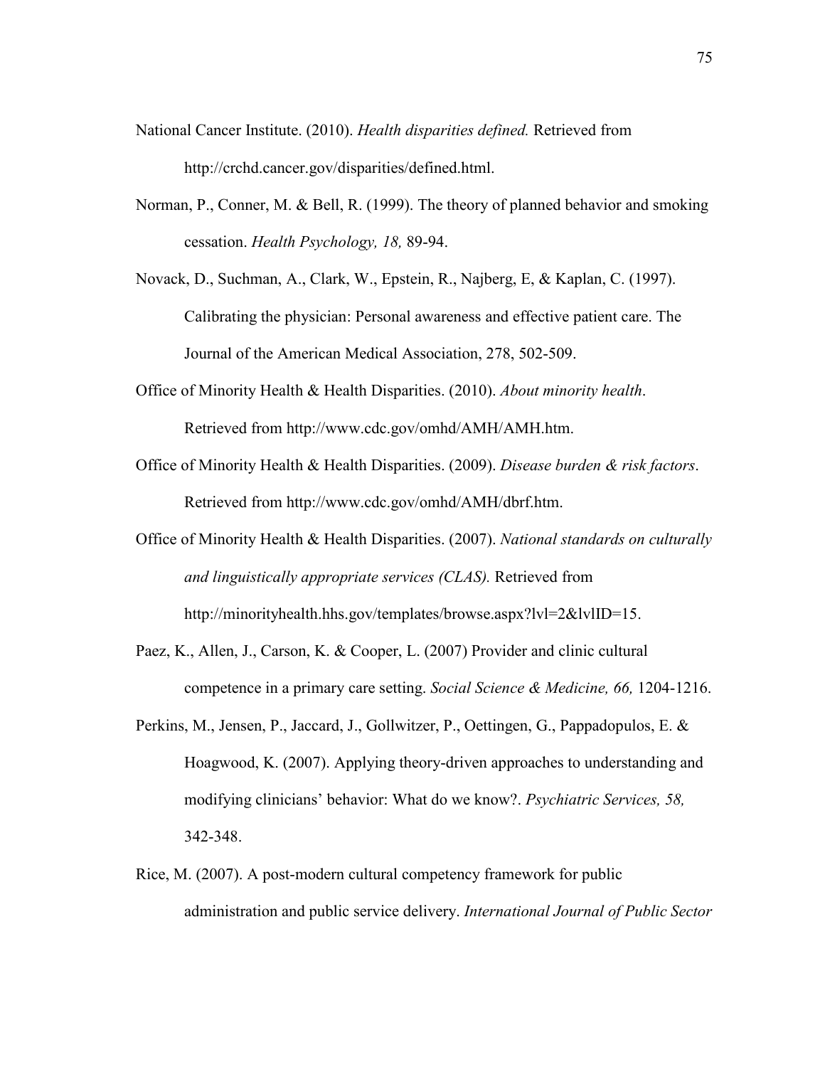National Cancer Institute. (2010). *Health disparities defined.* Retrieved from http://crchd.cancer.gov/disparities/defined.html.

Norman, P., Conner, M. & Bell, R. (1999). The theory of planned behavior and smoking cessation. *Health Psychology, 18,* 89-94.

Novack, D., Suchman, A., Clark, W., Epstein, R., Najberg, E, & Kaplan, C. (1997). Calibrating the physician: Personal awareness and effective patient care. The Journal of the American Medical Association, 278, 502-509.

Office of Minority Health & Health Disparities. (2010). *About minority health*. Retrieved from http://www.cdc.gov/omhd/AMH/AMH.htm.

Office of Minority Health & Health Disparities. (2009). *Disease burden & risk factors*. Retrieved from http://www.cdc.gov/omhd/AMH/dbrf.htm.

Office of Minority Health & Health Disparities. (2007). *National standards on culturally and linguistically appropriate services (CLAS).* Retrieved from http://minorityhealth.hhs.gov/templates/browse.aspx?lvl=2&lvlID=15.

Paez, K., Allen, J., Carson, K. & Cooper, L. (2007) Provider and clinic cultural competence in a primary care setting. *Social Science & Medicine, 66,* 1204-1216.

Perkins, M., Jensen, P., Jaccard, J., Gollwitzer, P., Oettingen, G., Pappadopulos, E. & Hoagwood, K. (2007). Applying theory-driven approaches to understanding and modifying clinicians' behavior: What do we know?. *Psychiatric Services, 58,* 342-348.

Rice, M. (2007). A post-modern cultural competency framework for public administration and public service delivery. *International Journal of Public Sector*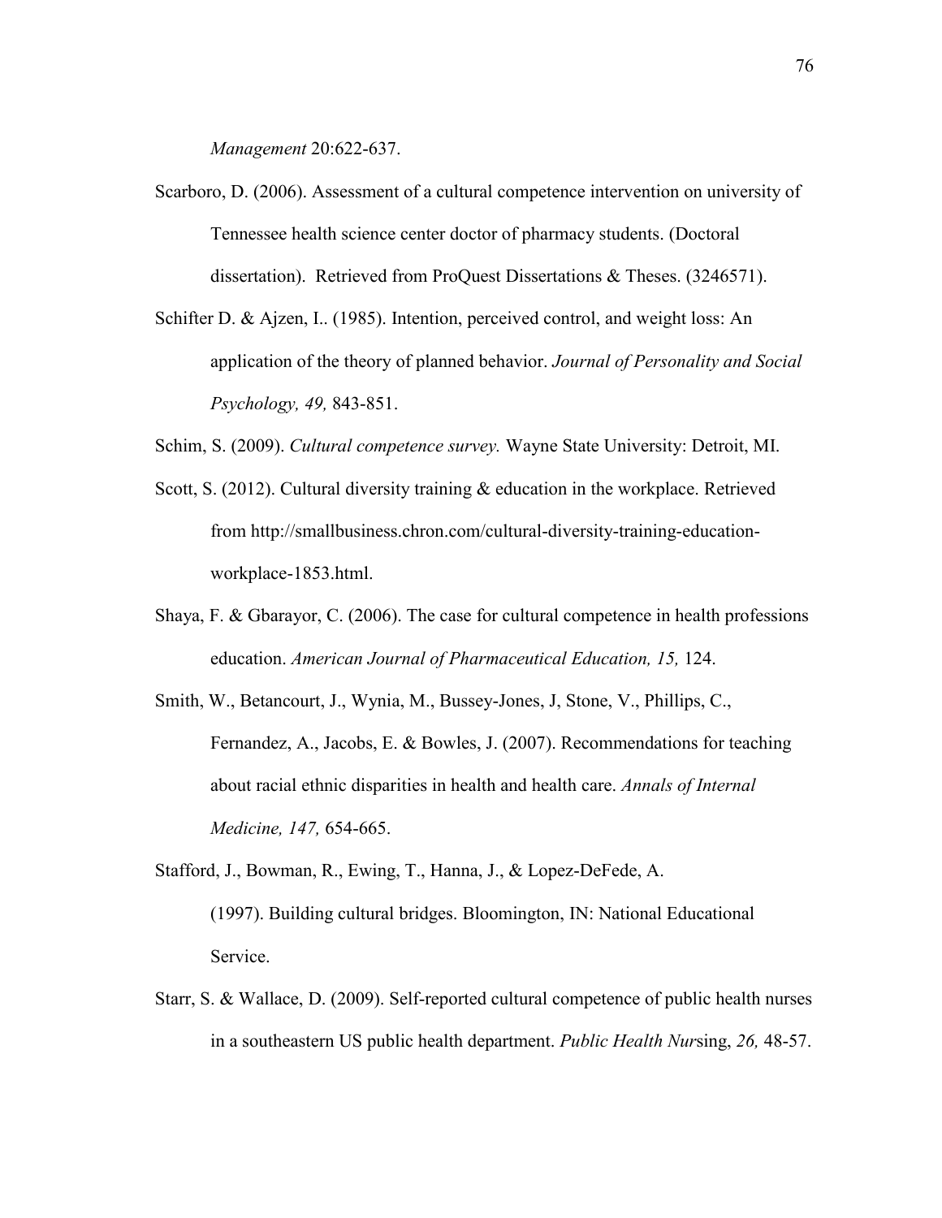*Management* 20:622-637.

Scarboro, D. (2006). Assessment of a cultural competence intervention on university of Tennessee health science center doctor of pharmacy students. (Doctoral dissertation). Retrieved from ProQuest Dissertations & Theses. (3246571).

Schifter D. & Ajzen, I.. (1985). Intention, perceived control, and weight loss: An application of the theory of planned behavior. *Journal of Personality and Social Psychology, 49,* 843-851.

Schim, S. (2009). *Cultural competence survey.* Wayne State University: Detroit, MI.

Scott, S. (2012). Cultural diversity training & education in the workplace. Retrieved from http://smallbusiness.chron.com/cultural-diversity-training-education-workplace-1853.html.

Shaya, F. & Gbarayor, C. (2006). The case for cultural competence in health professions education. *American Journal of Pharmaceutical Education, 15,* 124.

Smith, W., Betancourt, J., Wynia, M., Bussey-Jones, J, Stone, V., Phillips, C., Fernandez, A., Jacobs, E. & Bowles, J. (2007). Recommendations for teaching about racial ethnic disparities in health and health care. *Annals of Internal Medicine, 147,* 654-665.

Stafford, J., Bowman, R., Ewing, T., Hanna, J., & Lopez-DeFede, A. (1997). Building cultural bridges. Bloomington, IN: National Educational Service.

Starr, S. & Wallace, D. (2009). Self-reported cultural competence of public health nurses in a southeastern US public health department. *Public Health Nur*sing, *26,* 48-57.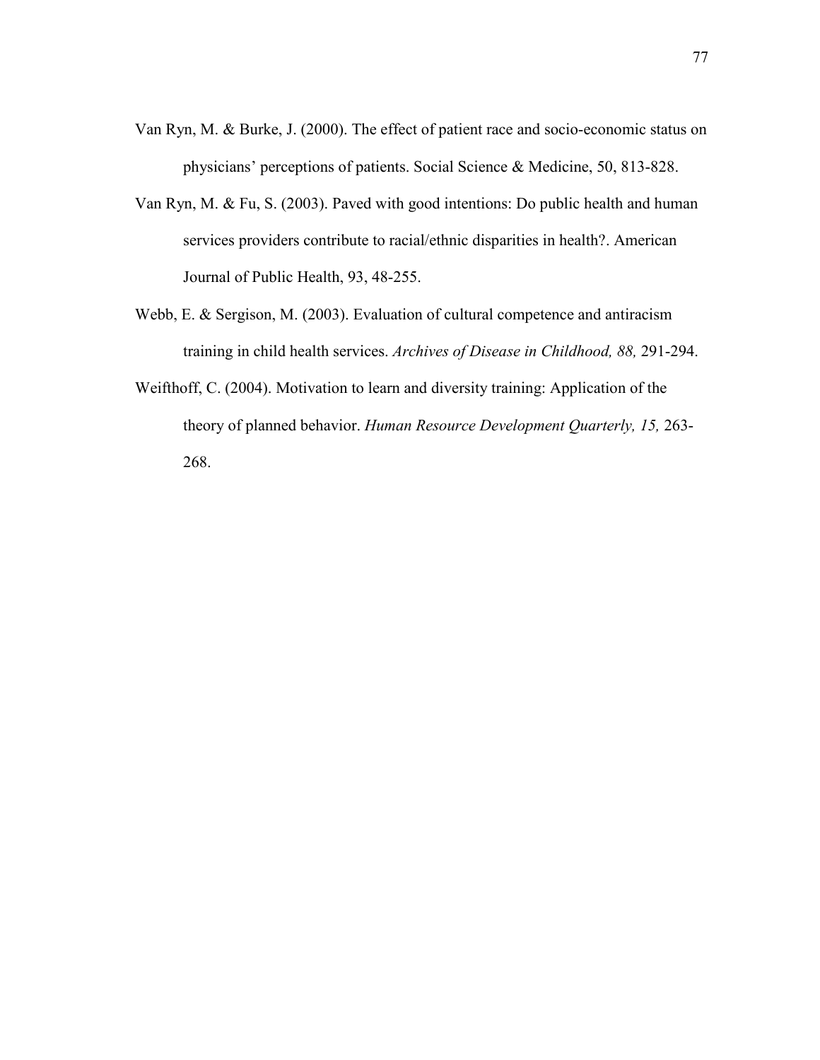Van Ryn, M. & Burke, J. (2000). The effect of patient race and socio-economic status on physicians' perceptions of patients. Social Science & Medicine, 50, 813-828.

Van Ryn, M. & Fu, S. (2003). Paved with good intentions: Do public health and human services providers contribute to racial/ethnic disparities in health?. American Journal of Public Health, 93, 48-255.

Webb, E. & Sergison, M. (2003). Evaluation of cultural competence and antiracism training in child health services. *Archives of Disease in Childhood, 88,* 291-294.

Weifthoff, C. (2004). Motivation to learn and diversity training: Application of the theory of planned behavior. *Human Resource Development Quarterly, 15,* 263-268.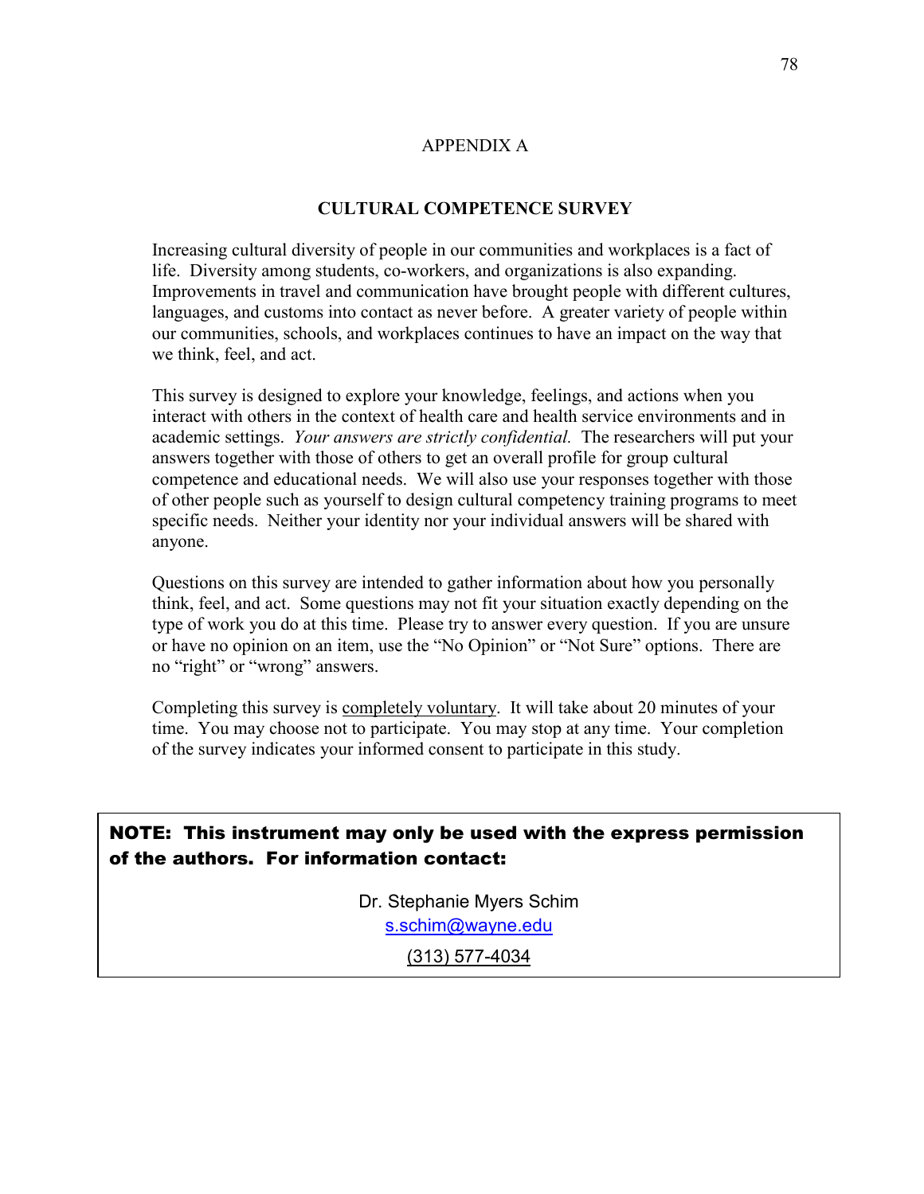# APPENDIX A

## CULTURAL COMPETENCE SURVEY

Increasing cultural diversity of people in our communities and workplaces is a fact of life. Diversity among students, co-workers, and organizations is also expanding. Improvements in travel and communication have brought people with different cultures, languages, and customs into contact as never before. A greater variety of people within our communities, schools, and workplaces continues to have an impact on the way that we think, feel, and act.

This survey is designed to explore your knowledge, feelings, and actions when you interact with others in the context of health care and health service environments and in academic settings. *Your answers are strictly confidential.* The researchers will put your answers together with those of others to get an overall profile for group cultural competence and educational needs. We will also use your responses together with those of other people such as yourself to design cultural competency training programs to meet specific needs. Neither your identity nor your individual answers will be shared with anyone.

Questions on this survey are intended to gather information about how you personally think, feel, and act. Some questions may not fit your situation exactly depending on the type of work you do at this time. Please try to answer every question. If you are unsure or have no opinion on an item, use the "No Opinion" or "Not Sure" options. There are no "right" or "wrong" answers.

Completing this survey is completely voluntary. It will take about 20 minutes of your time. You may choose not to participate. You may stop at any time. Your completion of the survey indicates your informed consent to participate in this study.

**NOTE: This instrument may only be used with the express permission of the authors. For information contact:**

Dr. Stephanie Myers Schim
s.schim@wayne.edu
(313) 577-4034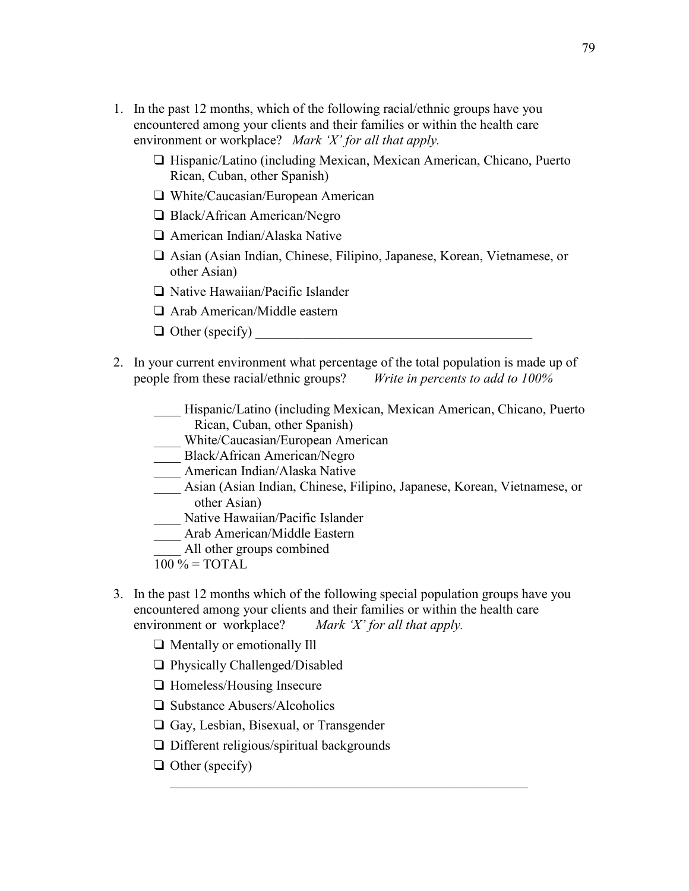1. In the past 12 months, which of the following racial/ethnic groups have you encountered among your clients and their families or within the health care environment or workplace? *Mark 'X' for all that apply.*

   - ❑ Hispanic/Latino (including Mexican, Mexican American, Chicano, Puerto Rican, Cuban, other Spanish)
   - ❑ White/Caucasian/European American
   - ❑ Black/African American/Negro
   - ❑ American Indian/Alaska Native
   - ❑ Asian (Asian Indian, Chinese, Filipino, Japanese, Korean, Vietnamese, or other Asian)
   - ❑ Native Hawaiian/Pacific Islander
   - ❑ Arab American/Middle eastern
   - ❑ Other (specify) ________________________________________

2. In your current environment what percentage of the total population is made up of people from these racial/ethnic groups? *Write in percents to add to 100%*

   ____ Hispanic/Latino (including Mexican, Mexican American, Chicano, Puerto Rican, Cuban, other Spanish)
   ____ White/Caucasian/European American
   ____ Black/African American/Negro
   ____ American Indian/Alaska Native
   ____ Asian (Asian Indian, Chinese, Filipino, Japanese, Korean, Vietnamese, or other Asian)
   ____ Native Hawaiian/Pacific Islander
   ____ Arab American/Middle Eastern
   ____ All other groups combined
   100 % = TOTAL

3. In the past 12 months which of the following special population groups have you encountered among your clients and their families or within the health care environment or workplace? *Mark 'X' for all that apply.*

   - ❑ Mentally or emotionally Ill
   - ❑ Physically Challenged/Disabled
   - ❑ Homeless/Housing Insecure
   - ❑ Substance Abusers/Alcoholics
   - ❑ Gay, Lesbian, Bisexual, or Transgender
   - ❑ Different religious/spiritual backgrounds
   - ❑ Other (specify)

     ________________________________________________________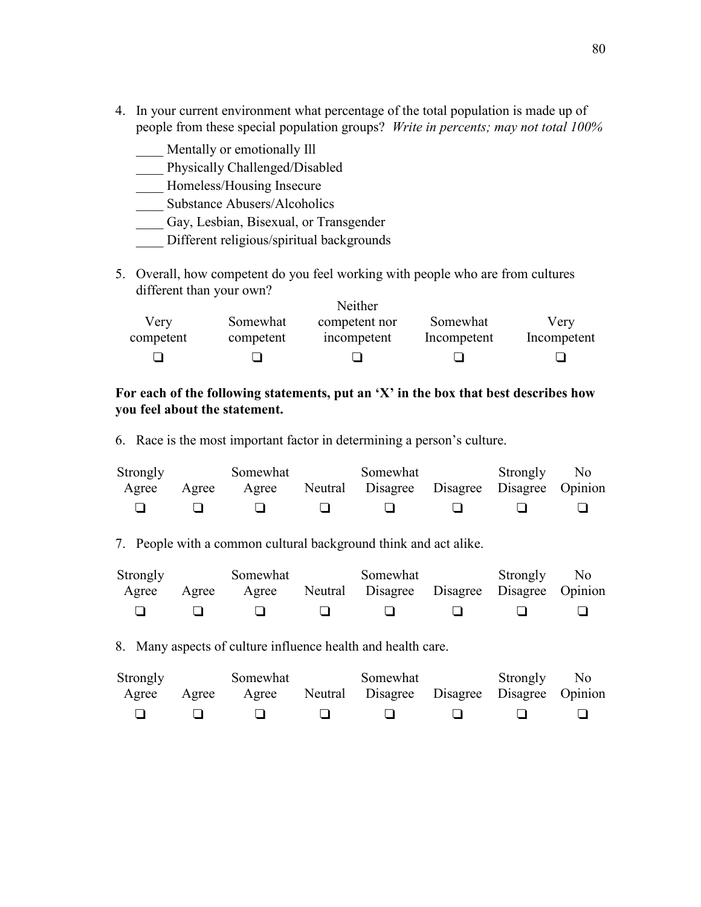4. In your current environment what percentage of the total population is made up of people from these special population groups? *Write in percents; may not total 100%*

    ____ Mentally or emotionally Ill
    ____ Physically Challenged/Disabled
    ____ Homeless/Housing Insecure
    ____ Substance Abusers/Alcoholics
    ____ Gay, Lesbian, Bisexual, or Transgender
    ____ Different religious/spiritual backgrounds

5. Overall, how competent do you feel working with people who are from cultures different than your own?

| Very competent | Somewhat competent | Neither competent nor incompetent | Somewhat Incompetent | Very Incompetent |
|---|---|---|---|---|
| ❑ | ❑ | ❑ | ❑ | ❑ |

**For each of the following statements, put an 'X' in the box that best describes how you feel about the statement.**

6. Race is the most important factor in determining a person's culture.

| Strongly Agree | Agree | Somewhat Agree | Neutral | Somewhat Disagree | Disagree | Strongly Disagree | No Opinion |
|---|---|---|---|---|---|---|---|
| ❑ | ❑ | ❑ | ❑ | ❑ | ❑ | ❑ | ❑ |

7. People with a common cultural background think and act alike.

| Strongly Agree | Agree | Somewhat Agree | Neutral | Somewhat Disagree | Disagree | Strongly Disagree | No Opinion |
|---|---|---|---|---|---|---|---|
| ❑ | ❑ | ❑ | ❑ | ❑ | ❑ | ❑ | ❑ |

8. Many aspects of culture influence health and health care.

| Strongly Agree | Agree | Somewhat Agree | Neutral | Somewhat Disagree | Disagree | Strongly Disagree | No Opinion |
|---|---|---|---|---|---|---|---|
| ❑ | ❑ | ❑ | ❑ | ❑ | ❑ | ❑ | ❑ |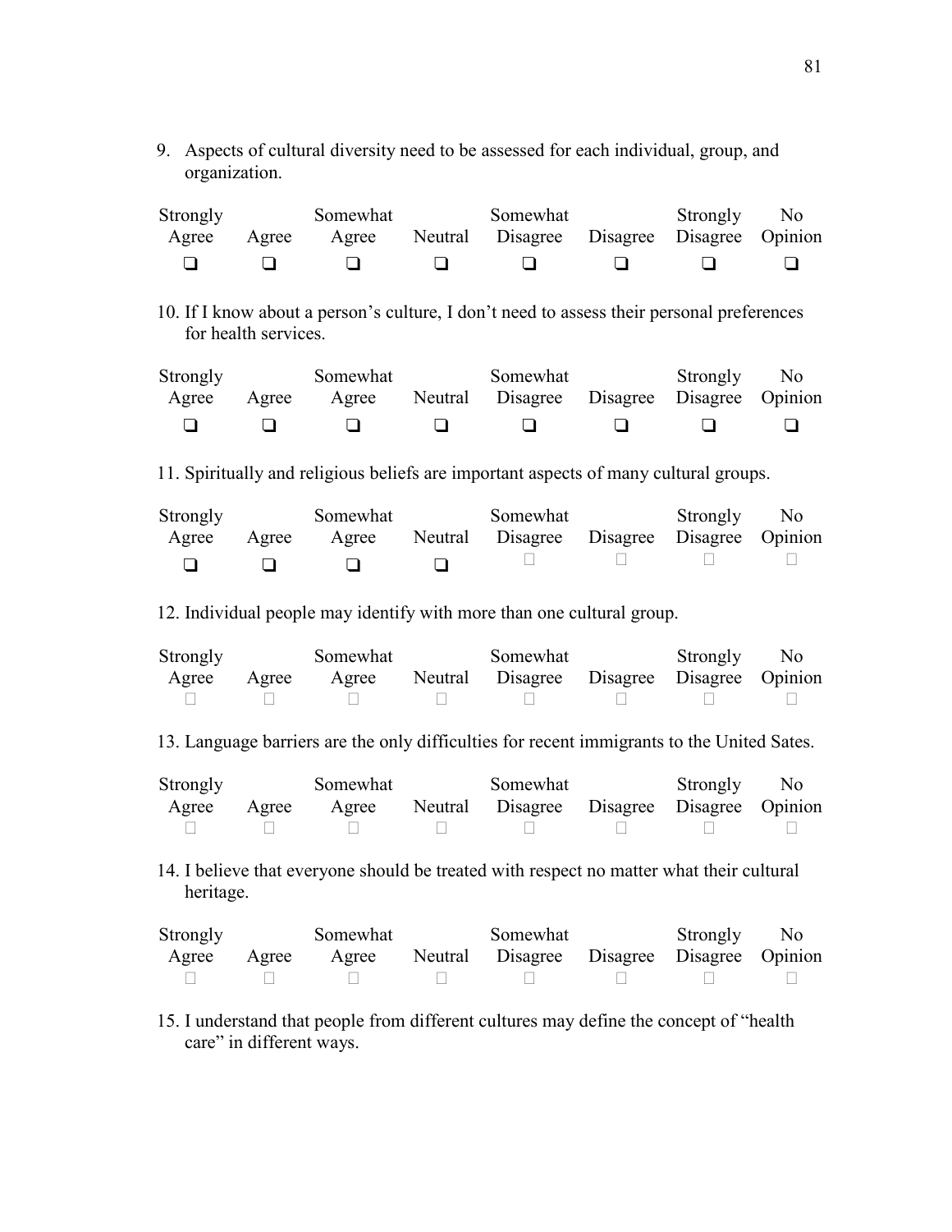9. Aspects of cultural diversity need to be assessed for each individual, group, and organization.

| Strongly Agree | Agree | Somewhat Agree | Neutral | Somewhat Disagree | Disagree | Strongly Disagree | No Opinion |
|---|---|---|---|---|---|---|---|
| ❑ | ❑ | ❑ | ❑ | ❑ | ❑ | ❑ | ❑ |

10. If I know about a person's culture, I don't need to assess their personal preferences for health services.

| Strongly Agree | Agree | Somewhat Agree | Neutral | Somewhat Disagree | Disagree | Strongly Disagree | No Opinion |
|---|---|---|---|---|---|---|---|
| ❑ | ❑ | ❑ | ❑ | ❑ | ❑ | ❑ | ❑ |

11. Spiritually and religious beliefs are important aspects of many cultural groups.

| Strongly Agree | Agree | Somewhat Agree | Neutral | Somewhat Disagree | Disagree | Strongly Disagree | No Opinion |
|---|---|---|---|---|---|---|---|
| ❑ | ❑ | ❑ | ❑ | □ | □ | □ | □ |

12. Individual people may identify with more than one cultural group.

| Strongly Agree | Agree | Somewhat Agree | Neutral | Somewhat Disagree | Disagree | Strongly Disagree | No Opinion |
|---|---|---|---|---|---|---|---|
| □ | □ | □ | □ | □ | □ | □ | □ |

13. Language barriers are the only difficulties for recent immigrants to the United Sates.

| Strongly Agree | Agree | Somewhat Agree | Neutral | Somewhat Disagree | Disagree | Strongly Disagree | No Opinion |
|---|---|---|---|---|---|---|---|
| □ | □ | □ | □ | □ | □ | □ | □ |

14. I believe that everyone should be treated with respect no matter what their cultural heritage.

| Strongly Agree | Agree | Somewhat Agree | Neutral | Somewhat Disagree | Disagree | Strongly Disagree | No Opinion |
|---|---|---|---|---|---|---|---|
| □ | □ | □ | □ | □ | □ | □ | □ |

15. I understand that people from different cultures may define the concept of "health care" in different ways.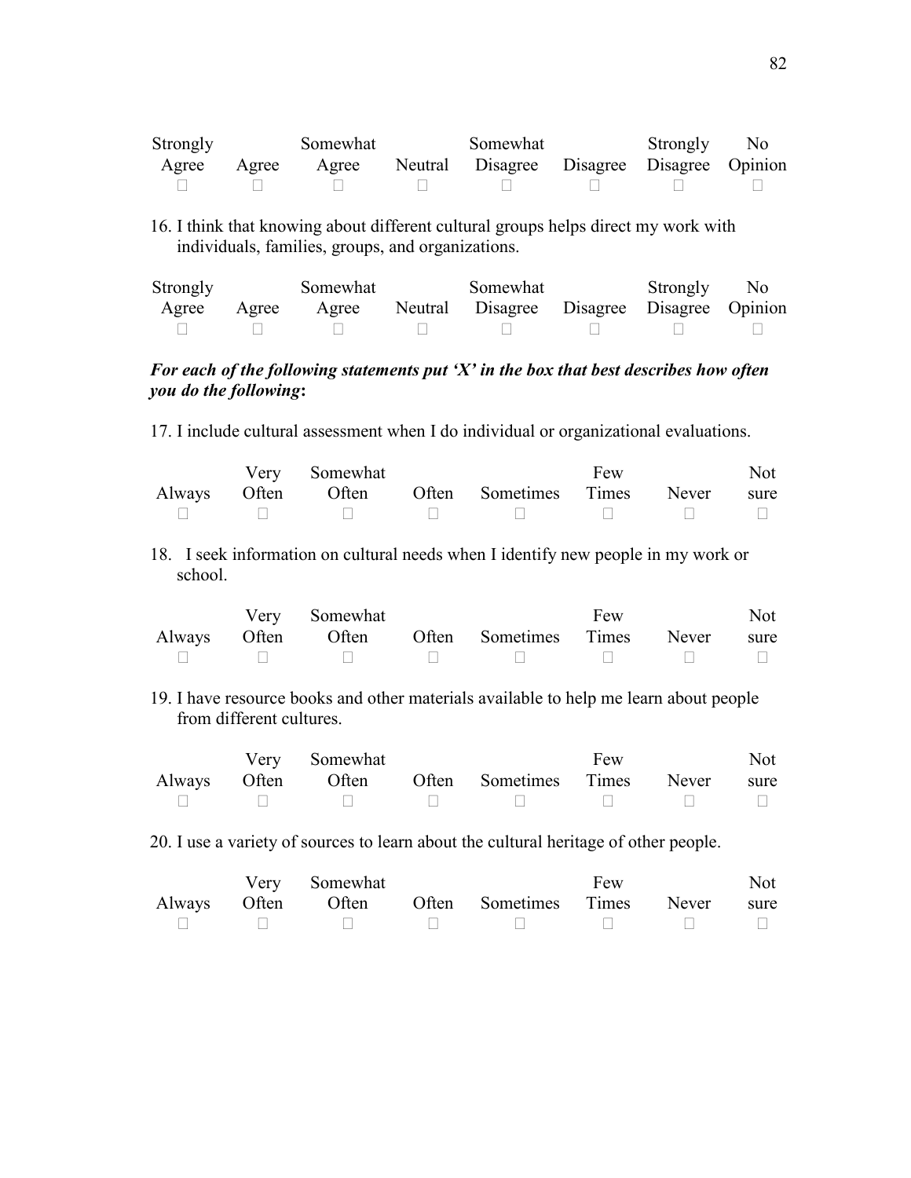| Strongly Agree | Agree | Somewhat Agree | Neutral | Somewhat Disagree | Disagree | Strongly Disagree | No Opinion |
|---|---|---|---|---|---|---|---|
| ☐ | ☐ | ☐ | ☐ | ☐ | ☐ | ☐ | ☐ |

16. I think that knowing about different cultural groups helps direct my work with individuals, families, groups, and organizations.

| Strongly Agree | Agree | Somewhat Agree | Neutral | Somewhat Disagree | Disagree | Strongly Disagree | No Opinion |
|---|---|---|---|---|---|---|---|
| ☐ | ☐ | ☐ | ☐ | ☐ | ☐ | ☐ | ☐ |

***For each of the following statements put 'X' in the box that best describes how often you do the following*:**

17. I include cultural assessment when I do individual or organizational evaluations.

| Always | Very Often | Somewhat Often | Often | Sometimes | Few Times | Never | Not sure |
|---|---|---|---|---|---|---|---|
| ☐ | ☐ | ☐ | ☐ | ☐ | ☐ | ☐ | ☐ |

18. I seek information on cultural needs when I identify new people in my work or school.

| Always | Very Often | Somewhat Often | Often | Sometimes | Few Times | Never | Not sure |
|---|---|---|---|---|---|---|---|
| ☐ | ☐ | ☐ | ☐ | ☐ | ☐ | ☐ | ☐ |

19. I have resource books and other materials available to help me learn about people from different cultures.

| Always | Very Often | Somewhat Often | Often | Sometimes | Few Times | Never | Not sure |
|---|---|---|---|---|---|---|---|
| ☐ | ☐ | ☐ | ☐ | ☐ | ☐ | ☐ | ☐ |

20. I use a variety of sources to learn about the cultural heritage of other people.

| Always | Very Often | Somewhat Often | Often | Sometimes | Few Times | Never | Not sure |
|---|---|---|---|---|---|---|---|
| ☐ | ☐ | ☐ | ☐ | ☐ | ☐ | ☐ | ☐ |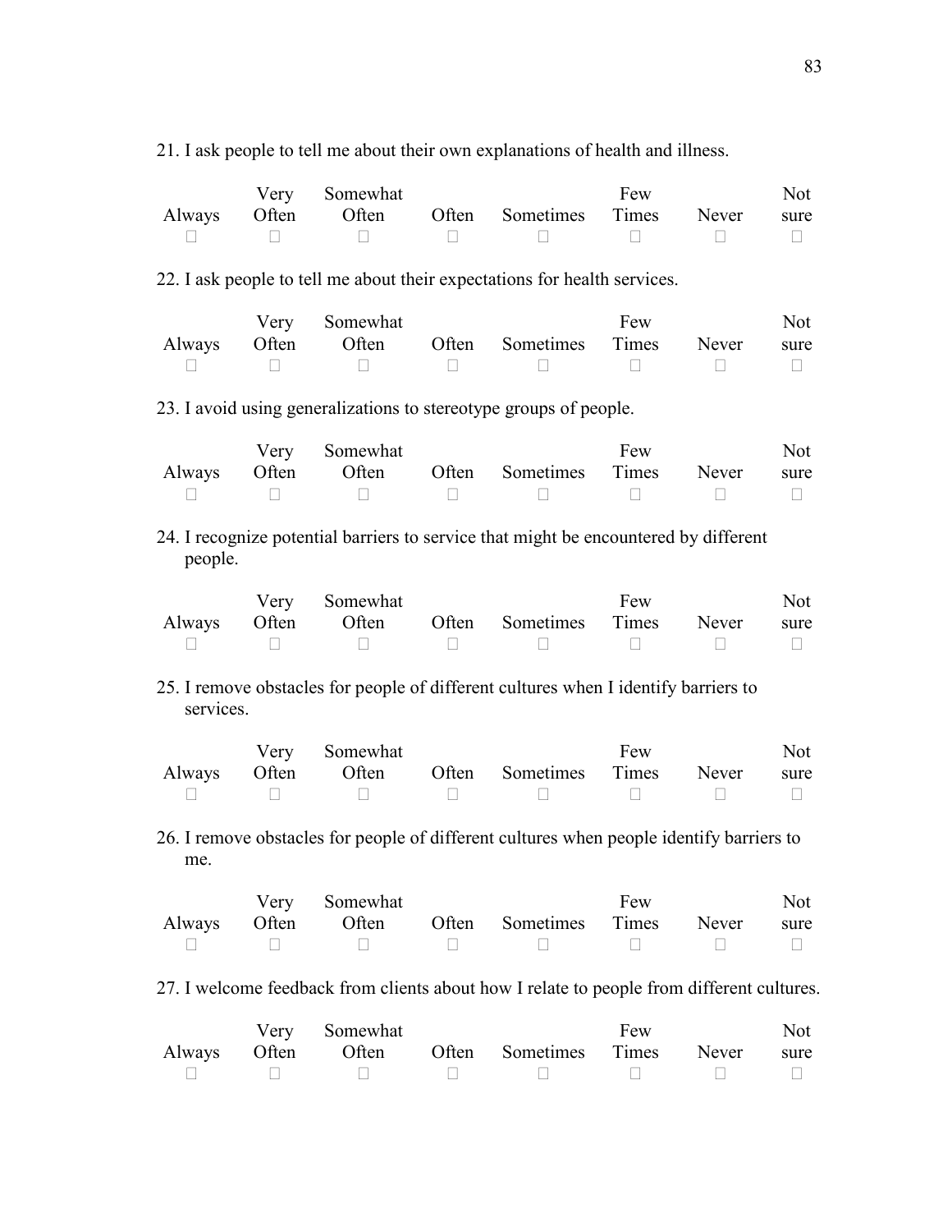21. I ask people to tell me about their own explanations of health and illness.

| Always | Very Often | Somewhat Often | Often | Sometimes | Few Times | Never | Not sure |
|---|---|---|---|---|---|---|---|
| ☐ | ☐ | ☐ | ☐ | ☐ | ☐ | ☐ | ☐ |

22. I ask people to tell me about their expectations for health services.

| Always | Very Often | Somewhat Often | Often | Sometimes | Few Times | Never | Not sure |
|---|---|---|---|---|---|---|---|
| ☐ | ☐ | ☐ | ☐ | ☐ | ☐ | ☐ | ☐ |

23. I avoid using generalizations to stereotype groups of people.

| Always | Very Often | Somewhat Often | Often | Sometimes | Few Times | Never | Not sure |
|---|---|---|---|---|---|---|---|
| ☐ | ☐ | ☐ | ☐ | ☐ | ☐ | ☐ | ☐ |

24. I recognize potential barriers to service that might be encountered by different people.

| Always | Very Often | Somewhat Often | Often | Sometimes | Few Times | Never | Not sure |
|---|---|---|---|---|---|---|---|
| ☐ | ☐ | ☐ | ☐ | ☐ | ☐ | ☐ | ☐ |

25. I remove obstacles for people of different cultures when I identify barriers to services.

| Always | Very Often | Somewhat Often | Often | Sometimes | Few Times | Never | Not sure |
|---|---|---|---|---|---|---|---|
| ☐ | ☐ | ☐ | ☐ | ☐ | ☐ | ☐ | ☐ |

26. I remove obstacles for people of different cultures when people identify barriers to me.

| Always | Very Often | Somewhat Often | Often | Sometimes | Few Times | Never | Not sure |
|---|---|---|---|---|---|---|---|
| ☐ | ☐ | ☐ | ☐ | ☐ | ☐ | ☐ | ☐ |

27. I welcome feedback from clients about how I relate to people from different cultures.

| Always | Very Often | Somewhat Often | Often | Sometimes | Few Times | Never | Not sure |
|---|---|---|---|---|---|---|---|
| ☐ | ☐ | ☐ | ☐ | ☐ | ☐ | ☐ | ☐ |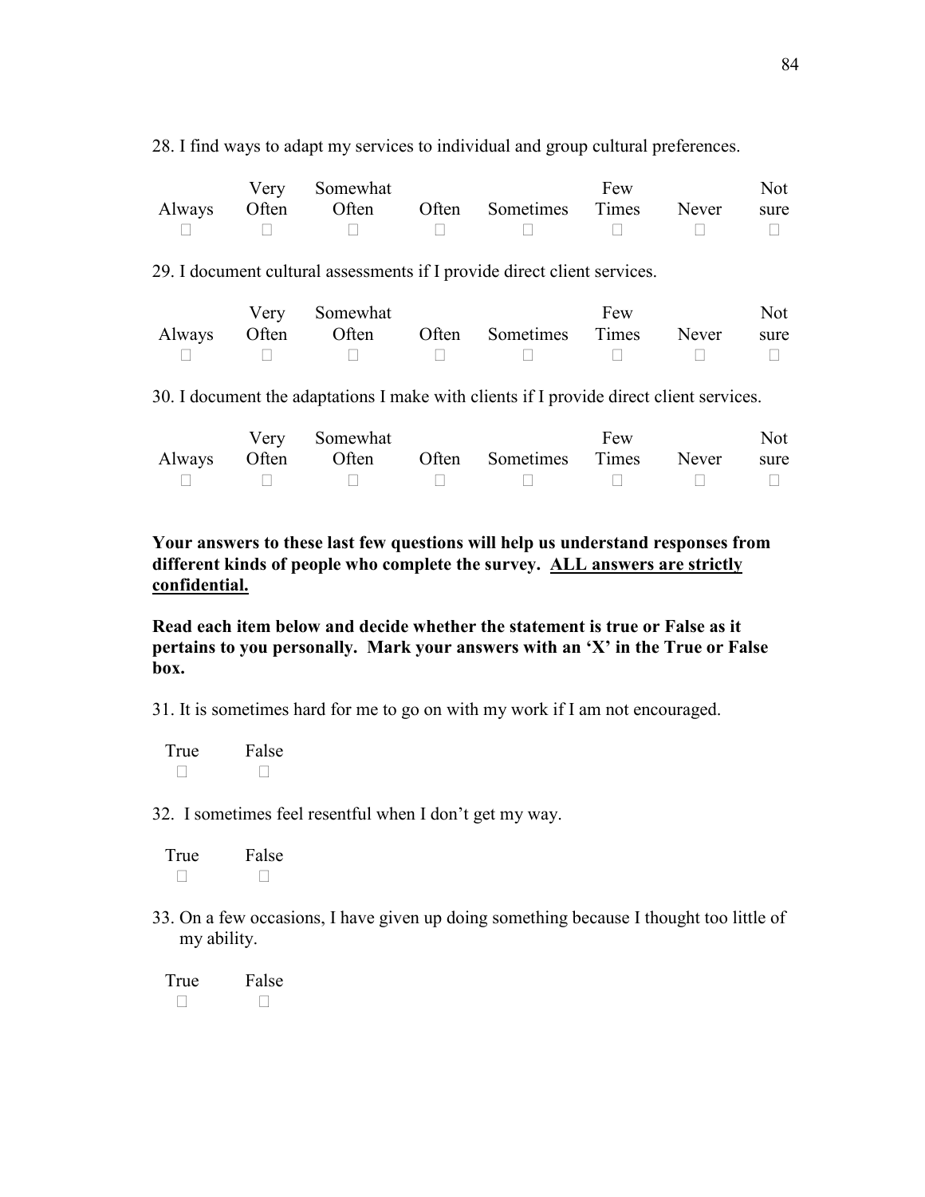28. I find ways to adapt my services to individual and group cultural preferences.

| Always | Very Often | Somewhat Often | Often | Sometimes | Few Times | Never | Not sure |
|---|---|---|---|---|---|---|---|
| ☐ | ☐ | ☐ | ☐ | ☐ | ☐ | ☐ | ☐ |

29. I document cultural assessments if I provide direct client services.

| Always | Very Often | Somewhat Often | Often | Sometimes | Few Times | Never | Not sure |
|---|---|---|---|---|---|---|---|
| ☐ | ☐ | ☐ | ☐ | ☐ | ☐ | ☐ | ☐ |

30. I document the adaptations I make with clients if I provide direct client services.

| Always | Very Often | Somewhat Often | Often | Sometimes | Few Times | Never | Not sure |
|---|---|---|---|---|---|---|---|
| ☐ | ☐ | ☐ | ☐ | ☐ | ☐ | ☐ | ☐ |

**Your answers to these last few questions will help us understand responses from different kinds of people who complete the survey. ALL answers are strictly confidential.**

**Read each item below and decide whether the statement is true or False as it pertains to you personally. Mark your answers with an 'X' in the True or False box.**

31. It is sometimes hard for me to go on with my work if I am not encouraged.

| True | False |
|---|---|
| ☐ | ☐ |

32. I sometimes feel resentful when I don't get my way.

| True | False |
|---|---|
| ☐ | ☐ |

33. On a few occasions, I have given up doing something because I thought too little of my ability.

| True | False |
|---|---|
| ☐ | ☐ |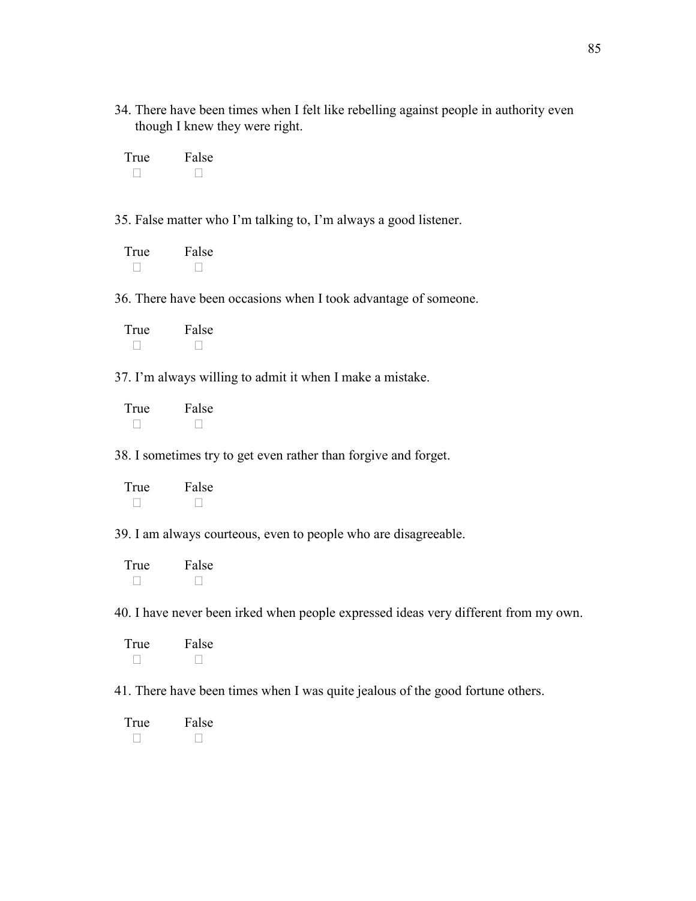34. There have been times when I felt like rebelling against people in authority even though I knew they were right.

True False
☐ ☐

35. False matter who I'm talking to, I'm always a good listener.

True False
☐ ☐

36. There have been occasions when I took advantage of someone.

True False
☐ ☐

37. I'm always willing to admit it when I make a mistake.

True False
☐ ☐

38. I sometimes try to get even rather than forgive and forget.

True False
☐ ☐

39. I am always courteous, even to people who are disagreeable.

True False
☐ ☐

40. I have never been irked when people expressed ideas very different from my own.

True False
☐ ☐

41. There have been times when I was quite jealous of the good fortune others.

True False
☐ ☐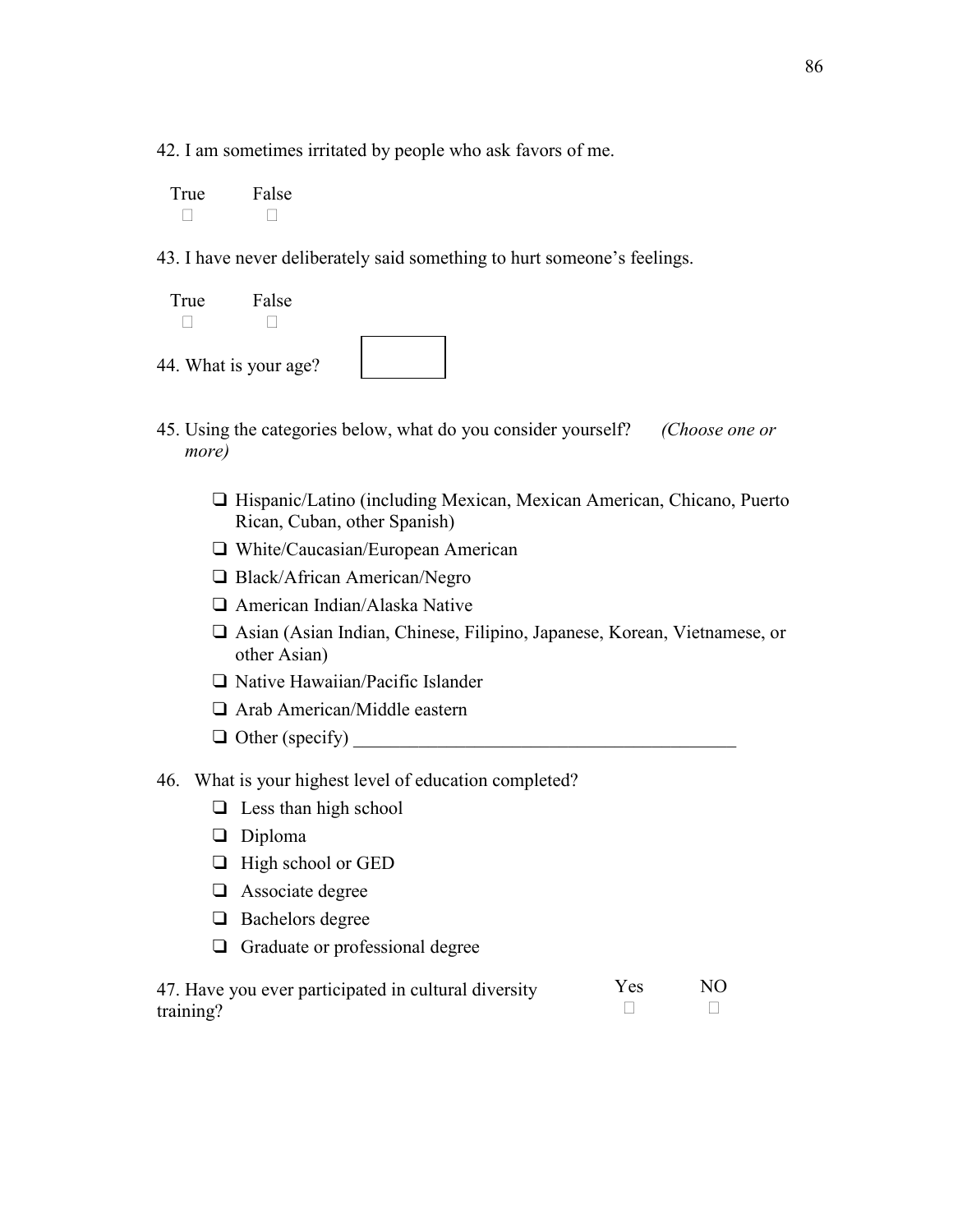42. I am sometimes irritated by people who ask favors of me.

True ☐ False ☐

43. I have never deliberately said something to hurt someone's feelings.

True ☐ False ☐

44. What is your age? ☐

45. Using the categories below, what do you consider yourself? *(Choose one or more)*

- ❑ Hispanic/Latino (including Mexican, Mexican American, Chicano, Puerto Rican, Cuban, other Spanish)
- ❑ White/Caucasian/European American
- ❑ Black/African American/Negro
- ❑ American Indian/Alaska Native
- ❑ Asian (Asian Indian, Chinese, Filipino, Japanese, Korean, Vietnamese, or other Asian)
- ❑ Native Hawaiian/Pacific Islander
- ❑ Arab American/Middle eastern
- ❑ Other (specify) ________________________________________

46. What is your highest level of education completed?

- ❑ Less than high school
- ❑ Diploma
- ❑ High school or GED
- ❑ Associate degree
- ❑ Bachelors degree
- ❑ Graduate or professional degree

47. Have you ever participated in cultural diversity training?

Yes ☐ NO ☐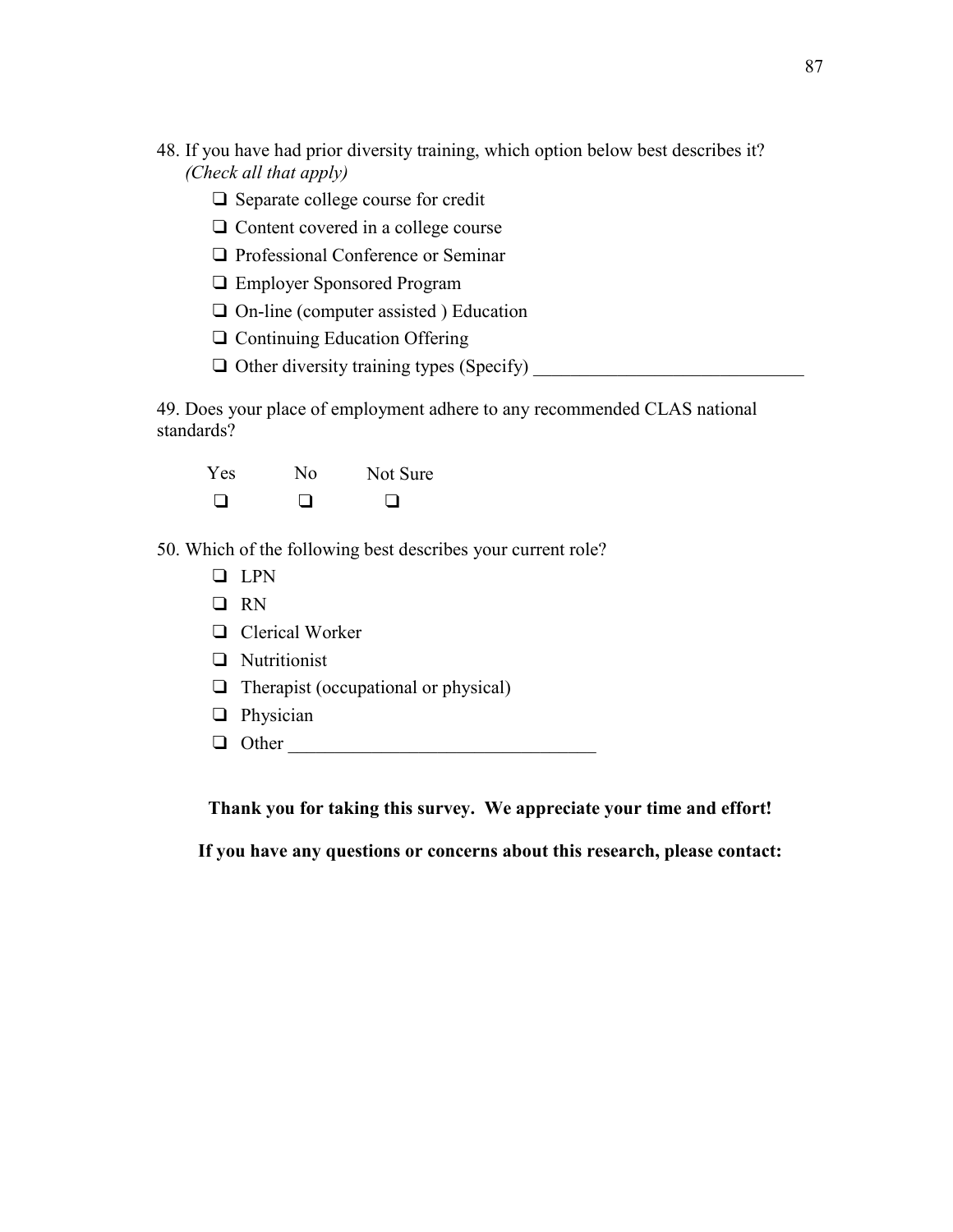48. If you have had prior diversity training, which option below best describes it? *(Check all that apply)*

- ❑ Separate college course for credit
- ❑ Content covered in a college course
- ❑ Professional Conference or Seminar
- ❑ Employer Sponsored Program
- ❑ On-line (computer assisted ) Education
- ❑ Continuing Education Offering
- ❑ Other diversity training types (Specify) ______________________________

49. Does your place of employment adhere to any recommended CLAS national standards?

| Yes | No | Not Sure |
|---|---|---|
| ❑ | ❑ | ❑ |

50. Which of the following best describes your current role?

- ❑ LPN
- ❑ RN
- ❑ Clerical Worker
- ❑ Nutritionist
- ❑ Therapist (occupational or physical)
- ❑ Physician
- ❑ Other ________________________________

**Thank you for taking this survey. We appreciate your time and effort!**

**If you have any questions or concerns about this research, please contact:**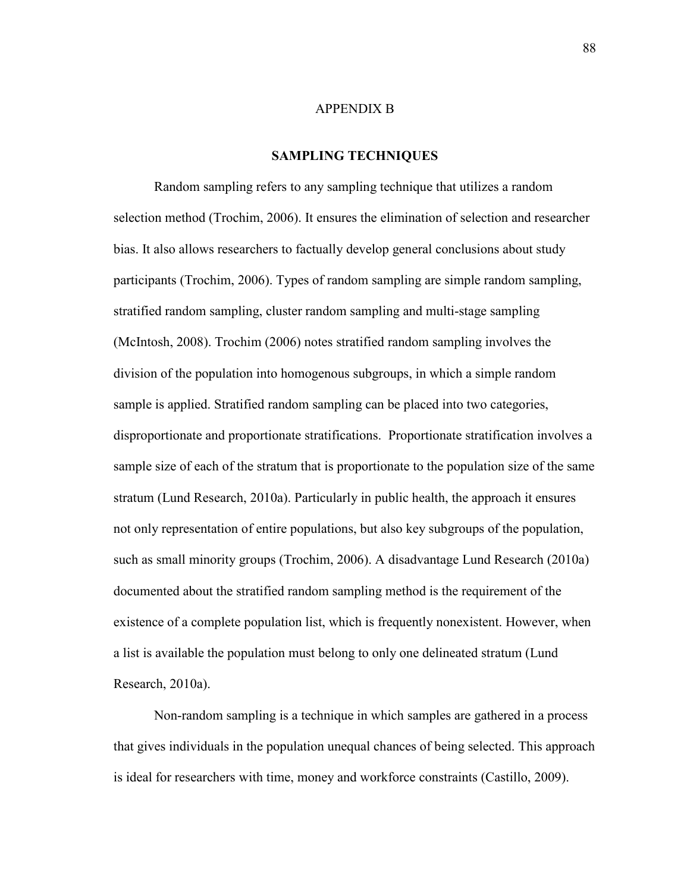APPENDIX B

## SAMPLING TECHNIQUES

Random sampling refers to any sampling technique that utilizes a random selection method (Trochim, 2006). It ensures the elimination of selection and researcher bias. It also allows researchers to factually develop general conclusions about study participants (Trochim, 2006). Types of random sampling are simple random sampling, stratified random sampling, cluster random sampling and multi-stage sampling (McIntosh, 2008). Trochim (2006) notes stratified random sampling involves the division of the population into homogenous subgroups, in which a simple random sample is applied. Stratified random sampling can be placed into two categories, disproportionate and proportionate stratifications. Proportionate stratification involves a sample size of each of the stratum that is proportionate to the population size of the same stratum (Lund Research, 2010a). Particularly in public health, the approach it ensures not only representation of entire populations, but also key subgroups of the population, such as small minority groups (Trochim, 2006). A disadvantage Lund Research (2010a) documented about the stratified random sampling method is the requirement of the existence of a complete population list, which is frequently nonexistent. However, when a list is available the population must belong to only one delineated stratum (Lund Research, 2010a).

Non-random sampling is a technique in which samples are gathered in a process that gives individuals in the population unequal chances of being selected. This approach is ideal for researchers with time, money and workforce constraints (Castillo, 2009).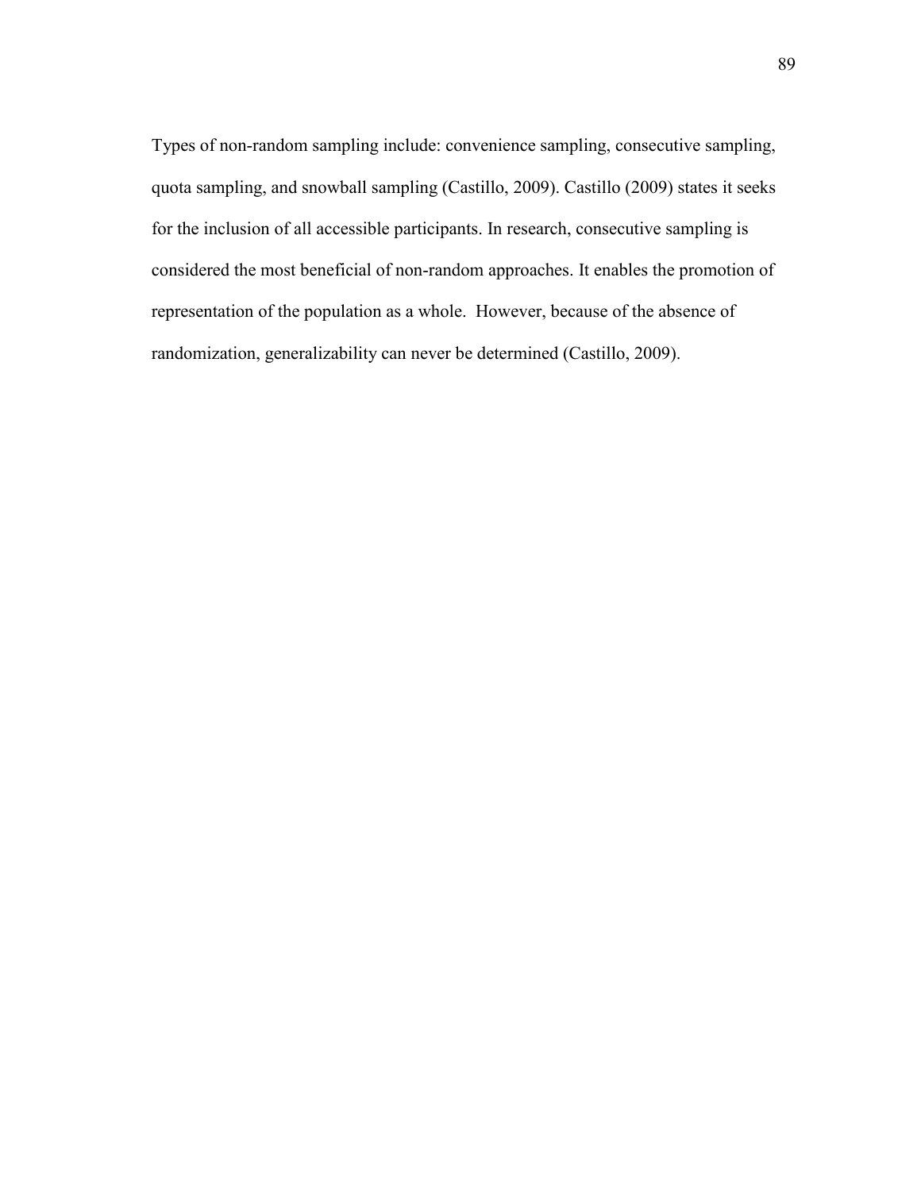Types of non-random sampling include: convenience sampling, consecutive sampling, quota sampling, and snowball sampling (Castillo, 2009). Castillo (2009) states it seeks for the inclusion of all accessible participants. In research, consecutive sampling is considered the most beneficial of non-random approaches. It enables the promotion of representation of the population as a whole. However, because of the absence of randomization, generalizability can never be determined (Castillo, 2009).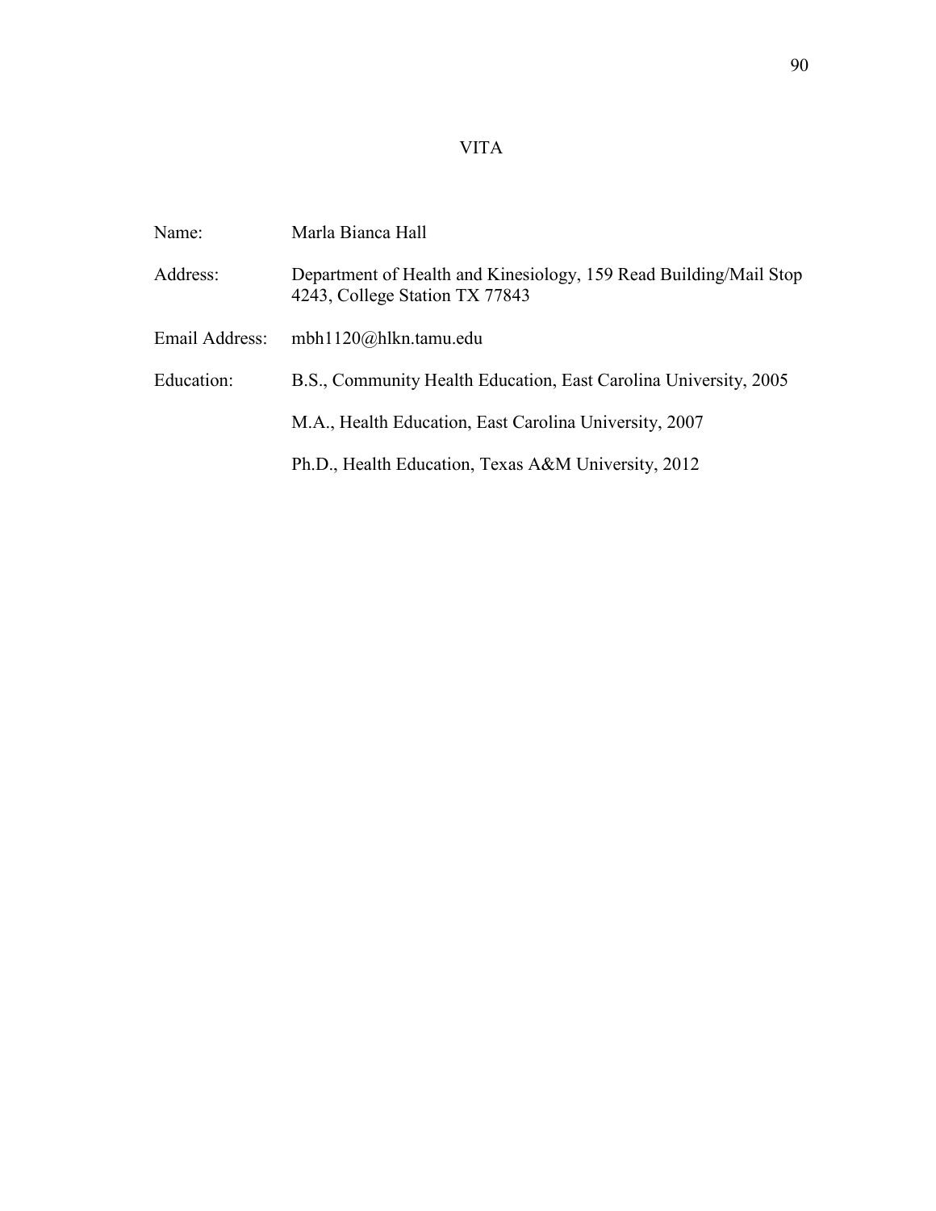# VITA

| | |
|---|---|
| Name: | Marla Bianca Hall |
| Address: | Department of Health and Kinesiology, 159 Read Building/Mail Stop 4243, College Station TX 77843 |
| Email Address: | mbh1120@hlkn.tamu.edu |
| Education: | B.S., Community Health Education, East Carolina University, 2005 |
| | M.A., Health Education, East Carolina University, 2007 |
| | Ph.D., Health Education, Texas A&M University, 2012 |